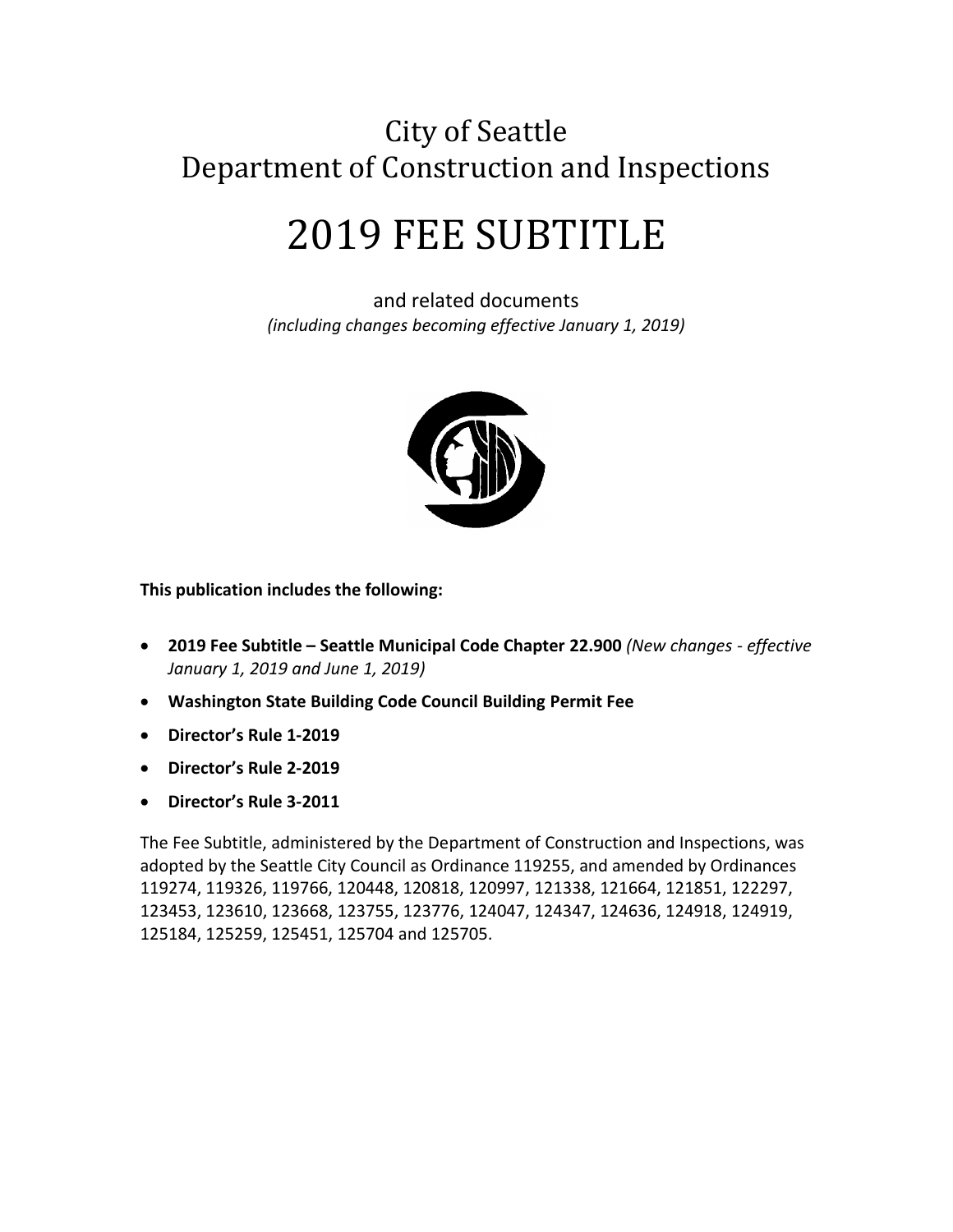# City of Seattle
# Department of Construction and Inspections

# 2019 FEE SUBTITLE

and related documents
*(including changes becoming effective January 1, 2019)*

**This publication includes the following:**

- **2019 Fee Subtitle – Seattle Municipal Code Chapter 22.900** *(New changes - effective January 1, 2019 and June 1, 2019)*
- **Washington State Building Code Council Building Permit Fee**
- **Director's Rule 1-2019**
- **Director's Rule 2-2019**
- **Director's Rule 3-2011**

The Fee Subtitle, administered by the Department of Construction and Inspections, was adopted by the Seattle City Council as Ordinance 119255, and amended by Ordinances 119274, 119326, 119766, 120448, 120818, 120997, 121338, 121664, 121851, 122297, 123453, 123610, 123668, 123755, 123776, 124047, 124347, 124636, 124918, 124919, 125184, 125259, 125451, 125704 and 125705.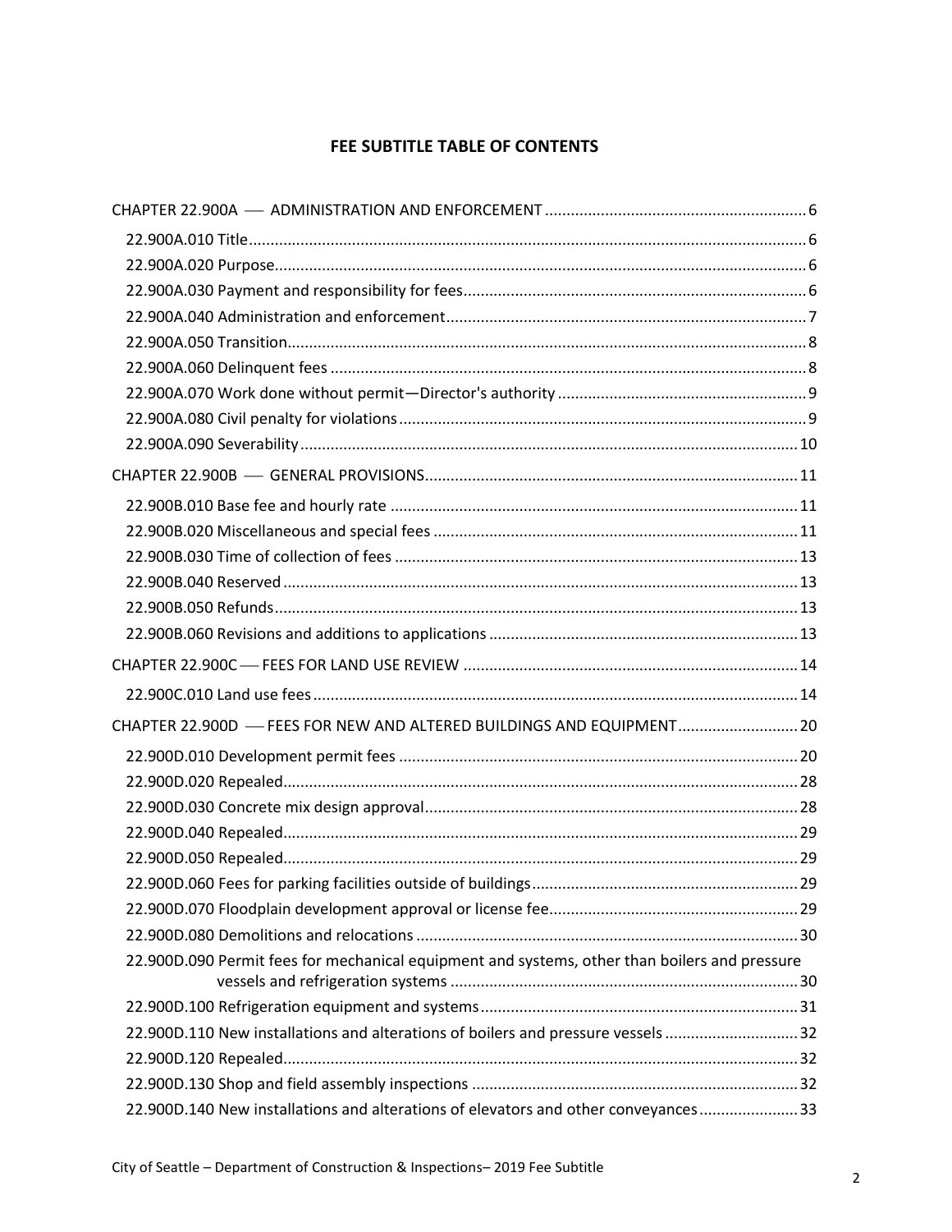## FEE SUBTITLE TABLE OF CONTENTS

CHAPTER 22.900A — ADMINISTRATION AND ENFORCEMENT ..... 6

- 22.900A.010 Title ..... 6
- 22.900A.020 Purpose ..... 6
- 22.900A.030 Payment and responsibility for fees ..... 6
- 22.900A.040 Administration and enforcement ..... 7
- 22.900A.050 Transition ..... 8
- 22.900A.060 Delinquent fees ..... 8
- 22.900A.070 Work done without permit—Director's authority ..... 9
- 22.900A.080 Civil penalty for violations ..... 9
- 22.900A.090 Severability ..... 10

CHAPTER 22.900B — GENERAL PROVISIONS ..... 11

- 22.900B.010 Base fee and hourly rate ..... 11
- 22.900B.020 Miscellaneous and special fees ..... 11
- 22.900B.030 Time of collection of fees ..... 13
- 22.900B.040 Reserved ..... 13
- 22.900B.050 Refunds ..... 13
- 22.900B.060 Revisions and additions to applications ..... 13

CHAPTER 22.900C — FEES FOR LAND USE REVIEW ..... 14

- 22.900C.010 Land use fees ..... 14

CHAPTER 22.900D — FEES FOR NEW AND ALTERED BUILDINGS AND EQUIPMENT ..... 20

- 22.900D.010 Development permit fees ..... 20
- 22.900D.020 Repealed ..... 28
- 22.900D.030 Concrete mix design approval ..... 28
- 22.900D.040 Repealed ..... 29
- 22.900D.050 Repealed ..... 29
- 22.900D.060 Fees for parking facilities outside of buildings ..... 29
- 22.900D.070 Floodplain development approval or license fee ..... 29
- 22.900D.080 Demolitions and relocations ..... 30
- 22.900D.090 Permit fees for mechanical equipment and systems, other than boilers and pressure vessels and refrigeration systems ..... 30
- 22.900D.100 Refrigeration equipment and systems ..... 31
- 22.900D.110 New installations and alterations of boilers and pressure vessels ..... 32
- 22.900D.120 Repealed ..... 32
- 22.900D.130 Shop and field assembly inspections ..... 32
- 22.900D.140 New installations and alterations of elevators and other conveyances ..... 33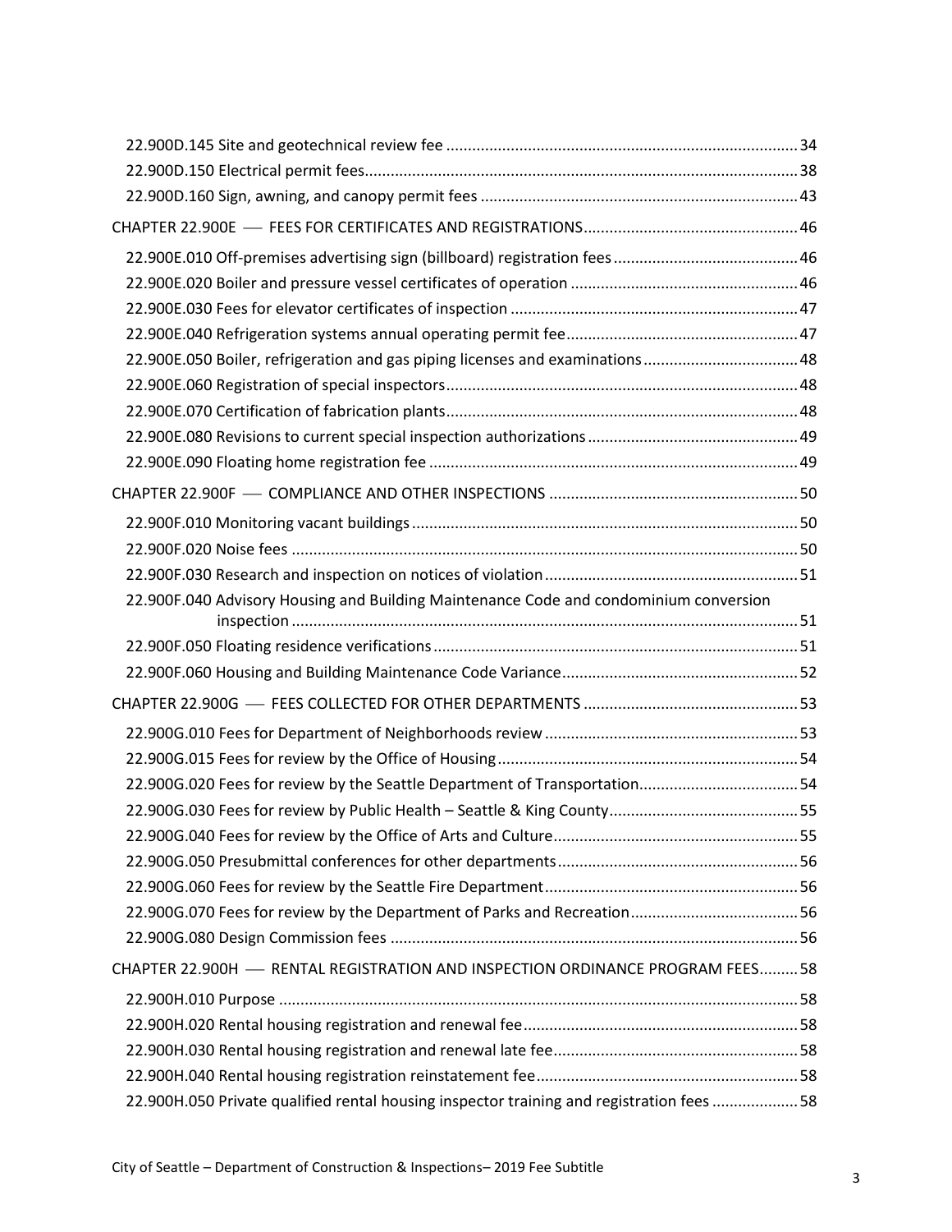22.900D.145 Site and geotechnical review fee ... 34
22.900D.150 Electrical permit fees ... 38
22.900D.160 Sign, awning, and canopy permit fees ... 43

CHAPTER 22.900E — FEES FOR CERTIFICATES AND REGISTRATIONS ... 46

22.900E.010 Off-premises advertising sign (billboard) registration fees ... 46
22.900E.020 Boiler and pressure vessel certificates of operation ... 46
22.900E.030 Fees for elevator certificates of inspection ... 47
22.900E.040 Refrigeration systems annual operating permit fee ... 47
22.900E.050 Boiler, refrigeration and gas piping licenses and examinations ... 48
22.900E.060 Registration of special inspectors ... 48
22.900E.070 Certification of fabrication plants ... 48
22.900E.080 Revisions to current special inspection authorizations ... 49
22.900E.090 Floating home registration fee ... 49

CHAPTER 22.900F — COMPLIANCE AND OTHER INSPECTIONS ... 50

22.900F.010 Monitoring vacant buildings ... 50
22.900F.020 Noise fees ... 50
22.900F.030 Research and inspection on notices of violation ... 51
22.900F.040 Advisory Housing and Building Maintenance Code and condominium conversion inspection ... 51
22.900F.050 Floating residence verifications ... 51
22.900F.060 Housing and Building Maintenance Code Variance ... 52

CHAPTER 22.900G — FEES COLLECTED FOR OTHER DEPARTMENTS ... 53

22.900G.010 Fees for Department of Neighborhoods review ... 53
22.900G.015 Fees for review by the Office of Housing ... 54
22.900G.020 Fees for review by the Seattle Department of Transportation ... 54
22.900G.030 Fees for review by Public Health – Seattle & King County ... 55
22.900G.040 Fees for review by the Office of Arts and Culture ... 55
22.900G.050 Presubmittal conferences for other departments ... 56
22.900G.060 Fees for review by the Seattle Fire Department ... 56
22.900G.070 Fees for review by the Department of Parks and Recreation ... 56
22.900G.080 Design Commission fees ... 56

CHAPTER 22.900H — RENTAL REGISTRATION AND INSPECTION ORDINANCE PROGRAM FEES ... 58

22.900H.010 Purpose ... 58
22.900H.020 Rental housing registration and renewal fee ... 58
22.900H.030 Rental housing registration and renewal late fee ... 58
22.900H.040 Rental housing registration reinstatement fee ... 58
22.900H.050 Private qualified rental housing inspector training and registration fees ... 58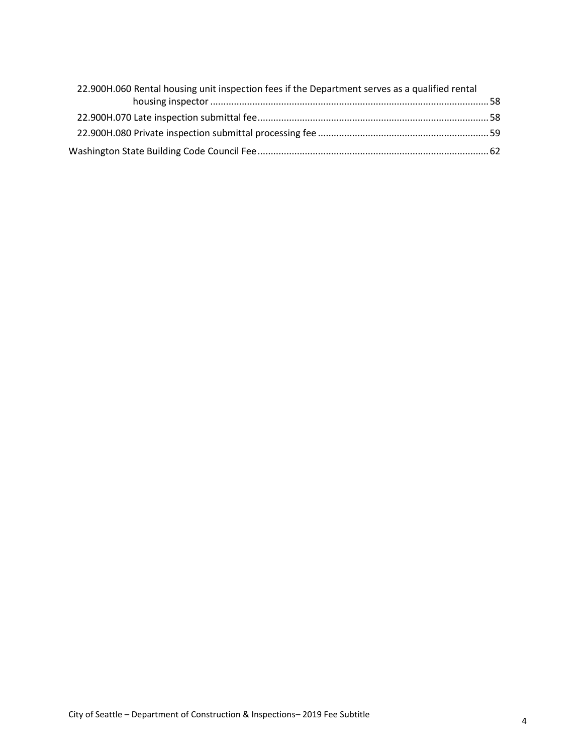- 22.900H.060 Rental housing unit inspection fees if the Department serves as a qualified rental housing inspector ........................................................................................................ 58
- 22.900H.070 Late inspection submittal fee ........................................................................................ 58
- 22.900H.080 Private inspection submittal processing fee ................................................................. 59

Washington State Building Code Council Fee ........................................................................................ 62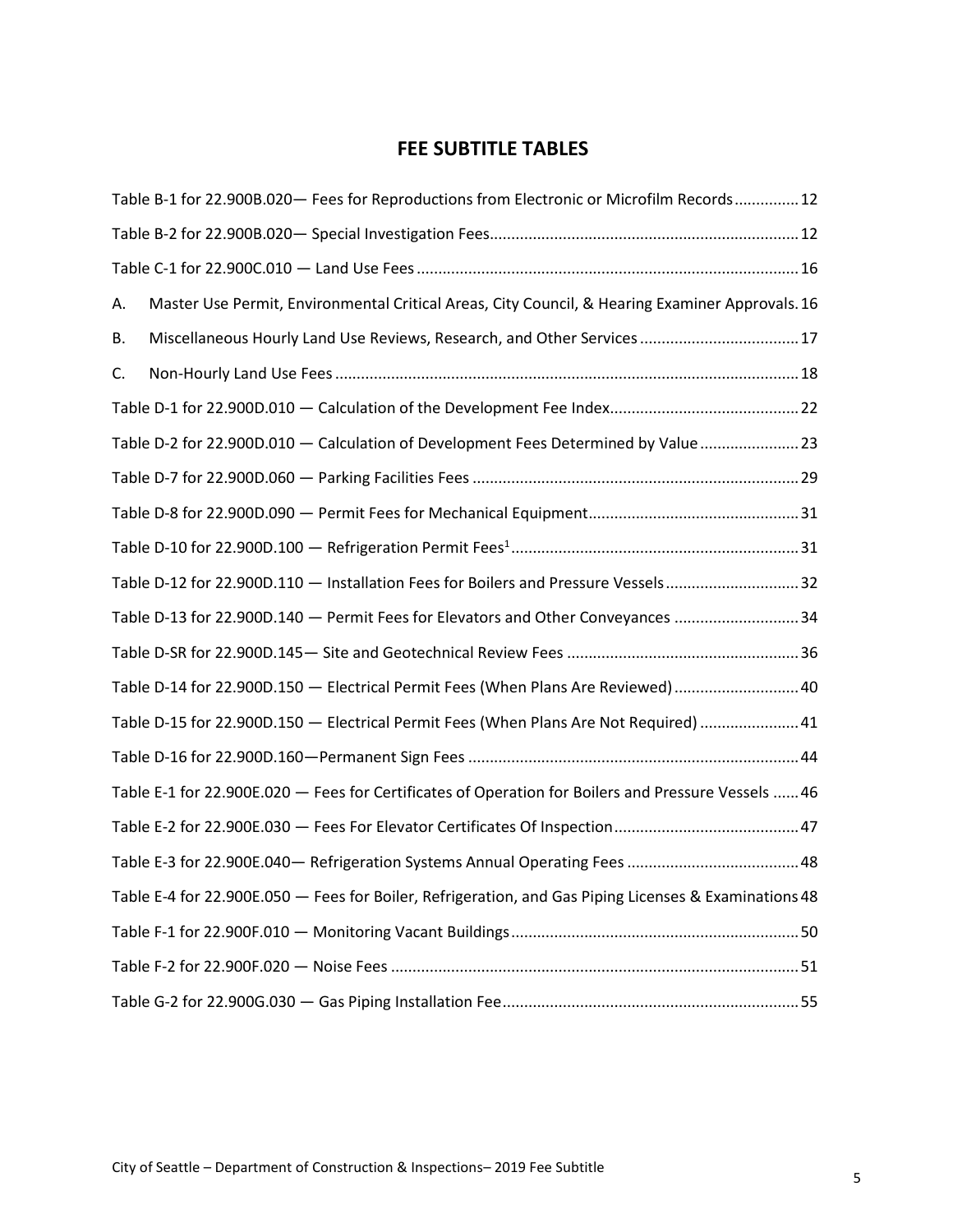# FEE SUBTITLE TABLES

Table B-1 for 22.900B.020— Fees for Reproductions from Electronic or Microfilm Records ............... 12

Table B-2 for 22.900B.020— Special Investigation Fees ....................................................................... 12

Table C-1 for 22.900C.010 — Land Use Fees ........................................................................................ 16

A. Master Use Permit, Environmental Critical Areas, City Council, & Hearing Examiner Approvals. 16

B. Miscellaneous Hourly Land Use Reviews, Research, and Other Services ..................................... 17

C. Non-Hourly Land Use Fees ........................................................................................................... 18

Table D-1 for 22.900D.010 — Calculation of the Development Fee Index ............................................ 22

Table D-2 for 22.900D.010 — Calculation of Development Fees Determined by Value ....................... 23

Table D-7 for 22.900D.060 — Parking Facilities Fees ........................................................................... 29

Table D-8 for 22.900D.090 — Permit Fees for Mechanical Equipment ................................................. 31

Table D-10 for 22.900D.100 — Refrigeration Permit Fees[1] .................................................................. 31

Table D-12 for 22.900D.110 — Installation Fees for Boilers and Pressure Vessels ............................... 32

Table D-13 for 22.900D.140 — Permit Fees for Elevators and Other Conveyances ............................. 34

Table D-SR for 22.900D.145— Site and Geotechnical Review Fees ...................................................... 36

Table D-14 for 22.900D.150 — Electrical Permit Fees (When Plans Are Reviewed) ............................. 40

Table D-15 for 22.900D.150 — Electrical Permit Fees (When Plans Are Not Required) ....................... 41

Table D-16 for 22.900D.160—Permanent Sign Fees ............................................................................ 44

Table E-1 for 22.900E.020 — Fees for Certificates of Operation for Boilers and Pressure Vessels ...... 46

Table E-2 for 22.900E.030 — Fees For Elevator Certificates Of Inspection ........................................... 47

Table E-3 for 22.900E.040— Refrigeration Systems Annual Operating Fees ........................................ 48

Table E-4 for 22.900E.050 — Fees for Boiler, Refrigeration, and Gas Piping Licenses & Examinations 48

Table F-1 for 22.900F.010 — Monitoring Vacant Buildings .................................................................. 50

Table F-2 for 22.900F.020 — Noise Fees .............................................................................................. 51

Table G-2 for 22.900G.030 — Gas Piping Installation Fee .................................................................... 55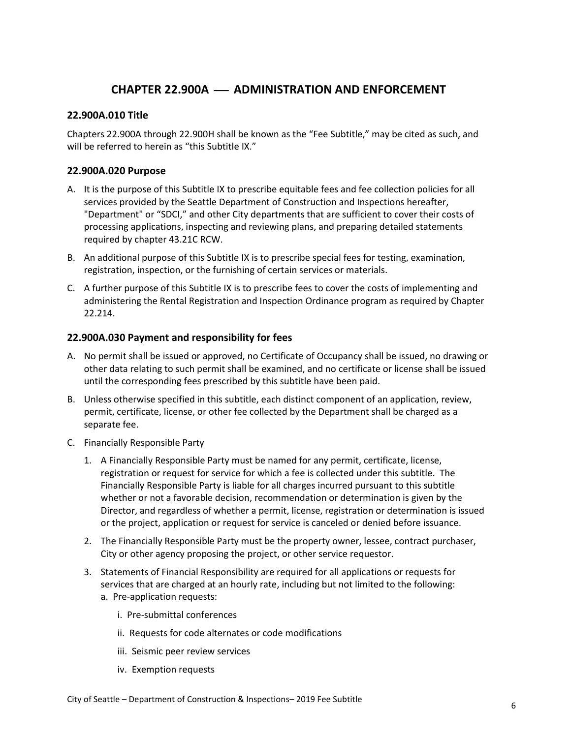# CHAPTER 22.900A — ADMINISTRATION AND ENFORCEMENT

## 22.900A.010 Title

Chapters 22.900A through 22.900H shall be known as the "Fee Subtitle," may be cited as such, and will be referred to herein as "this Subtitle IX."

## 22.900A.020 Purpose

A. It is the purpose of this Subtitle IX to prescribe equitable fees and fee collection policies for all services provided by the Seattle Department of Construction and Inspections hereafter, "Department" or "SDCI," and other City departments that are sufficient to cover their costs of processing applications, inspecting and reviewing plans, and preparing detailed statements required by chapter 43.21C RCW.

B. An additional purpose of this Subtitle IX is to prescribe special fees for testing, examination, registration, inspection, or the furnishing of certain services or materials.

C. A further purpose of this Subtitle IX is to prescribe fees to cover the costs of implementing and administering the Rental Registration and Inspection Ordinance program as required by Chapter 22.214.

## 22.900A.030 Payment and responsibility for fees

A. No permit shall be issued or approved, no Certificate of Occupancy shall be issued, no drawing or other data relating to such permit shall be examined, and no certificate or license shall be issued until the corresponding fees prescribed by this subtitle have been paid.

B. Unless otherwise specified in this subtitle, each distinct component of an application, review, permit, certificate, license, or other fee collected by the Department shall be charged as a separate fee.

C. Financially Responsible Party

1. A Financially Responsible Party must be named for any permit, certificate, license, registration or request for service for which a fee is collected under this subtitle. The Financially Responsible Party is liable for all charges incurred pursuant to this subtitle whether or not a favorable decision, recommendation or determination is given by the Director, and regardless of whether a permit, license, registration or determination is issued or the project, application or request for service is canceled or denied before issuance.

2. The Financially Responsible Party must be the property owner, lessee, contract purchaser, City or other agency proposing the project, or other service requestor.

3. Statements of Financial Responsibility are required for all applications or requests for services that are charged at an hourly rate, including but not limited to the following:

   a. Pre-application requests:

      i. Pre-submittal conferences

      ii. Requests for code alternates or code modifications

      iii. Seismic peer review services

      iv. Exemption requests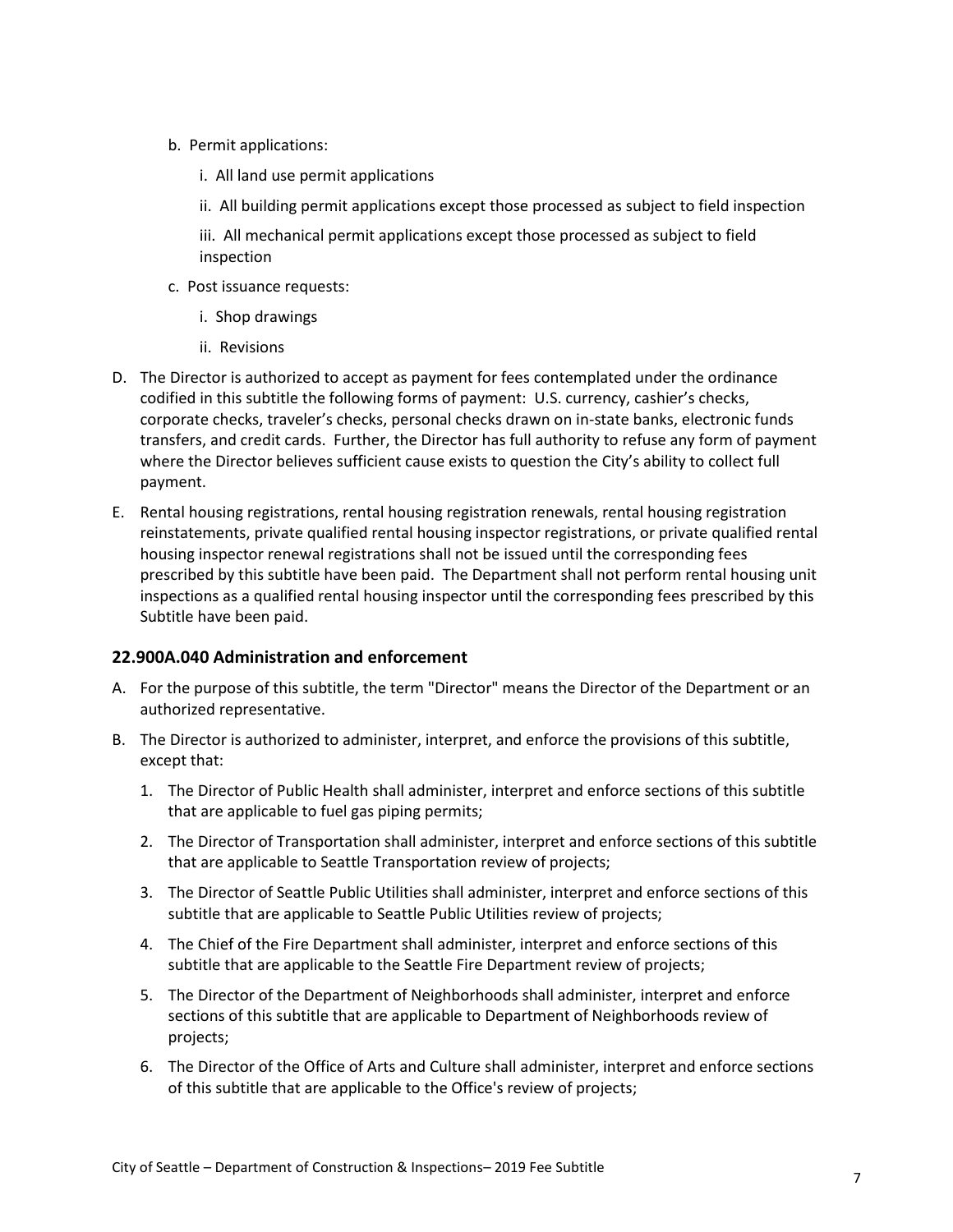b. Permit applications:

i. All land use permit applications

ii. All building permit applications except those processed as subject to field inspection

iii. All mechanical permit applications except those processed as subject to field inspection

c. Post issuance requests:

i. Shop drawings

ii. Revisions

D. The Director is authorized to accept as payment for fees contemplated under the ordinance codified in this subtitle the following forms of payment: U.S. currency, cashier's checks, corporate checks, traveler's checks, personal checks drawn on in-state banks, electronic funds transfers, and credit cards. Further, the Director has full authority to refuse any form of payment where the Director believes sufficient cause exists to question the City's ability to collect full payment.

E. Rental housing registrations, rental housing registration renewals, rental housing registration reinstatements, private qualified rental housing inspector registrations, or private qualified rental housing inspector renewal registrations shall not be issued until the corresponding fees prescribed by this subtitle have been paid. The Department shall not perform rental housing unit inspections as a qualified rental housing inspector until the corresponding fees prescribed by this Subtitle have been paid.

### 22.900A.040 Administration and enforcement

A. For the purpose of this subtitle, the term "Director" means the Director of the Department or an authorized representative.

B. The Director is authorized to administer, interpret, and enforce the provisions of this subtitle, except that:

1. The Director of Public Health shall administer, interpret and enforce sections of this subtitle that are applicable to fuel gas piping permits;
2. The Director of Transportation shall administer, interpret and enforce sections of this subtitle that are applicable to Seattle Transportation review of projects;
3. The Director of Seattle Public Utilities shall administer, interpret and enforce sections of this subtitle that are applicable to Seattle Public Utilities review of projects;
4. The Chief of the Fire Department shall administer, interpret and enforce sections of this subtitle that are applicable to the Seattle Fire Department review of projects;
5. The Director of the Department of Neighborhoods shall administer, interpret and enforce sections of this subtitle that are applicable to Department of Neighborhoods review of projects;
6. The Director of the Office of Arts and Culture shall administer, interpret and enforce sections of this subtitle that are applicable to the Office's review of projects;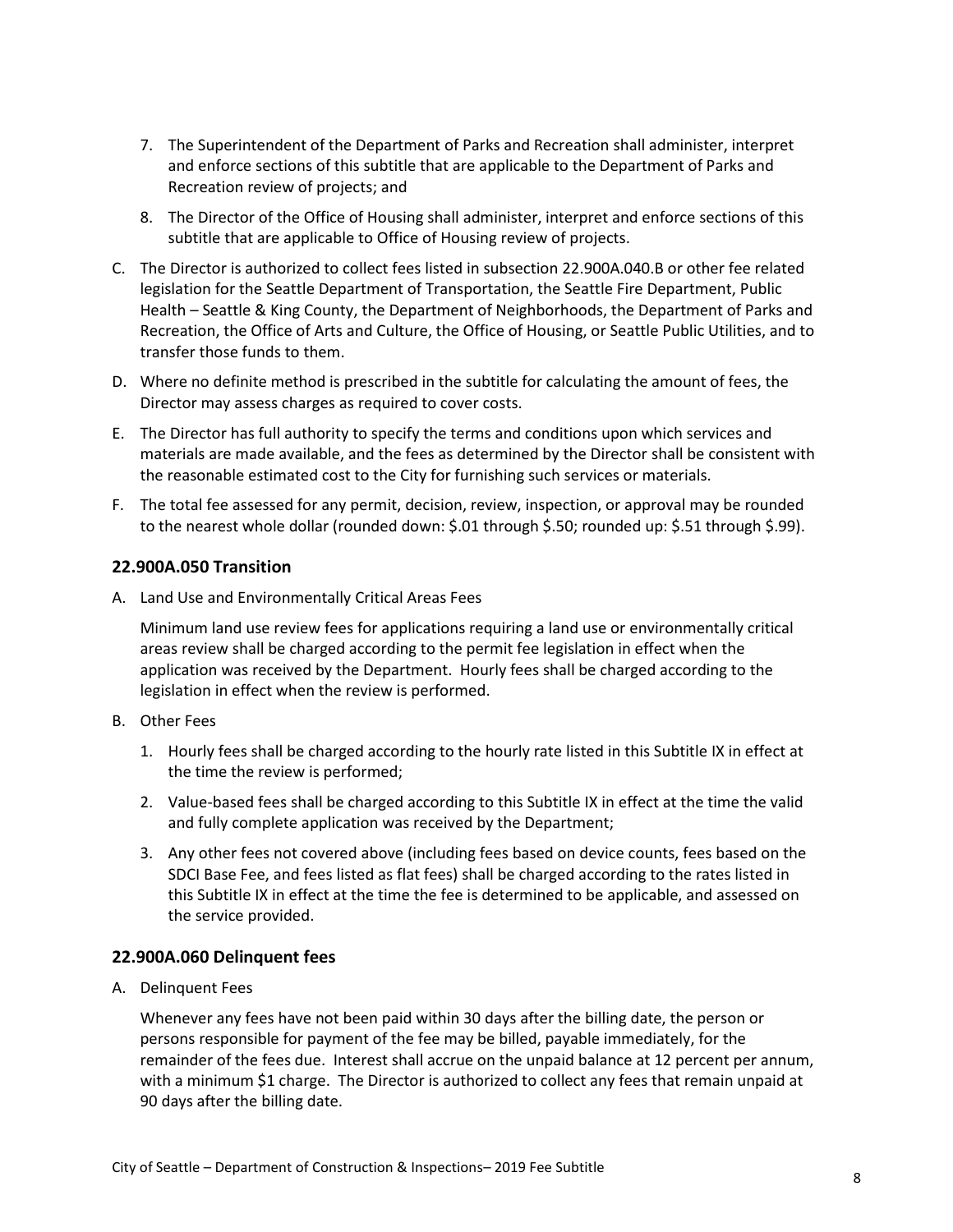7. The Superintendent of the Department of Parks and Recreation shall administer, interpret and enforce sections of this subtitle that are applicable to the Department of Parks and Recreation review of projects; and

8. The Director of the Office of Housing shall administer, interpret and enforce sections of this subtitle that are applicable to Office of Housing review of projects.

C. The Director is authorized to collect fees listed in subsection 22.900A.040.B or other fee related legislation for the Seattle Department of Transportation, the Seattle Fire Department, Public Health – Seattle & King County, the Department of Neighborhoods, the Department of Parks and Recreation, the Office of Arts and Culture, the Office of Housing, or Seattle Public Utilities, and to transfer those funds to them.

D. Where no definite method is prescribed in the subtitle for calculating the amount of fees, the Director may assess charges as required to cover costs.

E. The Director has full authority to specify the terms and conditions upon which services and materials are made available, and the fees as determined by the Director shall be consistent with the reasonable estimated cost to the City for furnishing such services or materials.

F. The total fee assessed for any permit, decision, review, inspection, or approval may be rounded to the nearest whole dollar (rounded down: $.01 through $.50; rounded up: $.51 through $.99).

### 22.900A.050 Transition

A. Land Use and Environmentally Critical Areas Fees

   Minimum land use review fees for applications requiring a land use or environmentally critical areas review shall be charged according to the permit fee legislation in effect when the application was received by the Department. Hourly fees shall be charged according to the legislation in effect when the review is performed.

B. Other Fees

   1. Hourly fees shall be charged according to the hourly rate listed in this Subtitle IX in effect at the time the review is performed;

   2. Value-based fees shall be charged according to this Subtitle IX in effect at the time the valid and fully complete application was received by the Department;

   3. Any other fees not covered above (including fees based on device counts, fees based on the SDCI Base Fee, and fees listed as flat fees) shall be charged according to the rates listed in this Subtitle IX in effect at the time the fee is determined to be applicable, and assessed on the service provided.

### 22.900A.060 Delinquent fees

A. Delinquent Fees

   Whenever any fees have not been paid within 30 days after the billing date, the person or persons responsible for payment of the fee may be billed, payable immediately, for the remainder of the fees due. Interest shall accrue on the unpaid balance at 12 percent per annum, with a minimum $1 charge. The Director is authorized to collect any fees that remain unpaid at 90 days after the billing date.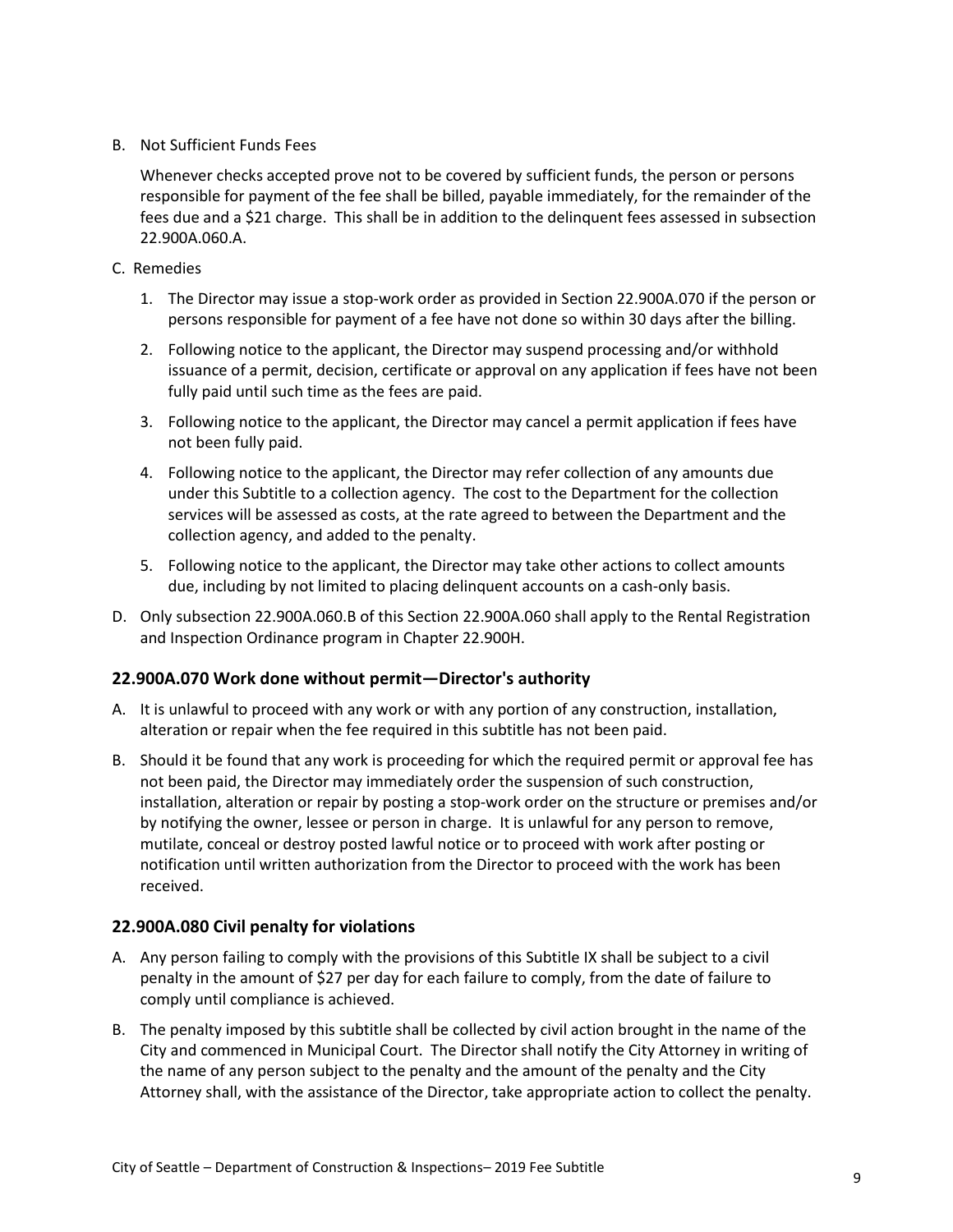B. Not Sufficient Funds Fees

   Whenever checks accepted prove not to be covered by sufficient funds, the person or persons responsible for payment of the fee shall be billed, payable immediately, for the remainder of the fees due and a $21 charge. This shall be in addition to the delinquent fees assessed in subsection 22.900A.060.A.

C. Remedies

   1. The Director may issue a stop-work order as provided in Section 22.900A.070 if the person or persons responsible for payment of a fee have not done so within 30 days after the billing.
   2. Following notice to the applicant, the Director may suspend processing and/or withhold issuance of a permit, decision, certificate or approval on any application if fees have not been fully paid until such time as the fees are paid.
   3. Following notice to the applicant, the Director may cancel a permit application if fees have not been fully paid.
   4. Following notice to the applicant, the Director may refer collection of any amounts due under this Subtitle to a collection agency. The cost to the Department for the collection services will be assessed as costs, at the rate agreed to between the Department and the collection agency, and added to the penalty.
   5. Following notice to the applicant, the Director may take other actions to collect amounts due, including by not limited to placing delinquent accounts on a cash-only basis.

D. Only subsection 22.900A.060.B of this Section 22.900A.060 shall apply to the Rental Registration and Inspection Ordinance program in Chapter 22.900H.

### 22.900A.070 Work done without permit—Director's authority

A. It is unlawful to proceed with any work or with any portion of any construction, installation, alteration or repair when the fee required in this subtitle has not been paid.

B. Should it be found that any work is proceeding for which the required permit or approval fee has not been paid, the Director may immediately order the suspension of such construction, installation, alteration or repair by posting a stop-work order on the structure or premises and/or by notifying the owner, lessee or person in charge. It is unlawful for any person to remove, mutilate, conceal or destroy posted lawful notice or to proceed with work after posting or notification until written authorization from the Director to proceed with the work has been received.

### 22.900A.080 Civil penalty for violations

A. Any person failing to comply with the provisions of this Subtitle IX shall be subject to a civil penalty in the amount of $27 per day for each failure to comply, from the date of failure to comply until compliance is achieved.

B. The penalty imposed by this subtitle shall be collected by civil action brought in the name of the City and commenced in Municipal Court. The Director shall notify the City Attorney in writing of the name of any person subject to the penalty and the amount of the penalty and the City Attorney shall, with the assistance of the Director, take appropriate action to collect the penalty.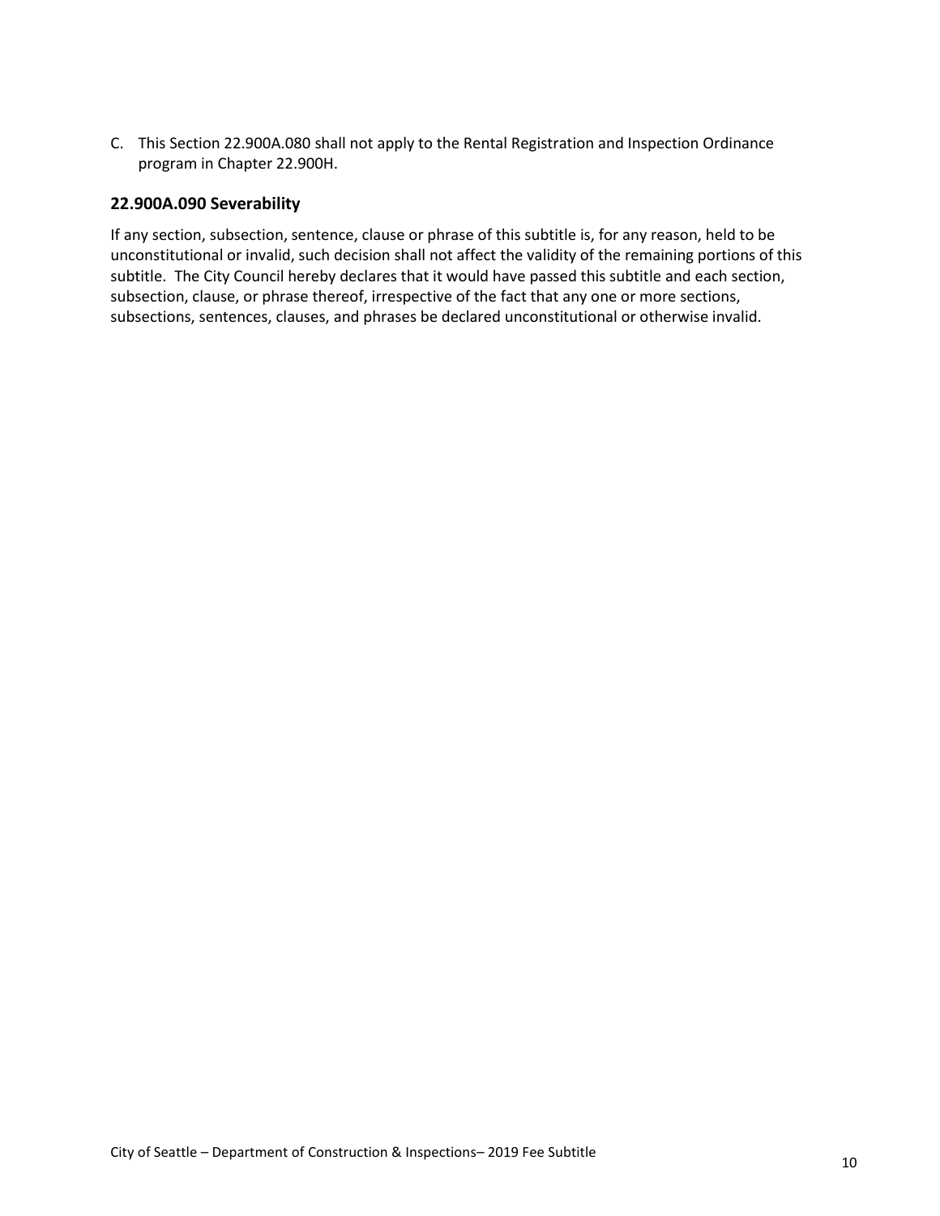C. This Section 22.900A.080 shall not apply to the Rental Registration and Inspection Ordinance program in Chapter 22.900H.

### 22.900A.090 Severability

If any section, subsection, sentence, clause or phrase of this subtitle is, for any reason, held to be unconstitutional or invalid, such decision shall not affect the validity of the remaining portions of this subtitle. The City Council hereby declares that it would have passed this subtitle and each section, subsection, clause, or phrase thereof, irrespective of the fact that any one or more sections, subsections, sentences, clauses, and phrases be declared unconstitutional or otherwise invalid.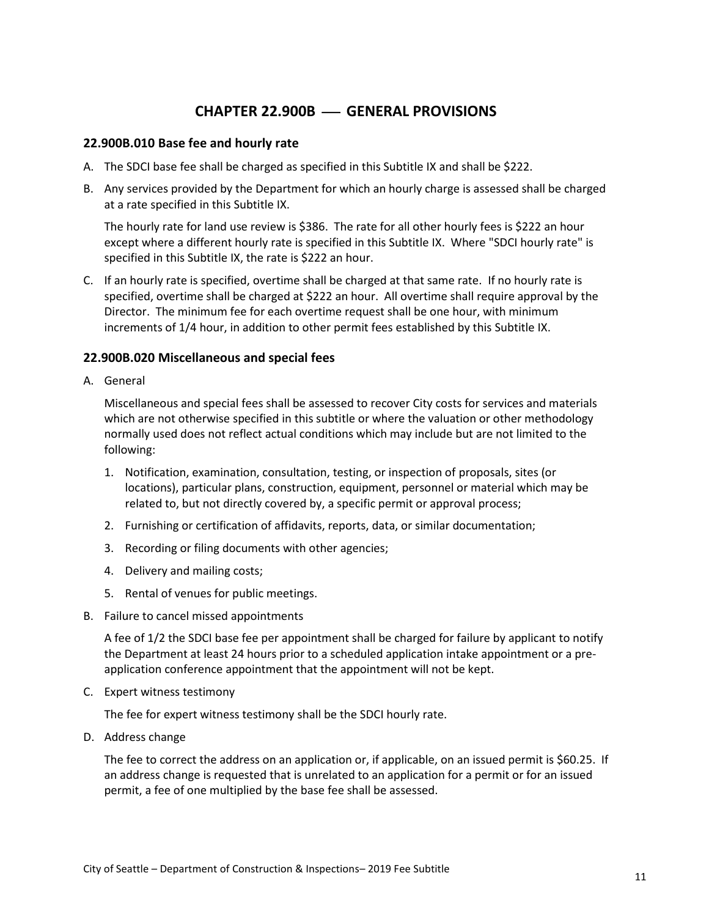# CHAPTER 22.900B — GENERAL PROVISIONS

### 22.900B.010 Base fee and hourly rate

A. The SDCI base fee shall be charged as specified in this Subtitle IX and shall be $222.

B. Any services provided by the Department for which an hourly charge is assessed shall be charged at a rate specified in this Subtitle IX.

   The hourly rate for land use review is $386. The rate for all other hourly fees is $222 an hour except where a different hourly rate is specified in this Subtitle IX. Where "SDCI hourly rate" is specified in this Subtitle IX, the rate is $222 an hour.

C. If an hourly rate is specified, overtime shall be charged at that same rate. If no hourly rate is specified, overtime shall be charged at $222 an hour. All overtime shall require approval by the Director. The minimum fee for each overtime request shall be one hour, with minimum increments of 1/4 hour, in addition to other permit fees established by this Subtitle IX.

### 22.900B.020 Miscellaneous and special fees

A. General

   Miscellaneous and special fees shall be assessed to recover City costs for services and materials which are not otherwise specified in this subtitle or where the valuation or other methodology normally used does not reflect actual conditions which may include but are not limited to the following:

   1. Notification, examination, consultation, testing, or inspection of proposals, sites (or locations), particular plans, construction, equipment, personnel or material which may be related to, but not directly covered by, a specific permit or approval process;
   2. Furnishing or certification of affidavits, reports, data, or similar documentation;
   3. Recording or filing documents with other agencies;
   4. Delivery and mailing costs;
   5. Rental of venues for public meetings.

B. Failure to cancel missed appointments

   A fee of 1/2 the SDCI base fee per appointment shall be charged for failure by applicant to notify the Department at least 24 hours prior to a scheduled application intake appointment or a pre-application conference appointment that the appointment will not be kept.

C. Expert witness testimony

   The fee for expert witness testimony shall be the SDCI hourly rate.

D. Address change

   The fee to correct the address on an application or, if applicable, on an issued permit is $60.25. If an address change is requested that is unrelated to an application for a permit or for an issued permit, a fee of one multiplied by the base fee shall be assessed.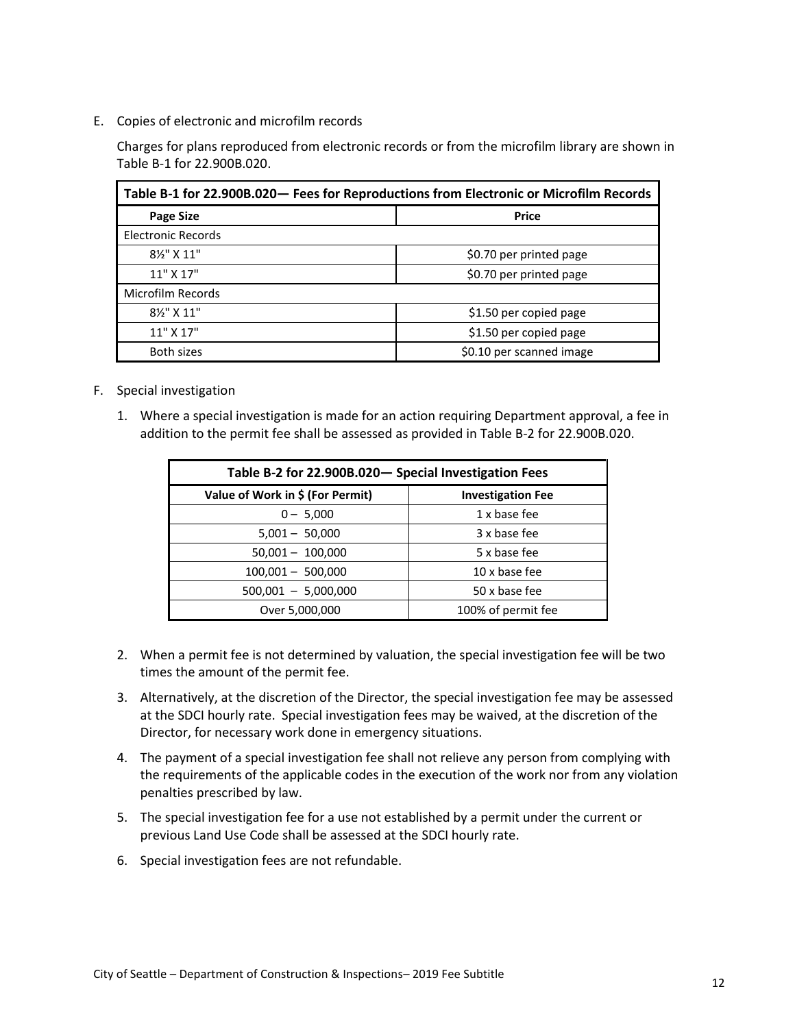E. Copies of electronic and microfilm records

   Charges for plans reproduced from electronic records or from the microfilm library are shown in Table B-1 for 22.900B.020.

| Table B-1 for 22.900B.020— Fees for Reproductions from Electronic or Microfilm Records | |
|---|---|
| **Page Size** | **Price** |
| Electronic Records | |
| 8½" X 11" | $0.70 per printed page |
| 11" X 17" | $0.70 per printed page |
| Microfilm Records | |
| 8½" X 11" | $1.50 per copied page |
| 11" X 17" | $1.50 per copied page |
| Both sizes | $0.10 per scanned image |

F. Special investigation

   1. Where a special investigation is made for an action requiring Department approval, a fee in addition to the permit fee shall be assessed as provided in Table B-2 for 22.900B.020.

| Table B-2 for 22.900B.020— Special Investigation Fees | |
|---|---|
| **Value of Work in $ (For Permit)** | **Investigation Fee** |
| 0 – 5,000 | 1 x base fee |
| 5,001 – 50,000 | 3 x base fee |
| 50,001 – 100,000 | 5 x base fee |
| 100,001 – 500,000 | 10 x base fee |
| 500,001 – 5,000,000 | 50 x base fee |
| Over 5,000,000 | 100% of permit fee |

   2. When a permit fee is not determined by valuation, the special investigation fee will be two times the amount of the permit fee.
   3. Alternatively, at the discretion of the Director, the special investigation fee may be assessed at the SDCI hourly rate. Special investigation fees may be waived, at the discretion of the Director, for necessary work done in emergency situations.
   4. The payment of a special investigation fee shall not relieve any person from complying with the requirements of the applicable codes in the execution of the work nor from any violation penalties prescribed by law.
   5. The special investigation fee for a use not established by a permit under the current or previous Land Use Code shall be assessed at the SDCI hourly rate.
   6. Special investigation fees are not refundable.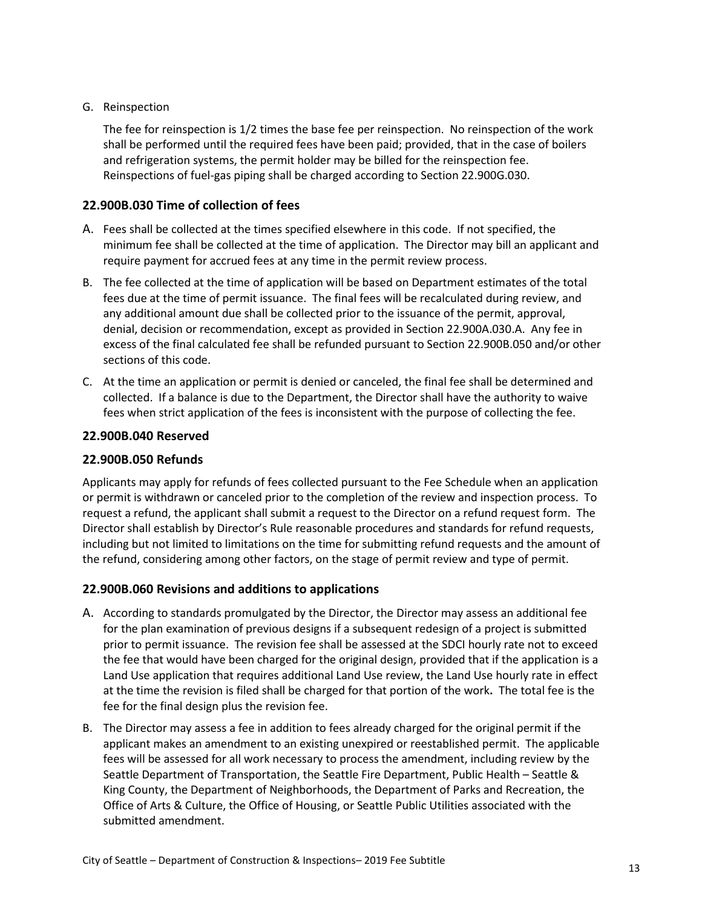G. Reinspection

The fee for reinspection is 1/2 times the base fee per reinspection. No reinspection of the work shall be performed until the required fees have been paid; provided, that in the case of boilers and refrigeration systems, the permit holder may be billed for the reinspection fee. Reinspections of fuel-gas piping shall be charged according to Section 22.900G.030.

### 22.900B.030 Time of collection of fees

A. Fees shall be collected at the times specified elsewhere in this code. If not specified, the minimum fee shall be collected at the time of application. The Director may bill an applicant and require payment for accrued fees at any time in the permit review process.

B. The fee collected at the time of application will be based on Department estimates of the total fees due at the time of permit issuance. The final fees will be recalculated during review, and any additional amount due shall be collected prior to the issuance of the permit, approval, denial, decision or recommendation, except as provided in Section 22.900A.030.A. Any fee in excess of the final calculated fee shall be refunded pursuant to Section 22.900B.050 and/or other sections of this code.

C. At the time an application or permit is denied or canceled, the final fee shall be determined and collected. If a balance is due to the Department, the Director shall have the authority to waive fees when strict application of the fees is inconsistent with the purpose of collecting the fee.

### 22.900B.040 Reserved

### 22.900B.050 Refunds

Applicants may apply for refunds of fees collected pursuant to the Fee Schedule when an application or permit is withdrawn or canceled prior to the completion of the review and inspection process. To request a refund, the applicant shall submit a request to the Director on a refund request form. The Director shall establish by Director's Rule reasonable procedures and standards for refund requests, including but not limited to limitations on the time for submitting refund requests and the amount of the refund, considering among other factors, on the stage of permit review and type of permit.

### 22.900B.060 Revisions and additions to applications

A. According to standards promulgated by the Director, the Director may assess an additional fee for the plan examination of previous designs if a subsequent redesign of a project is submitted prior to permit issuance. The revision fee shall be assessed at the SDCI hourly rate not to exceed the fee that would have been charged for the original design, provided that if the application is a Land Use application that requires additional Land Use review, the Land Use hourly rate in effect at the time the revision is filed shall be charged for that portion of the work**.** The total fee is the fee for the final design plus the revision fee.

B. The Director may assess a fee in addition to fees already charged for the original permit if the applicant makes an amendment to an existing unexpired or reestablished permit. The applicable fees will be assessed for all work necessary to process the amendment, including review by the Seattle Department of Transportation, the Seattle Fire Department, Public Health – Seattle & King County, the Department of Neighborhoods, the Department of Parks and Recreation, the Office of Arts & Culture, the Office of Housing, or Seattle Public Utilities associated with the submitted amendment.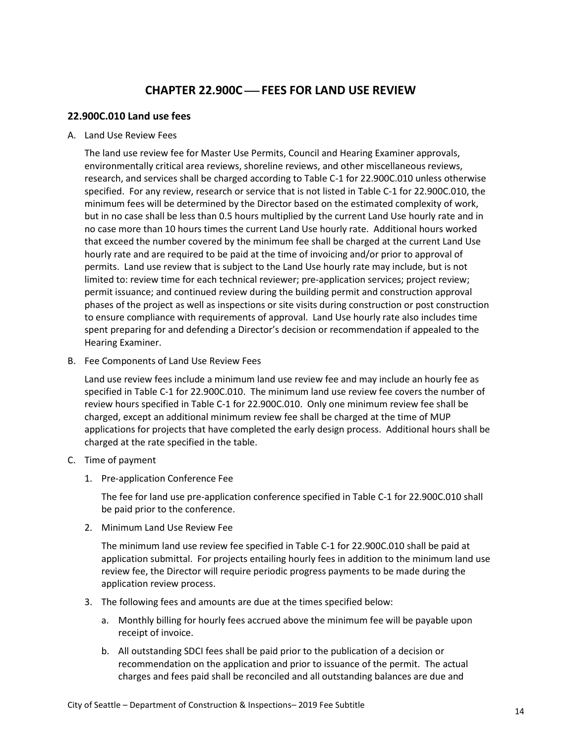# CHAPTER 22.900C — FEES FOR LAND USE REVIEW

## 22.900C.010 Land use fees

A. Land Use Review Fees

The land use review fee for Master Use Permits, Council and Hearing Examiner approvals, environmentally critical area reviews, shoreline reviews, and other miscellaneous reviews, research, and services shall be charged according to Table C-1 for 22.900C.010 unless otherwise specified. For any review, research or service that is not listed in Table C-1 for 22.900C.010, the minimum fees will be determined by the Director based on the estimated complexity of work, but in no case shall be less than 0.5 hours multiplied by the current Land Use hourly rate and in no case more than 10 hours times the current Land Use hourly rate. Additional hours worked that exceed the number covered by the minimum fee shall be charged at the current Land Use hourly rate and are required to be paid at the time of invoicing and/or prior to approval of permits. Land use review that is subject to the Land Use hourly rate may include, but is not limited to: review time for each technical reviewer; pre-application services; project review; permit issuance; and continued review during the building permit and construction approval phases of the project as well as inspections or site visits during construction or post construction to ensure compliance with requirements of approval. Land Use hourly rate also includes time spent preparing for and defending a Director's decision or recommendation if appealed to the Hearing Examiner.

B. Fee Components of Land Use Review Fees

Land use review fees include a minimum land use review fee and may include an hourly fee as specified in Table C-1 for 22.900C.010. The minimum land use review fee covers the number of review hours specified in Table C-1 for 22.900C.010. Only one minimum review fee shall be charged, except an additional minimum review fee shall be charged at the time of MUP applications for projects that have completed the early design process. Additional hours shall be charged at the rate specified in the table.

C. Time of payment

1. Pre-application Conference Fee

   The fee for land use pre-application conference specified in Table C-1 for 22.900C.010 shall be paid prior to the conference.

2. Minimum Land Use Review Fee

   The minimum land use review fee specified in Table C-1 for 22.900C.010 shall be paid at application submittal. For projects entailing hourly fees in addition to the minimum land use review fee, the Director will require periodic progress payments to be made during the application review process.

3. The following fees and amounts are due at the times specified below:

   a. Monthly billing for hourly fees accrued above the minimum fee will be payable upon receipt of invoice.

   b. All outstanding SDCI fees shall be paid prior to the publication of a decision or recommendation on the application and prior to issuance of the permit. The actual charges and fees paid shall be reconciled and all outstanding balances are due and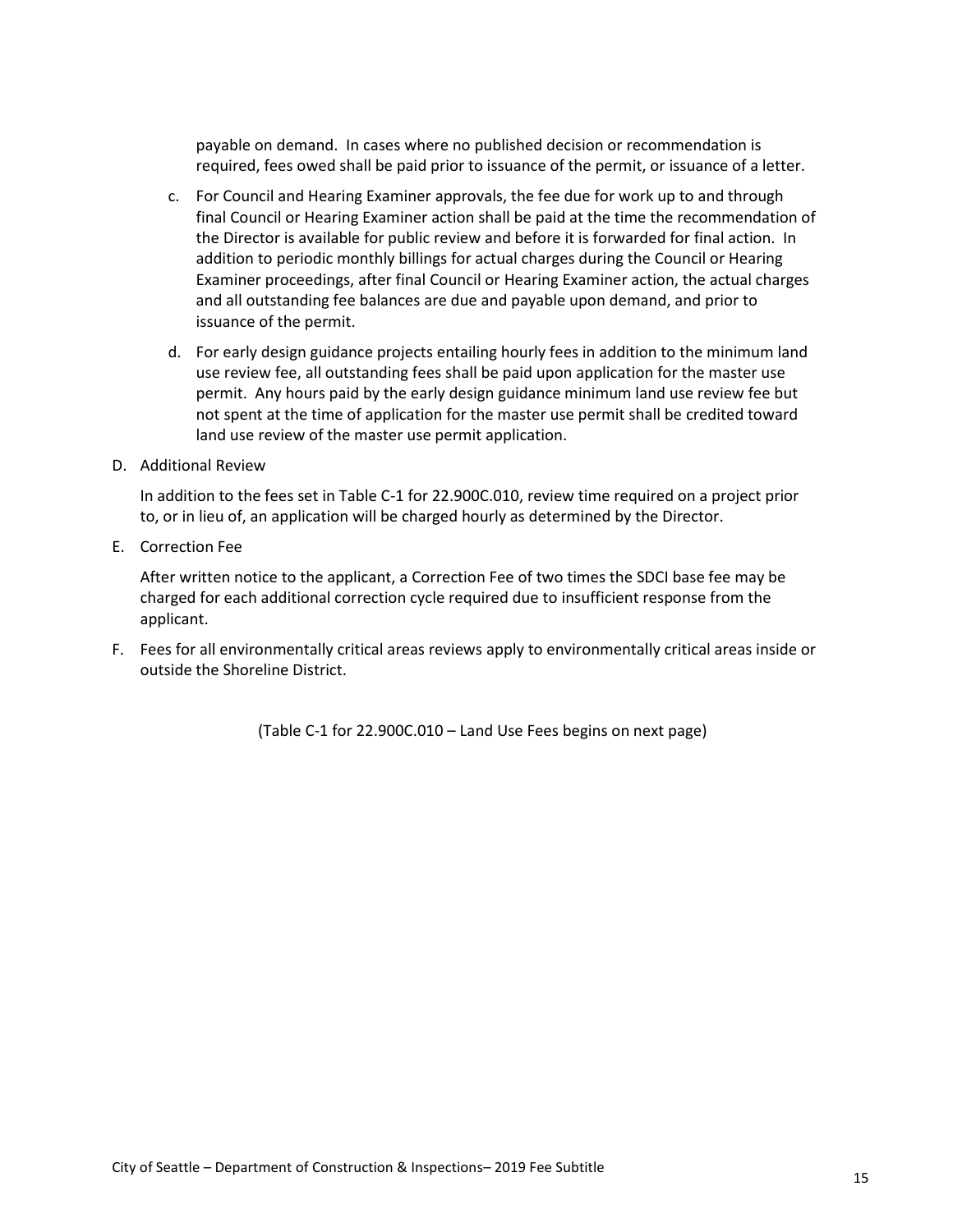payable on demand. In cases where no published decision or recommendation is required, fees owed shall be paid prior to issuance of the permit, or issuance of a letter.

c. For Council and Hearing Examiner approvals, the fee due for work up to and through final Council or Hearing Examiner action shall be paid at the time the recommendation of the Director is available for public review and before it is forwarded for final action. In addition to periodic monthly billings for actual charges during the Council or Hearing Examiner proceedings, after final Council or Hearing Examiner action, the actual charges and all outstanding fee balances are due and payable upon demand, and prior to issuance of the permit.

d. For early design guidance projects entailing hourly fees in addition to the minimum land use review fee, all outstanding fees shall be paid upon application for the master use permit. Any hours paid by the early design guidance minimum land use review fee but not spent at the time of application for the master use permit shall be credited toward land use review of the master use permit application.

D. Additional Review

In addition to the fees set in Table C-1 for 22.900C.010, review time required on a project prior to, or in lieu of, an application will be charged hourly as determined by the Director.

E. Correction Fee

After written notice to the applicant, a Correction Fee of two times the SDCI base fee may be charged for each additional correction cycle required due to insufficient response from the applicant.

F. Fees for all environmentally critical areas reviews apply to environmentally critical areas inside or outside the Shoreline District.

(Table C-1 for 22.900C.010 – Land Use Fees begins on next page)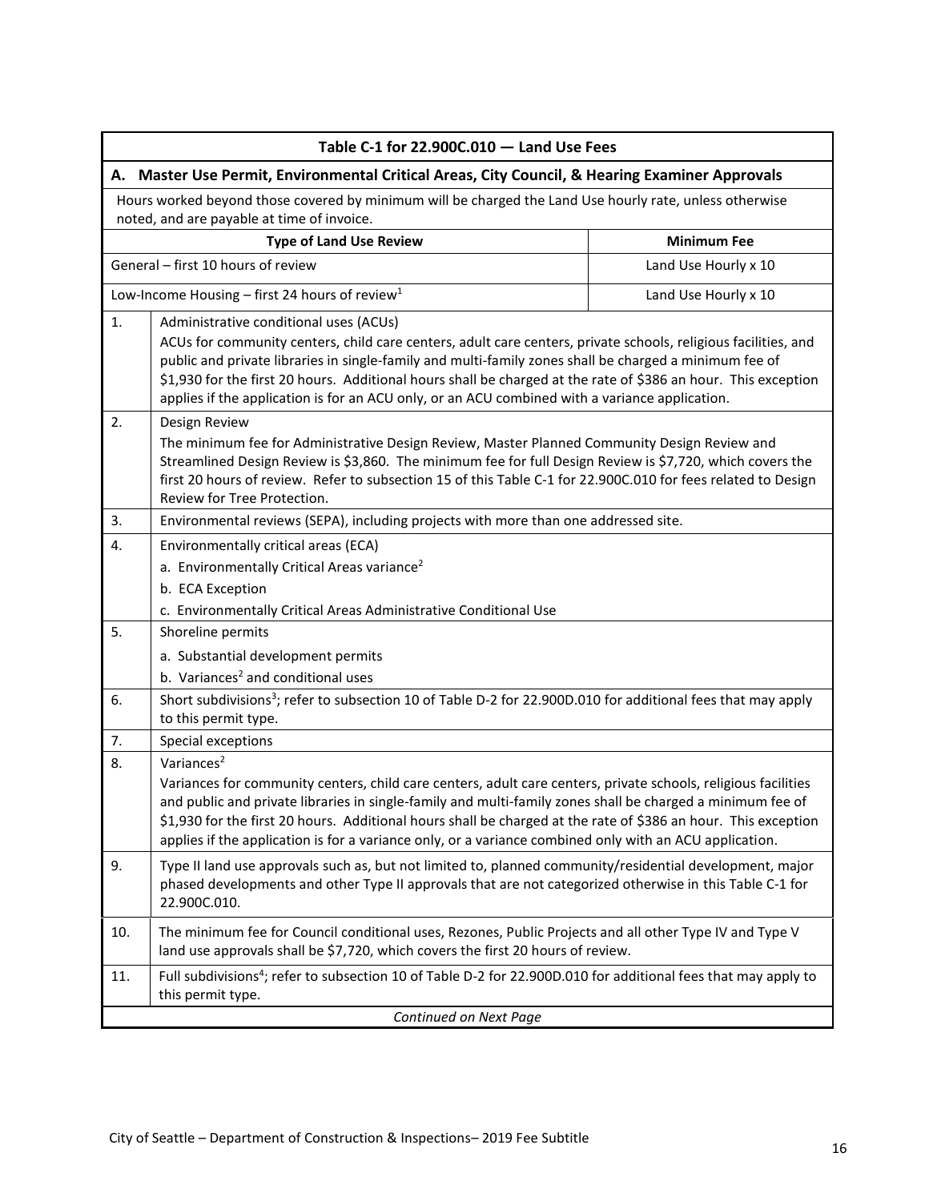| Table C-1 for 22.900C.010 — Land Use Fees | | |
|---|---|---|
| **A. Master Use Permit, Environmental Critical Areas, City Council, & Hearing Examiner Approvals** | | |
| Hours worked beyond those covered by minimum will be charged the Land Use hourly rate, unless otherwise noted, and are payable at time of invoice. | | |
| **Type of Land Use Review** | | **Minimum Fee** |
| General – first 10 hours of review | | Land Use Hourly x 10 |
| Low-Income Housing – first 24 hours of review[1] | | Land Use Hourly x 10 |
| 1. | Administrative conditional uses (ACUs)<br>ACUs for community centers, child care centers, adult care centers, private schools, religious facilities, and public and private libraries in single-family and multi-family zones shall be charged a minimum fee of $1,930 for the first 20 hours. Additional hours shall be charged at the rate of $386 an hour. This exception applies if the application is for an ACU only, or an ACU combined with a variance application. | |
| 2. | Design Review<br>The minimum fee for Administrative Design Review, Master Planned Community Design Review and Streamlined Design Review is $3,860. The minimum fee for full Design Review is $7,720, which covers the first 20 hours of review. Refer to subsection 15 of this Table C-1 for 22.900C.010 for fees related to Design Review for Tree Protection. | |
| 3. | Environmental reviews (SEPA), including projects with more than one addressed site. | |
| 4. | Environmentally critical areas (ECA)<br>a. Environmentally Critical Areas variance[2]<br>b. ECA Exception<br>c. Environmentally Critical Areas Administrative Conditional Use | |
| 5. | Shoreline permits<br>a. Substantial development permits<br>b. Variances[2] and conditional uses | |
| 6. | Short subdivisions[3]; refer to subsection 10 of Table D-2 for 22.900D.010 for additional fees that may apply to this permit type. | |
| 7. | Special exceptions | |
| 8. | Variances[2]<br>Variances for community centers, child care centers, adult care centers, private schools, religious facilities and public and private libraries in single-family and multi-family zones shall be charged a minimum fee of $1,930 for the first 20 hours. Additional hours shall be charged at the rate of $386 an hour. This exception applies if the application is for a variance only, or a variance combined only with an ACU application. | |
| 9. | Type II land use approvals such as, but not limited to, planned community/residential development, major phased developments and other Type II approvals that are not categorized otherwise in this Table C-1 for 22.900C.010. | |
| 10. | The minimum fee for Council conditional uses, Rezones, Public Projects and all other Type IV and Type V land use approvals shall be $7,720, which covers the first 20 hours of review. | |
| 11. | Full subdivisions[4]; refer to subsection 10 of Table D-2 for 22.900D.010 for additional fees that may apply to this permit type. | |
| *Continued on Next Page* | | |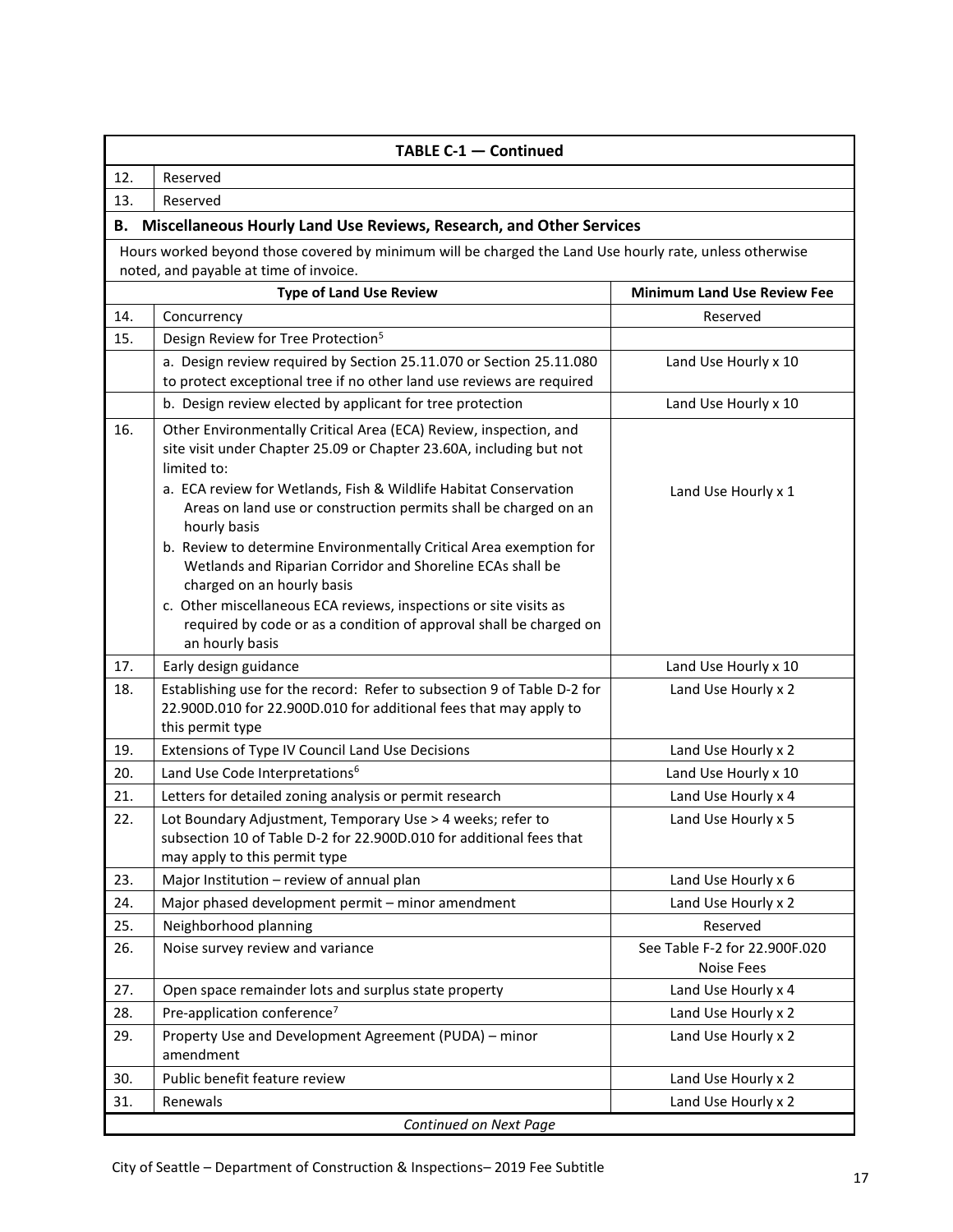| TABLE C-1 — Continued | | |
|---|---|---|
| 12. | Reserved | |
| 13. | Reserved | |
| **B. Miscellaneous Hourly Land Use Reviews, Research, and Other Services** | | |
| Hours worked beyond those covered by minimum will be charged the Land Use hourly rate, unless otherwise noted, and payable at time of invoice. | | |
| | **Type of Land Use Review** | **Minimum Land Use Review Fee** |
| 14. | Concurrency | Reserved |
| 15. | Design Review for Tree Protection[5] | |
| | a. Design review required by Section 25.11.070 or Section 25.11.080 to protect exceptional tree if no other land use reviews are required | Land Use Hourly x 10 |
| | b. Design review elected by applicant for tree protection | Land Use Hourly x 10 |
| 16. | Other Environmentally Critical Area (ECA) Review, inspection, and site visit under Chapter 25.09 or Chapter 23.60A, including but not limited to: a. ECA review for Wetlands, Fish & Wildlife Habitat Conservation Areas on land use or construction permits shall be charged on an hourly basis b. Review to determine Environmentally Critical Area exemption for Wetlands and Riparian Corridor and Shoreline ECAs shall be charged on an hourly basis c. Other miscellaneous ECA reviews, inspections or site visits as required by code or as a condition of approval shall be charged on an hourly basis | Land Use Hourly x 1 |
| 17. | Early design guidance | Land Use Hourly x 10 |
| 18. | Establishing use for the record: Refer to subsection 9 of Table D-2 for 22.900D.010 for 22.900D.010 for additional fees that may apply to this permit type | Land Use Hourly x 2 |
| 19. | Extensions of Type IV Council Land Use Decisions | Land Use Hourly x 2 |
| 20. | Land Use Code Interpretations[6] | Land Use Hourly x 10 |
| 21. | Letters for detailed zoning analysis or permit research | Land Use Hourly x 4 |
| 22. | Lot Boundary Adjustment, Temporary Use > 4 weeks; refer to subsection 10 of Table D-2 for 22.900D.010 for additional fees that may apply to this permit type | Land Use Hourly x 5 |
| 23. | Major Institution – review of annual plan | Land Use Hourly x 6 |
| 24. | Major phased development permit – minor amendment | Land Use Hourly x 2 |
| 25. | Neighborhood planning | Reserved |
| 26. | Noise survey review and variance | See Table F-2 for 22.900F.020 Noise Fees |
| 27. | Open space remainder lots and surplus state property | Land Use Hourly x 4 |
| 28. | Pre-application conference[7] | Land Use Hourly x 2 |
| 29. | Property Use and Development Agreement (PUDA) – minor amendment | Land Use Hourly x 2 |
| 30. | Public benefit feature review | Land Use Hourly x 2 |
| 31. | Renewals | Land Use Hourly x 2 |

*Continued on Next Page*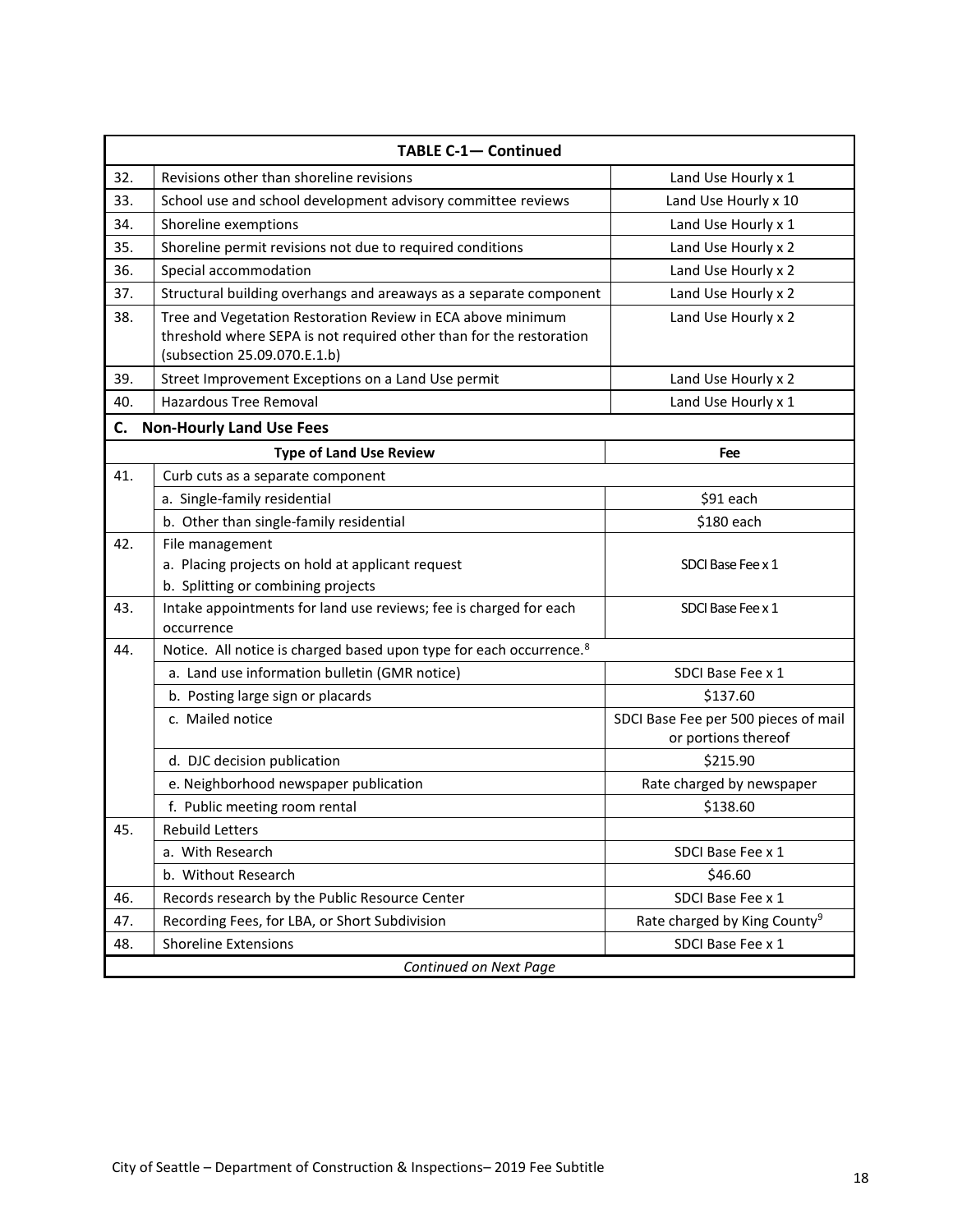| TABLE C-1— Continued | | |
|---|---|---|
| 32. | Revisions other than shoreline revisions | Land Use Hourly x 1 |
| 33. | School use and school development advisory committee reviews | Land Use Hourly x 10 |
| 34. | Shoreline exemptions | Land Use Hourly x 1 |
| 35. | Shoreline permit revisions not due to required conditions | Land Use Hourly x 2 |
| 36. | Special accommodation | Land Use Hourly x 2 |
| 37. | Structural building overhangs and areaways as a separate component | Land Use Hourly x 2 |
| 38. | Tree and Vegetation Restoration Review in ECA above minimum threshold where SEPA is not required other than for the restoration (subsection 25.09.070.E.1.b) | Land Use Hourly x 2 |
| 39. | Street Improvement Exceptions on a Land Use permit | Land Use Hourly x 2 |
| 40. | Hazardous Tree Removal | Land Use Hourly x 1 |
| **C.** | **Non-Hourly Land Use Fees** | |
| | **Type of Land Use Review** | **Fee** |
| 41. | Curb cuts as a separate component | |
| | a. Single-family residential | $91 each |
| | b. Other than single-family residential | $180 each |
| 42. | File management<br>a. Placing projects on hold at applicant request<br>b. Splitting or combining projects | SDCI Base Fee x 1 |
| 43. | Intake appointments for land use reviews; fee is charged for each occurrence | SDCI Base Fee x 1 |
| 44. | Notice. All notice is charged based upon type for each occurrence.[8] | |
| | a. Land use information bulletin (GMR notice) | SDCI Base Fee x 1 |
| | b. Posting large sign or placards | $137.60 |
| | c. Mailed notice | SDCI Base Fee per 500 pieces of mail or portions thereof |
| | d. DJC decision publication | $215.90 |
| | e. Neighborhood newspaper publication | Rate charged by newspaper |
| | f. Public meeting room rental | $138.60 |
| 45. | Rebuild Letters | |
| | a. With Research | SDCI Base Fee x 1 |
| | b. Without Research | $46.60 |
| 46. | Records research by the Public Resource Center | SDCI Base Fee x 1 |
| 47. | Recording Fees, for LBA, or Short Subdivision | Rate charged by King County[9] |
| 48. | Shoreline Extensions | SDCI Base Fee x 1 |
| | *Continued on Next Page* | |

City of Seattle – Department of Construction & Inspections– 2019 Fee Subtitle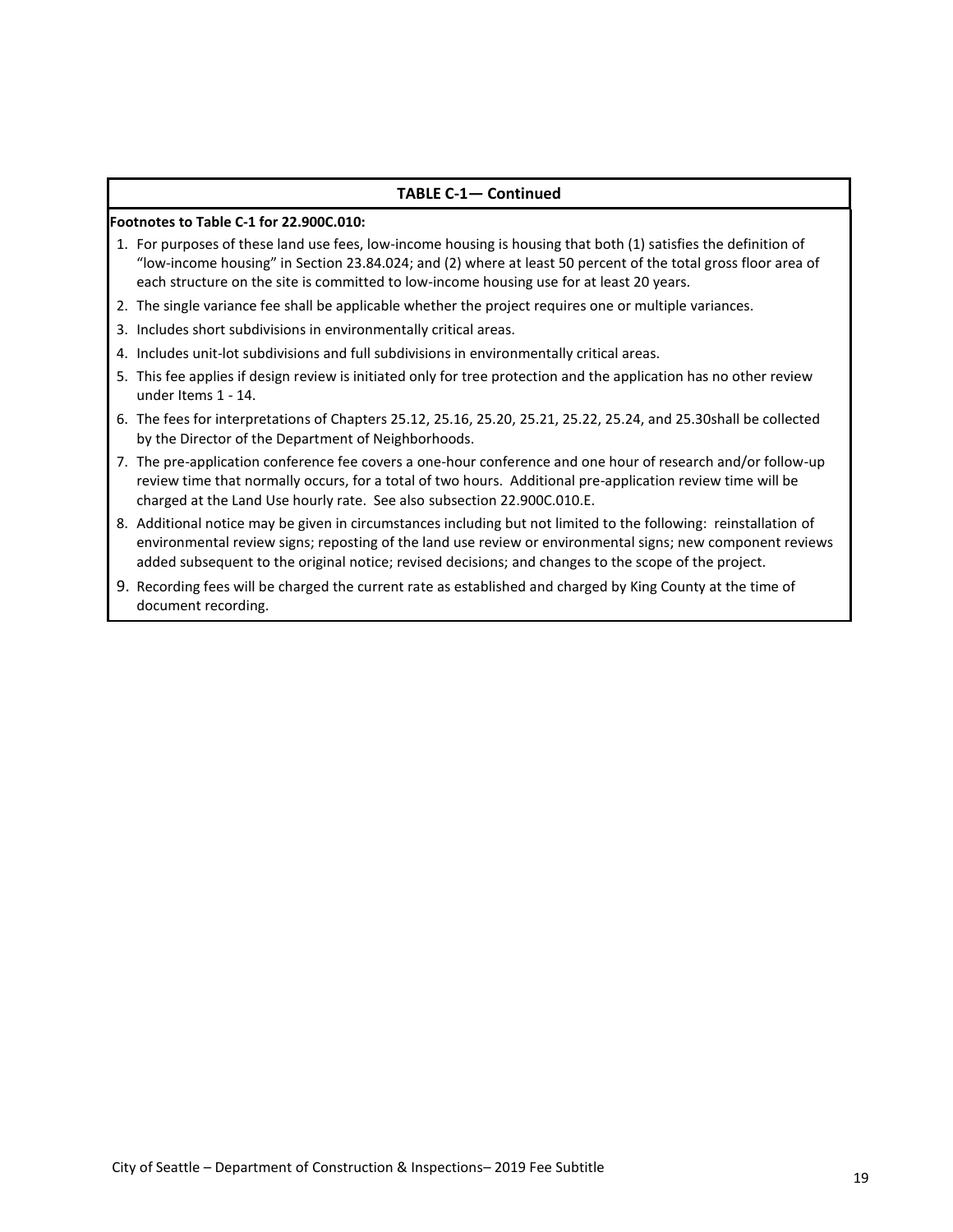**TABLE C-1— Continued**

**Footnotes to Table C-1 for 22.900C.010:**

1. For purposes of these land use fees, low-income housing is housing that both (1) satisfies the definition of "low-income housing" in Section 23.84.024; and (2) where at least 50 percent of the total gross floor area of each structure on the site is committed to low-income housing use for at least 20 years.
2. The single variance fee shall be applicable whether the project requires one or multiple variances.
3. Includes short subdivisions in environmentally critical areas.
4. Includes unit-lot subdivisions and full subdivisions in environmentally critical areas.
5. This fee applies if design review is initiated only for tree protection and the application has no other review under Items 1 - 14.
6. The fees for interpretations of Chapters 25.12, 25.16, 25.20, 25.21, 25.22, 25.24, and 25.30shall be collected by the Director of the Department of Neighborhoods.
7. The pre-application conference fee covers a one-hour conference and one hour of research and/or follow-up review time that normally occurs, for a total of two hours. Additional pre-application review time will be charged at the Land Use hourly rate. See also subsection 22.900C.010.E.
8. Additional notice may be given in circumstances including but not limited to the following: reinstallation of environmental review signs; reposting of the land use review or environmental signs; new component reviews added subsequent to the original notice; revised decisions; and changes to the scope of the project.
9. Recording fees will be charged the current rate as established and charged by King County at the time of document recording.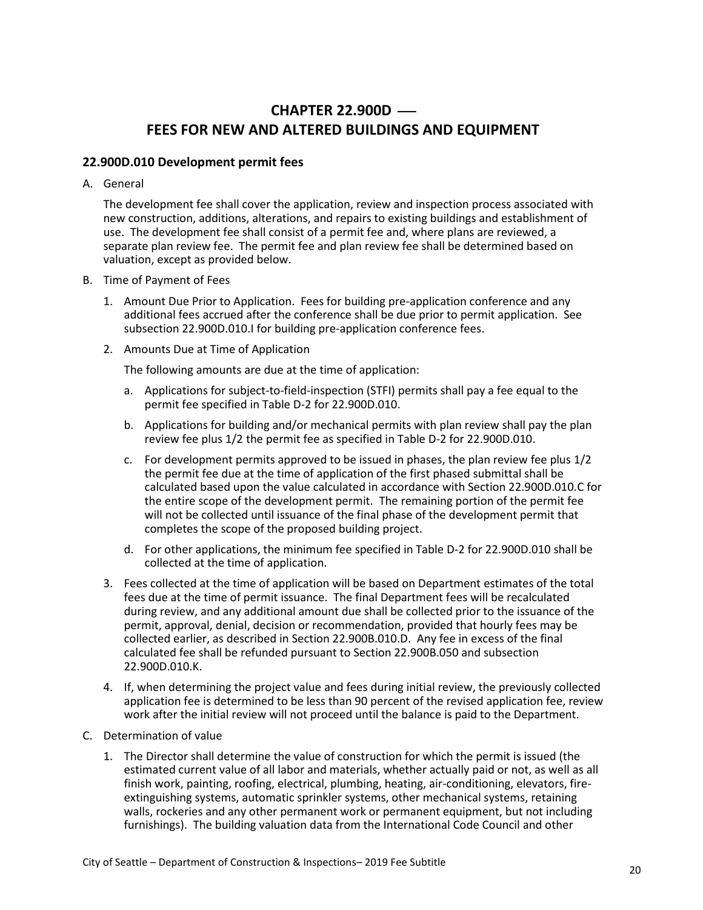# CHAPTER 22.900D — FEES FOR NEW AND ALTERED BUILDINGS AND EQUIPMENT

## 22.900D.010 Development permit fees

A. General

The development fee shall cover the application, review and inspection process associated with new construction, additions, alterations, and repairs to existing buildings and establishment of use. The development fee shall consist of a permit fee and, where plans are reviewed, a separate plan review fee. The permit fee and plan review fee shall be determined based on valuation, except as provided below.

B. Time of Payment of Fees

1. Amount Due Prior to Application. Fees for building pre-application conference and any additional fees accrued after the conference shall be due prior to permit application. See subsection 22.900D.010.I for building pre-application conference fees.

2. Amounts Due at Time of Application

   The following amounts are due at the time of application:

   a. Applications for subject-to-field-inspection (STFI) permits shall pay a fee equal to the permit fee specified in Table D-2 for 22.900D.010.

   b. Applications for building and/or mechanical permits with plan review shall pay the plan review fee plus 1/2 the permit fee as specified in Table D-2 for 22.900D.010.

   c. For development permits approved to be issued in phases, the plan review fee plus 1/2 the permit fee due at the time of application of the first phased submittal shall be calculated based upon the value calculated in accordance with Section 22.900D.010.C for the entire scope of the development permit. The remaining portion of the permit fee will not be collected until issuance of the final phase of the development permit that completes the scope of the proposed building project.

   d. For other applications, the minimum fee specified in Table D-2 for 22.900D.010 shall be collected at the time of application.

3. Fees collected at the time of application will be based on Department estimates of the total fees due at the time of permit issuance. The final Department fees will be recalculated during review, and any additional amount due shall be collected prior to the issuance of the permit, approval, denial, decision or recommendation, provided that hourly fees may be collected earlier, as described in Section 22.900B.010.D. Any fee in excess of the final calculated fee shall be refunded pursuant to Section 22.900B.050 and subsection 22.900D.010.K.

4. If, when determining the project value and fees during initial review, the previously collected application fee is determined to be less than 90 percent of the revised application fee, review work after the initial review will not proceed until the balance is paid to the Department.

C. Determination of value

1. The Director shall determine the value of construction for which the permit is issued (the estimated current value of all labor and materials, whether actually paid or not, as well as all finish work, painting, roofing, electrical, plumbing, heating, air-conditioning, elevators, fire-extinguishing systems, automatic sprinkler systems, other mechanical systems, retaining walls, rockeries and any other permanent work or permanent equipment, but not including furnishings). The building valuation data from the International Code Council and other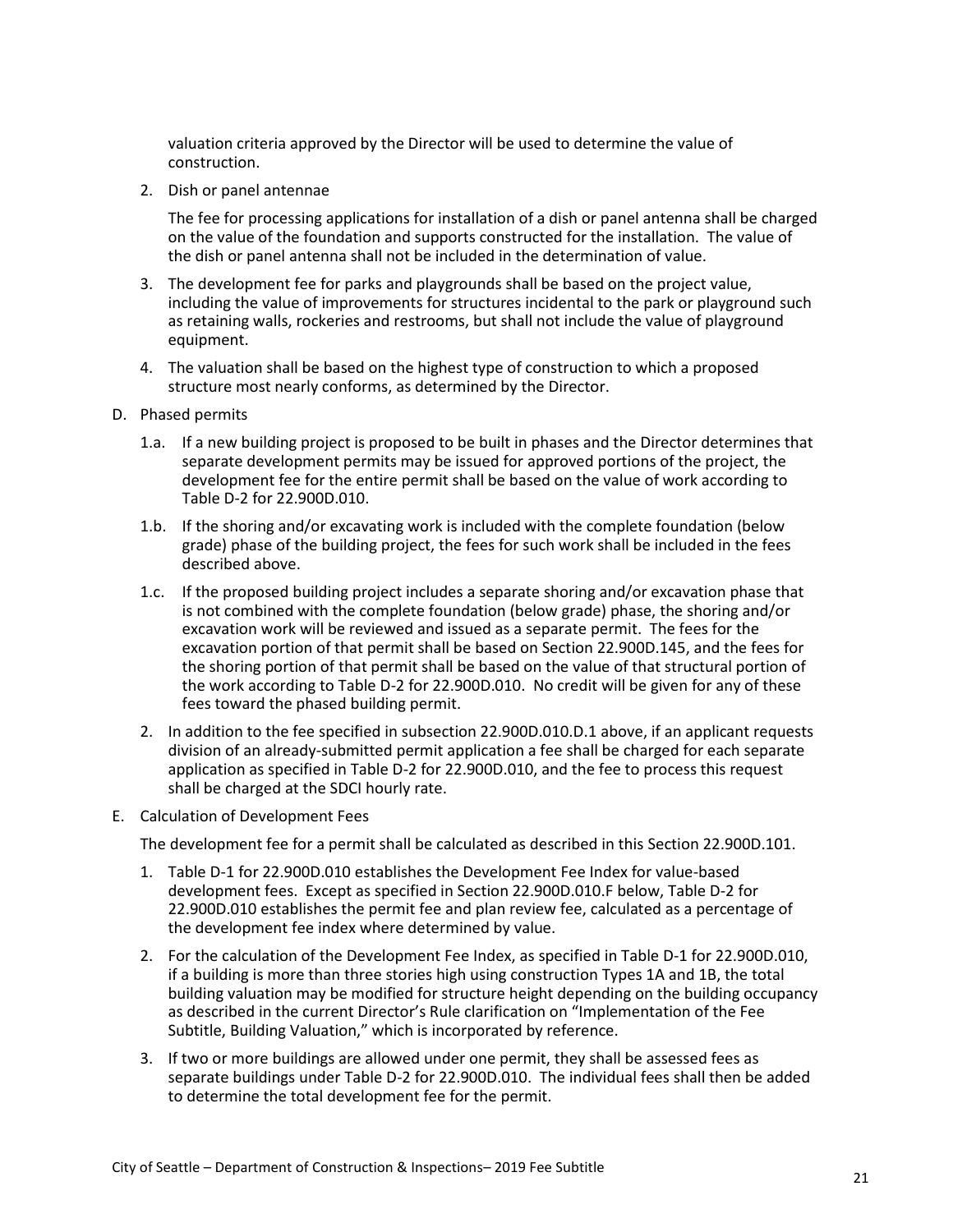valuation criteria approved by the Director will be used to determine the value of construction.

2. Dish or panel antennae

   The fee for processing applications for installation of a dish or panel antenna shall be charged on the value of the foundation and supports constructed for the installation. The value of the dish or panel antenna shall not be included in the determination of value.

3. The development fee for parks and playgrounds shall be based on the project value, including the value of improvements for structures incidental to the park or playground such as retaining walls, rockeries and restrooms, but shall not include the value of playground equipment.

4. The valuation shall be based on the highest type of construction to which a proposed structure most nearly conforms, as determined by the Director.

D. Phased permits

   1.a. If a new building project is proposed to be built in phases and the Director determines that separate development permits may be issued for approved portions of the project, the development fee for the entire permit shall be based on the value of work according to Table D-2 for 22.900D.010.

   1.b. If the shoring and/or excavating work is included with the complete foundation (below grade) phase of the building project, the fees for such work shall be included in the fees described above.

   1.c. If the proposed building project includes a separate shoring and/or excavation phase that is not combined with the complete foundation (below grade) phase, the shoring and/or excavation work will be reviewed and issued as a separate permit. The fees for the excavation portion of that permit shall be based on Section 22.900D.145, and the fees for the shoring portion of that permit shall be based on the value of that structural portion of the work according to Table D-2 for 22.900D.010. No credit will be given for any of these fees toward the phased building permit.

   2. In addition to the fee specified in subsection 22.900D.010.D.1 above, if an applicant requests division of an already-submitted permit application a fee shall be charged for each separate application as specified in Table D-2 for 22.900D.010, and the fee to process this request shall be charged at the SDCI hourly rate.

E. Calculation of Development Fees

   The development fee for a permit shall be calculated as described in this Section 22.900D.101.

   1. Table D-1 for 22.900D.010 establishes the Development Fee Index for value-based development fees. Except as specified in Section 22.900D.010.F below, Table D-2 for 22.900D.010 establishes the permit fee and plan review fee, calculated as a percentage of the development fee index where determined by value.

   2. For the calculation of the Development Fee Index, as specified in Table D-1 for 22.900D.010, if a building is more than three stories high using construction Types 1A and 1B, the total building valuation may be modified for structure height depending on the building occupancy as described in the current Director's Rule clarification on "Implementation of the Fee Subtitle, Building Valuation," which is incorporated by reference.

   3. If two or more buildings are allowed under one permit, they shall be assessed fees as separate buildings under Table D-2 for 22.900D.010. The individual fees shall then be added to determine the total development fee for the permit.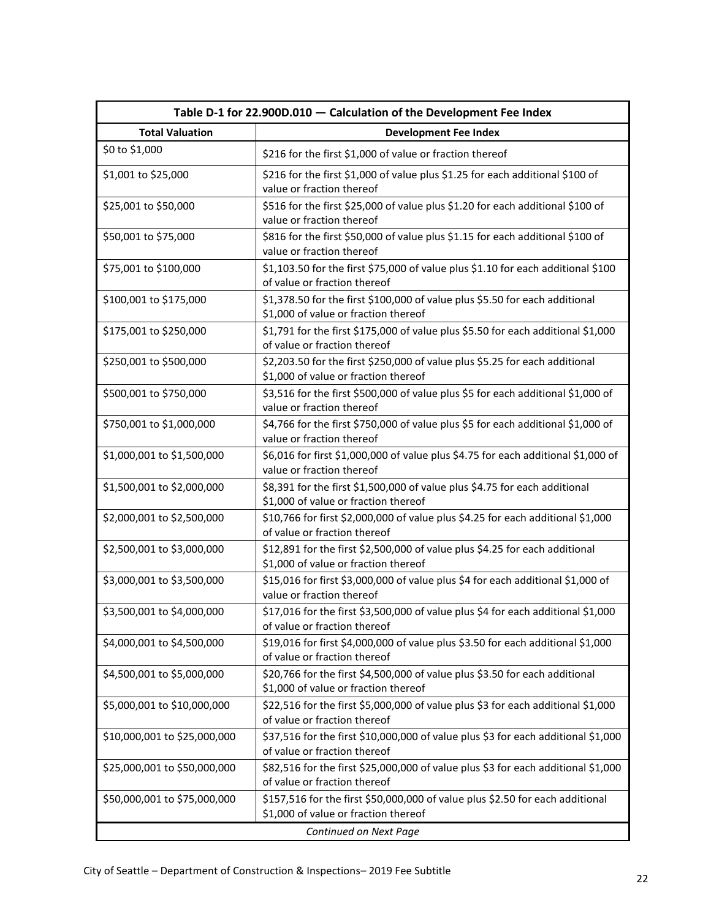| Table D-1 for 22.900D.010 — Calculation of the Development Fee Index | |
|---|---|
| **Total Valuation** | **Development Fee Index** |
| $0 to $1,000 | $216 for the first $1,000 of value or fraction thereof |
| $1,001 to $25,000 | $216 for the first $1,000 of value plus $1.25 for each additional $100 of value or fraction thereof |
| $25,001 to $50,000 | $516 for the first $25,000 of value plus $1.20 for each additional $100 of value or fraction thereof |
| $50,001 to $75,000 | $816 for the first $50,000 of value plus $1.15 for each additional $100 of value or fraction thereof |
| $75,001 to $100,000 | $1,103.50 for the first $75,000 of value plus $1.10 for each additional $100 of value or fraction thereof |
| $100,001 to $175,000 | $1,378.50 for the first $100,000 of value plus $5.50 for each additional $1,000 of value or fraction thereof |
| $175,001 to $250,000 | $1,791 for the first $175,000 of value plus $5.50 for each additional $1,000 of value or fraction thereof |
| $250,001 to $500,000 | $2,203.50 for the first $250,000 of value plus $5.25 for each additional $1,000 of value or fraction thereof |
| $500,001 to $750,000 | $3,516 for the first $500,000 of value plus $5 for each additional $1,000 of value or fraction thereof |
| $750,001 to $1,000,000 | $4,766 for the first $750,000 of value plus $5 for each additional $1,000 of value or fraction thereof |
| $1,000,001 to $1,500,000 | $6,016 for first $1,000,000 of value plus $4.75 for each additional $1,000 of value or fraction thereof |
| $1,500,001 to $2,000,000 | $8,391 for the first $1,500,000 of value plus $4.75 for each additional $1,000 of value or fraction thereof |
| $2,000,001 to $2,500,000 | $10,766 for first $2,000,000 of value plus $4.25 for each additional $1,000 of value or fraction thereof |
| $2,500,001 to $3,000,000 | $12,891 for the first $2,500,000 of value plus $4.25 for each additional $1,000 of value or fraction thereof |
| $3,000,001 to $3,500,000 | $15,016 for first $3,000,000 of value plus $4 for each additional $1,000 of value or fraction thereof |
| $3,500,001 to $4,000,000 | $17,016 for the first $3,500,000 of value plus $4 for each additional $1,000 of value or fraction thereof |
| $4,000,001 to $4,500,000 | $19,016 for first $4,000,000 of value plus $3.50 for each additional $1,000 of value or fraction thereof |
| $4,500,001 to $5,000,000 | $20,766 for the first $4,500,000 of value plus $3.50 for each additional $1,000 of value or fraction thereof |
| $5,000,001 to $10,000,000 | $22,516 for the first $5,000,000 of value plus $3 for each additional $1,000 of value or fraction thereof |
| $10,000,001 to $25,000,000 | $37,516 for the first $10,000,000 of value plus $3 for each additional $1,000 of value or fraction thereof |
| $25,000,001 to $50,000,000 | $82,516 for the first $25,000,000 of value plus $3 for each additional $1,000 of value or fraction thereof |
| $50,000,001 to $75,000,000 | $157,516 for the first $50,000,000 of value plus $2.50 for each additional $1,000 of value or fraction thereof |
| *Continued on Next Page* | |

City of Seattle – Department of Construction & Inspections– 2019 Fee Subtitle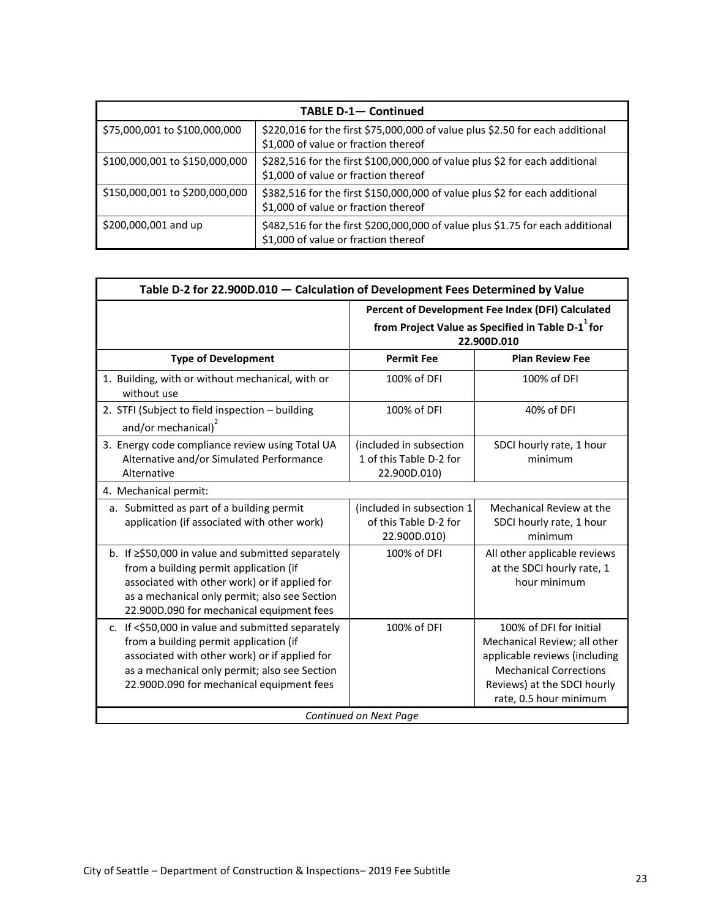| TABLE D-1— Continued | |
|---|---|
| $75,000,001 to $100,000,000 | $220,016 for the first $75,000,000 of value plus $2.50 for each additional $1,000 of value or fraction thereof |
| $100,000,001 to $150,000,000 | $282,516 for the first $100,000,000 of value plus $2 for each additional $1,000 of value or fraction thereof |
| $150,000,001 to $200,000,000 | $382,516 for the first $150,000,000 of value plus $2 for each additional $1,000 of value or fraction thereof |
| $200,000,001 and up | $482,516 for the first $200,000,000 of value plus $1.75 for each additional $1,000 of value or fraction thereof |

| Table D-2 for 22.900D.010 — Calculation of Development Fees Determined by Value | | |
|---|---|---|
| | **Percent of Development Fee Index (DFI) Calculated from Project Value as Specified in Table D-1[1] for 22.900D.010** | |
| **Type of Development** | **Permit Fee** | **Plan Review Fee** |
| 1. Building, with or without mechanical, with or without use | 100% of DFI | 100% of DFI |
| 2. STFI (Subject to field inspection – building and/or mechanical)[2] | 100% of DFI | 40% of DFI |
| 3. Energy code compliance review using Total UA Alternative and/or Simulated Performance Alternative | (included in subsection 1 of this Table D-2 for 22.900D.010) | SDCI hourly rate, 1 hour minimum |
| 4. Mechanical permit: | | |
| a. Submitted as part of a building permit application (if associated with other work) | (included in subsection 1 of this Table D-2 for 22.900D.010) | Mechanical Review at the SDCI hourly rate, 1 hour minimum |
| b. If ≥$50,000 in value and submitted separately from a building permit application (if associated with other work) or if applied for as a mechanical only permit; also see Section 22.900D.090 for mechanical equipment fees | 100% of DFI | All other applicable reviews at the SDCI hourly rate, 1 hour minimum |
| c. If <$50,000 in value and submitted separately from a building permit application (if associated with other work) or if applied for as a mechanical only permit; also see Section 22.900D.090 for mechanical equipment fees | 100% of DFI | 100% of DFI for Initial Mechanical Review; all other applicable reviews (including Mechanical Corrections Reviews) at the SDCI hourly rate, 0.5 hour minimum |
| *Continued on Next Page* | | |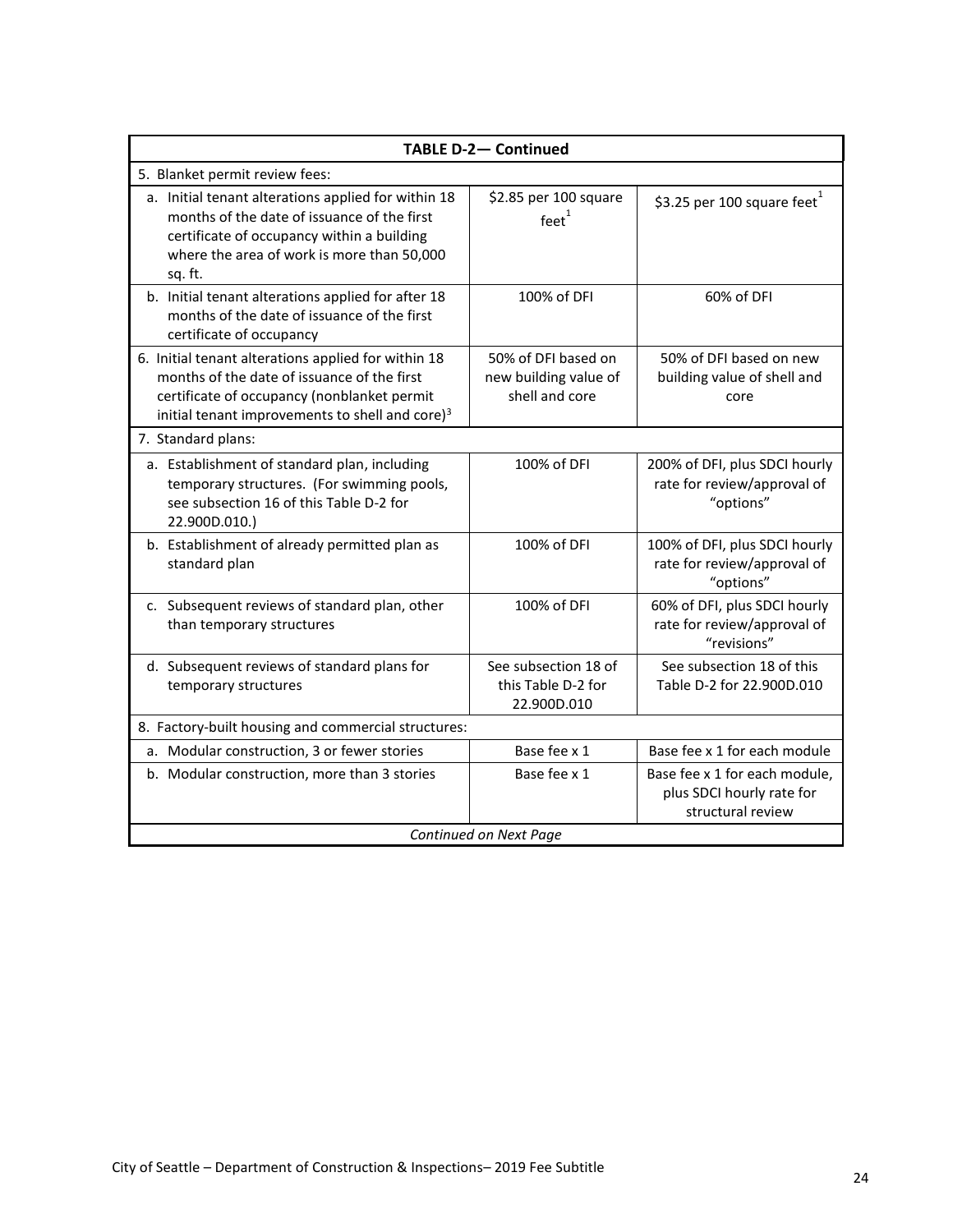| TABLE D-2— Continued | | |
|---|---|---|
| 5. Blanket permit review fees: | | |
| a. Initial tenant alterations applied for within 18 months of the date of issuance of the first certificate of occupancy within a building where the area of work is more than 50,000 sq. ft. | $2.85 per 100 square feet[1] | $3.25 per 100 square feet[1] |
| b. Initial tenant alterations applied for after 18 months of the date of issuance of the first certificate of occupancy | 100% of DFI | 60% of DFI |
| 6. Initial tenant alterations applied for within 18 months of the date of issuance of the first certificate of occupancy (nonblanket permit initial tenant improvements to shell and core)[3] | 50% of DFI based on new building value of shell and core | 50% of DFI based on new building value of shell and core |
| 7. Standard plans: | | |
| a. Establishment of standard plan, including temporary structures. (For swimming pools, see subsection 16 of this Table D-2 for 22.900D.010.) | 100% of DFI | 200% of DFI, plus SDCI hourly rate for review/approval of "options" |
| b. Establishment of already permitted plan as standard plan | 100% of DFI | 100% of DFI, plus SDCI hourly rate for review/approval of "options" |
| c. Subsequent reviews of standard plan, other than temporary structures | 100% of DFI | 60% of DFI, plus SDCI hourly rate for review/approval of "revisions" |
| d. Subsequent reviews of standard plans for temporary structures | See subsection 18 of this Table D-2 for 22.900D.010 | See subsection 18 of this Table D-2 for 22.900D.010 |
| 8. Factory-built housing and commercial structures: | | |
| a. Modular construction, 3 or fewer stories | Base fee x 1 | Base fee x 1 for each module |
| b. Modular construction, more than 3 stories | Base fee x 1 | Base fee x 1 for each module, plus SDCI hourly rate for structural review |
| *Continued on Next Page* | | |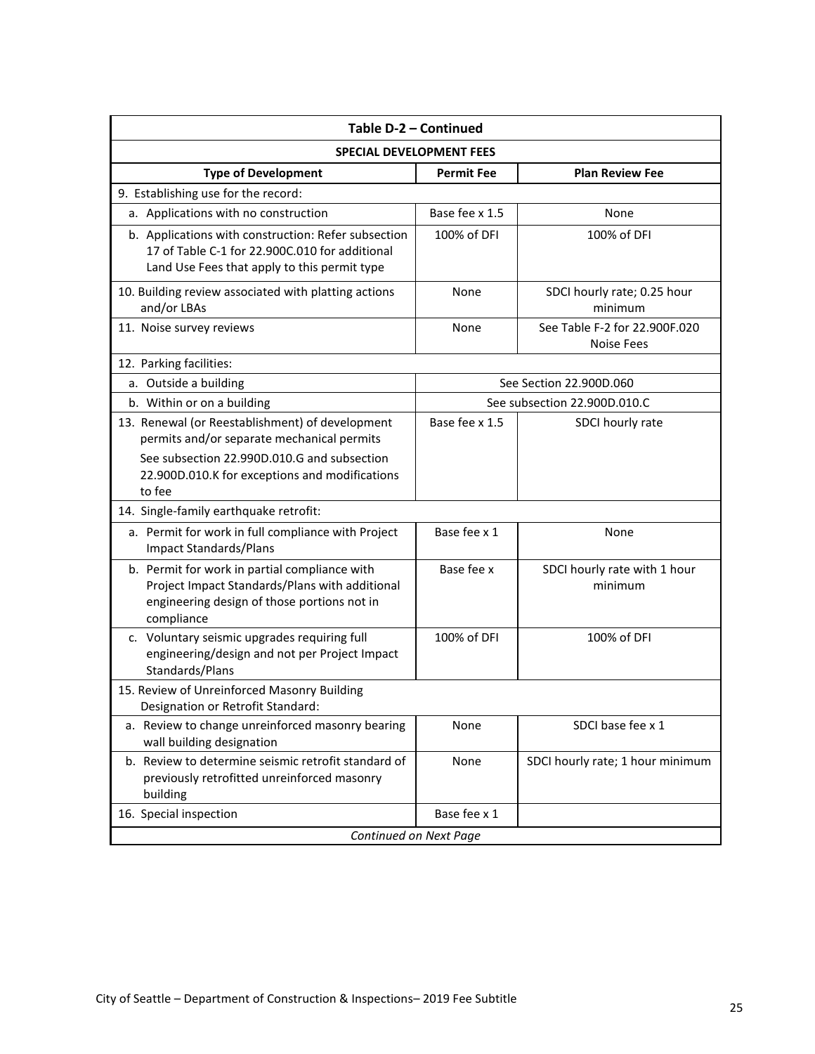| Table D-2 – Continued | | |
|---|---|---|
| **SPECIAL DEVELOPMENT FEES** | | |
| **Type of Development** | **Permit Fee** | **Plan Review Fee** |
| 9. Establishing use for the record: | | |
| a. Applications with no construction | Base fee x 1.5 | None |
| b. Applications with construction: Refer subsection 17 of Table C-1 for 22.900C.010 for additional Land Use Fees that apply to this permit type | 100% of DFI | 100% of DFI |
| 10. Building review associated with platting actions and/or LBAs | None | SDCI hourly rate; 0.25 hour minimum |
| 11. Noise survey reviews | None | See Table F-2 for 22.900F.020 Noise Fees |
| 12. Parking facilities: | | |
| a. Outside a building | See Section 22.900D.060 | |
| b. Within or on a building | See subsection 22.900D.010.C | |
| 13. Renewal (or Reestablishment) of development permits and/or separate mechanical permits<br>See subsection 22.990D.010.G and subsection 22.900D.010.K for exceptions and modifications to fee | Base fee x 1.5 | SDCI hourly rate |
| 14. Single-family earthquake retrofit: | | |
| a. Permit for work in full compliance with Project Impact Standards/Plans | Base fee x 1 | None |
| b. Permit for work in partial compliance with Project Impact Standards/Plans with additional engineering design of those portions not in compliance | Base fee x | SDCI hourly rate with 1 hour minimum |
| c. Voluntary seismic upgrades requiring full engineering/design and not per Project Impact Standards/Plans | 100% of DFI | 100% of DFI |
| 15. Review of Unreinforced Masonry Building Designation or Retrofit Standard: | | |
| a. Review to change unreinforced masonry bearing wall building designation | None | SDCI base fee x 1 |
| b. Review to determine seismic retrofit standard of previously retrofitted unreinforced masonry building | None | SDCI hourly rate; 1 hour minimum |
| 16. Special inspection | Base fee x 1 | |
| *Continued on Next Page* | | |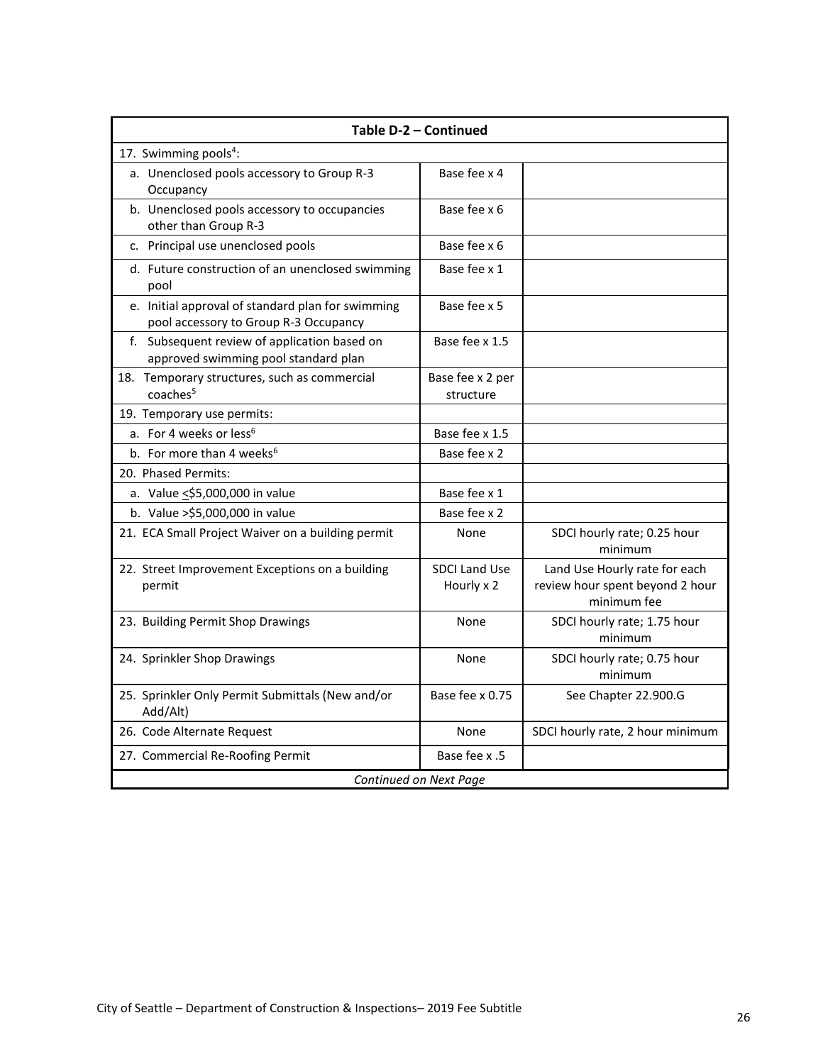| Table D-2 – Continued | | |
|---|---|---|
| 17. Swimming pools[4]: | | |
| a. Unenclosed pools accessory to Group R-3 Occupancy | Base fee x 4 | |
| b. Unenclosed pools accessory to occupancies other than Group R-3 | Base fee x 6 | |
| c. Principal use unenclosed pools | Base fee x 6 | |
| d. Future construction of an unenclosed swimming pool | Base fee x 1 | |
| e. Initial approval of standard plan for swimming pool accessory to Group R-3 Occupancy | Base fee x 5 | |
| f. Subsequent review of application based on approved swimming pool standard plan | Base fee x 1.5 | |
| 18. Temporary structures, such as commercial coaches[5] | Base fee x 2 per structure | |
| 19. Temporary use permits: | | |
| a. For 4 weeks or less[6] | Base fee x 1.5 | |
| b. For more than 4 weeks[6] | Base fee x 2 | |
| 20. Phased Permits: | | |
| a. Value ≤$5,000,000 in value | Base fee x 1 | |
| b. Value >$5,000,000 in value | Base fee x 2 | |
| 21. ECA Small Project Waiver on a building permit | None | SDCI hourly rate; 0.25 hour minimum |
| 22. Street Improvement Exceptions on a building permit | SDCI Land Use Hourly x 2 | Land Use Hourly rate for each review hour spent beyond 2 hour minimum fee |
| 23. Building Permit Shop Drawings | None | SDCI hourly rate; 1.75 hour minimum |
| 24. Sprinkler Shop Drawings | None | SDCI hourly rate; 0.75 hour minimum |
| 25. Sprinkler Only Permit Submittals (New and/or Add/Alt) | Base fee x 0.75 | See Chapter 22.900.G |
| 26. Code Alternate Request | None | SDCI hourly rate, 2 hour minimum |
| 27. Commercial Re-Roofing Permit | Base fee x .5 | |
| *Continued on Next Page* | | |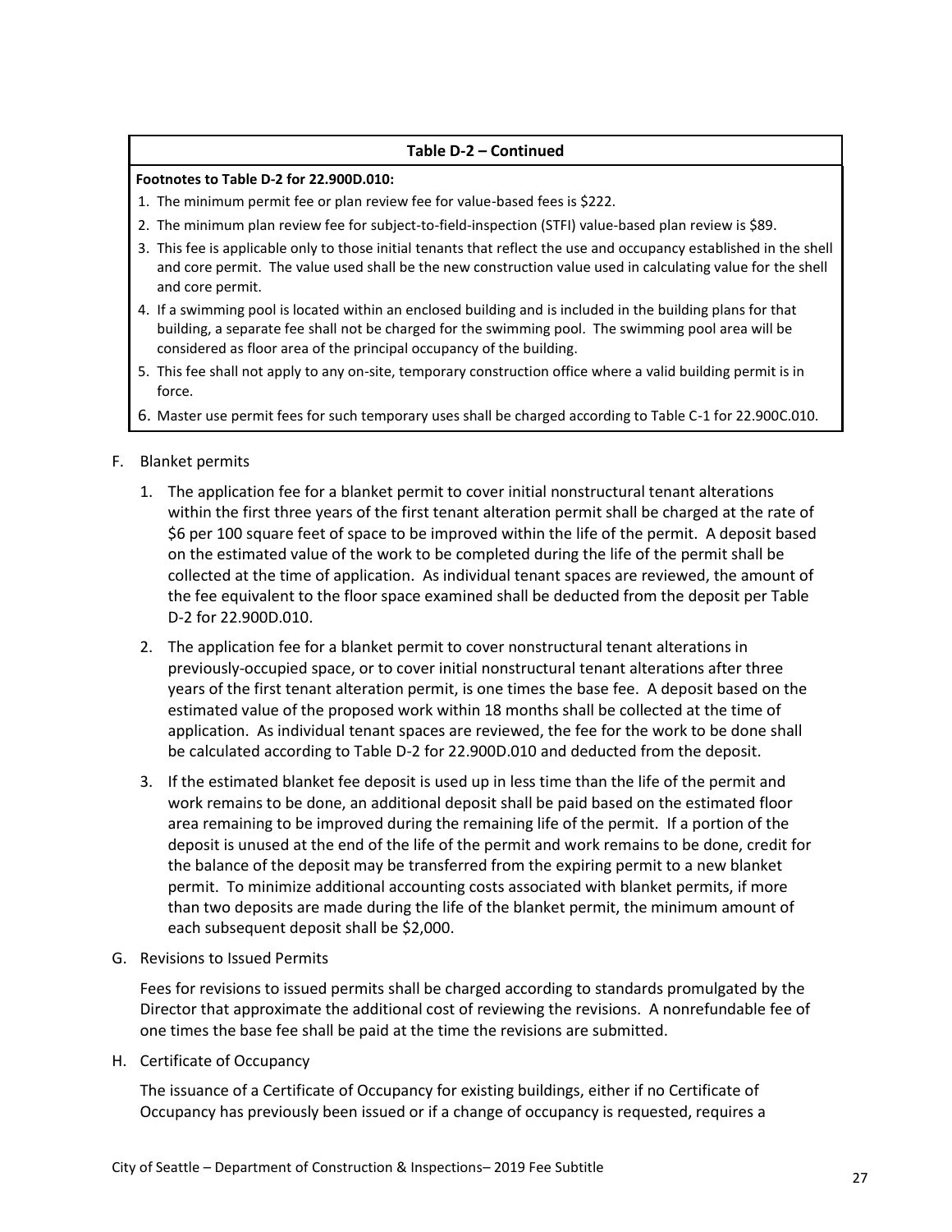| Table D-2 – Continued |
|---|
| **Footnotes to Table D-2 for 22.900D.010:**<br>1. The minimum permit fee or plan review fee for value-based fees is $222.<br>2. The minimum plan review fee for subject-to-field-inspection (STFI) value-based plan review is $89.<br>3. This fee is applicable only to those initial tenants that reflect the use and occupancy established in the shell and core permit. The value used shall be the new construction value used in calculating value for the shell and core permit.<br>4. If a swimming pool is located within an enclosed building and is included in the building plans for that building, a separate fee shall not be charged for the swimming pool. The swimming pool area will be considered as floor area of the principal occupancy of the building.<br>5. This fee shall not apply to any on-site, temporary construction office where a valid building permit is in force.<br>6. Master use permit fees for such temporary uses shall be charged according to Table C-1 for 22.900C.010. |

F. Blanket permits

1. The application fee for a blanket permit to cover initial nonstructural tenant alterations within the first three years of the first tenant alteration permit shall be charged at the rate of $6 per 100 square feet of space to be improved within the life of the permit. A deposit based on the estimated value of the work to be completed during the life of the permit shall be collected at the time of application. As individual tenant spaces are reviewed, the amount of the fee equivalent to the floor space examined shall be deducted from the deposit per Table D-2 for 22.900D.010.

2. The application fee for a blanket permit to cover nonstructural tenant alterations in previously-occupied space, or to cover initial nonstructural tenant alterations after three years of the first tenant alteration permit, is one times the base fee. A deposit based on the estimated value of the proposed work within 18 months shall be collected at the time of application. As individual tenant spaces are reviewed, the fee for the work to be done shall be calculated according to Table D-2 for 22.900D.010 and deducted from the deposit.

3. If the estimated blanket fee deposit is used up in less time than the life of the permit and work remains to be done, an additional deposit shall be paid based on the estimated floor area remaining to be improved during the remaining life of the permit. If a portion of the deposit is unused at the end of the life of the permit and work remains to be done, credit for the balance of the deposit may be transferred from the expiring permit to a new blanket permit. To minimize additional accounting costs associated with blanket permits, if more than two deposits are made during the life of the blanket permit, the minimum amount of each subsequent deposit shall be $2,000.

G. Revisions to Issued Permits

Fees for revisions to issued permits shall be charged according to standards promulgated by the Director that approximate the additional cost of reviewing the revisions. A nonrefundable fee of one times the base fee shall be paid at the time the revisions are submitted.

H. Certificate of Occupancy

The issuance of a Certificate of Occupancy for existing buildings, either if no Certificate of Occupancy has previously been issued or if a change of occupancy is requested, requires a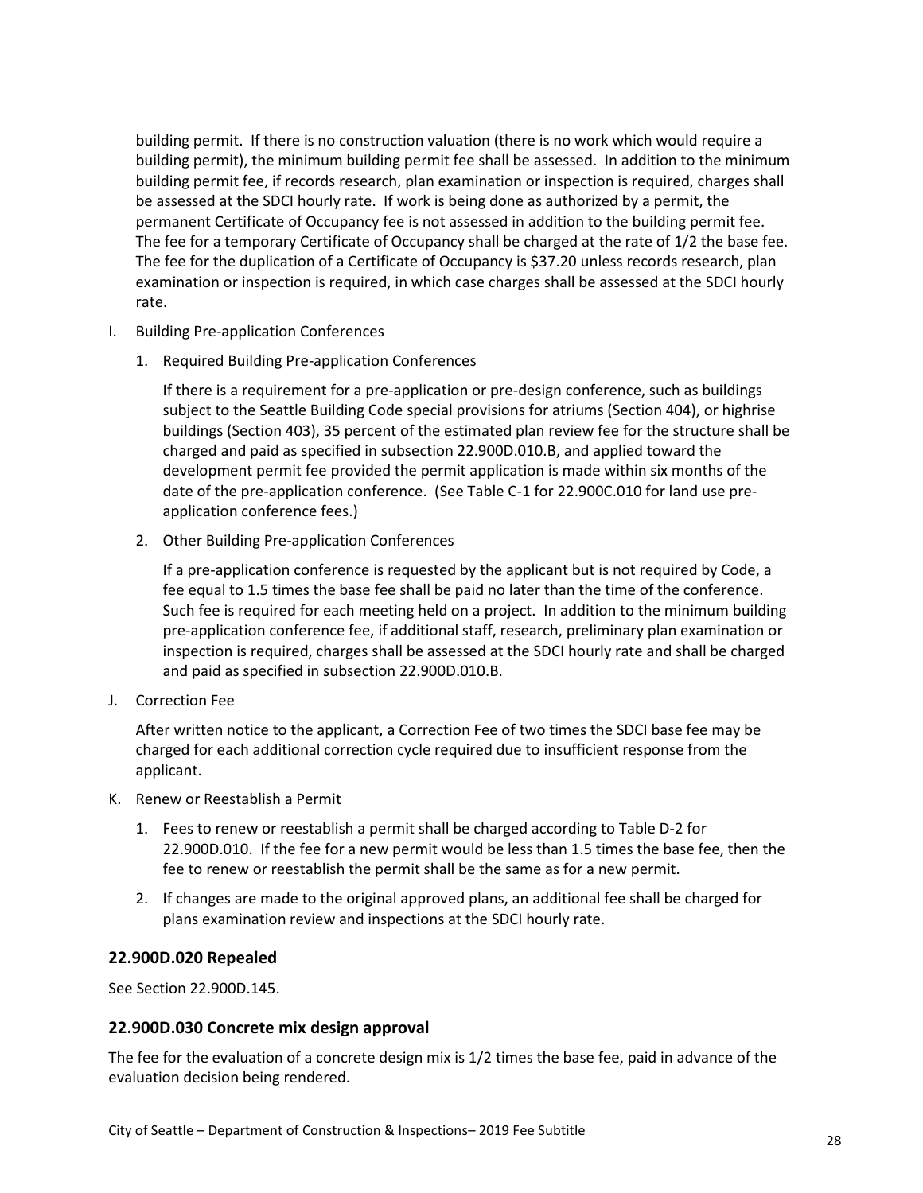building permit. If there is no construction valuation (there is no work which would require a building permit), the minimum building permit fee shall be assessed. In addition to the minimum building permit fee, if records research, plan examination or inspection is required, charges shall be assessed at the SDCI hourly rate. If work is being done as authorized by a permit, the permanent Certificate of Occupancy fee is not assessed in addition to the building permit fee. The fee for a temporary Certificate of Occupancy shall be charged at the rate of 1/2 the base fee. The fee for the duplication of a Certificate of Occupancy is $37.20 unless records research, plan examination or inspection is required, in which case charges shall be assessed at the SDCI hourly rate.

I. Building Pre-application Conferences

   1. Required Building Pre-application Conferences

      If there is a requirement for a pre-application or pre-design conference, such as buildings subject to the Seattle Building Code special provisions for atriums (Section 404), or highrise buildings (Section 403), 35 percent of the estimated plan review fee for the structure shall be charged and paid as specified in subsection 22.900D.010.B, and applied toward the development permit fee provided the permit application is made within six months of the date of the pre-application conference. (See Table C-1 for 22.900C.010 for land use pre-application conference fees.)

   2. Other Building Pre-application Conferences

      If a pre-application conference is requested by the applicant but is not required by Code, a fee equal to 1.5 times the base fee shall be paid no later than the time of the conference. Such fee is required for each meeting held on a project. In addition to the minimum building pre-application conference fee, if additional staff, research, preliminary plan examination or inspection is required, charges shall be assessed at the SDCI hourly rate and shall be charged and paid as specified in subsection 22.900D.010.B.

J. Correction Fee

   After written notice to the applicant, a Correction Fee of two times the SDCI base fee may be charged for each additional correction cycle required due to insufficient response from the applicant.

K. Renew or Reestablish a Permit

   1. Fees to renew or reestablish a permit shall be charged according to Table D-2 for 22.900D.010. If the fee for a new permit would be less than 1.5 times the base fee, then the fee to renew or reestablish the permit shall be the same as for a new permit.

   2. If changes are made to the original approved plans, an additional fee shall be charged for plans examination review and inspections at the SDCI hourly rate.

### 22.900D.020 Repealed

See Section 22.900D.145.

### 22.900D.030 Concrete mix design approval

The fee for the evaluation of a concrete design mix is 1/2 times the base fee, paid in advance of the evaluation decision being rendered.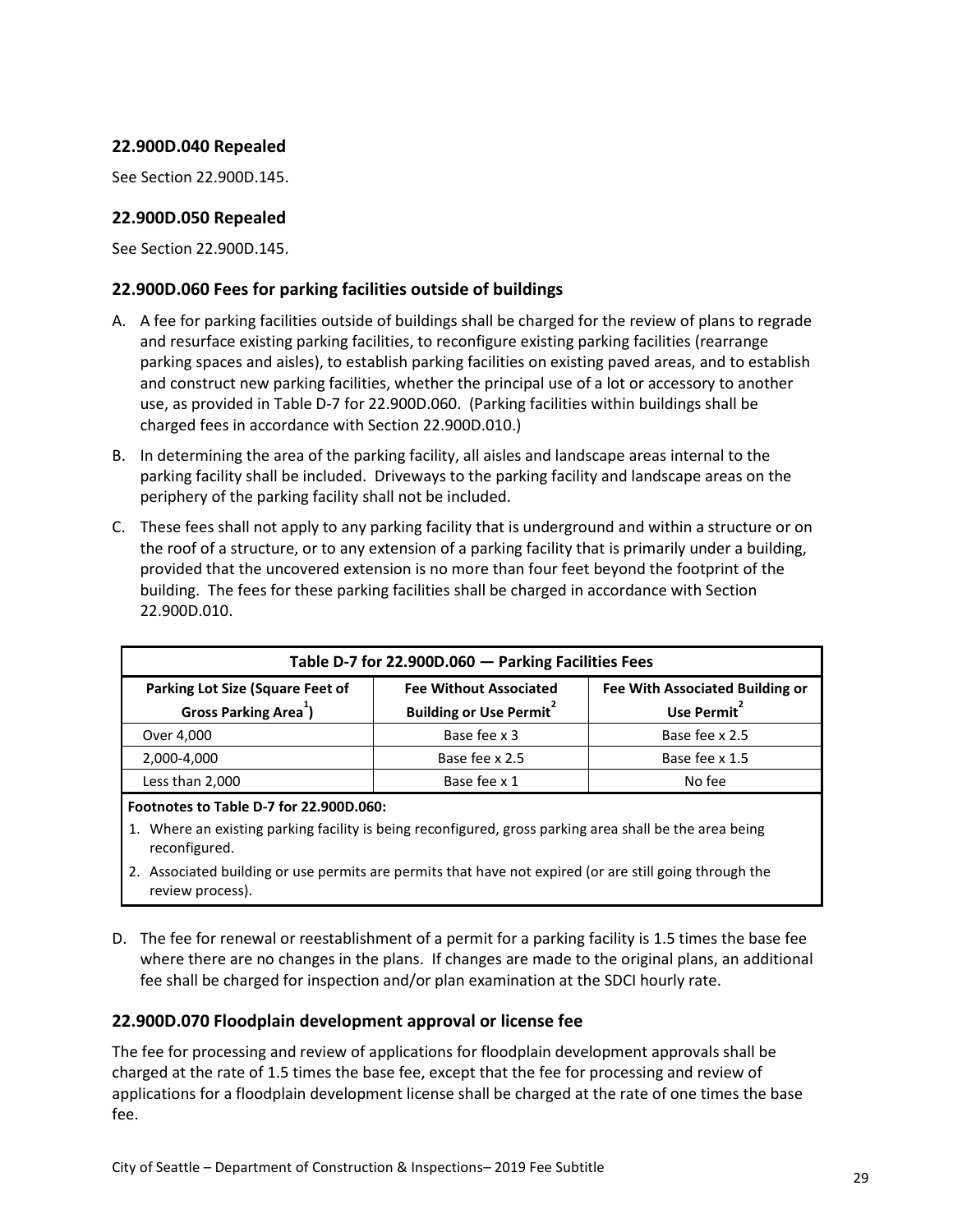### 22.900D.040 Repealed

See Section 22.900D.145.

### 22.900D.050 Repealed

See Section 22.900D.145.

### 22.900D.060 Fees for parking facilities outside of buildings

A. A fee for parking facilities outside of buildings shall be charged for the review of plans to regrade and resurface existing parking facilities, to reconfigure existing parking facilities (rearrange parking spaces and aisles), to establish parking facilities on existing paved areas, and to establish and construct new parking facilities, whether the principal use of a lot or accessory to another use, as provided in Table D-7 for 22.900D.060. (Parking facilities within buildings shall be charged fees in accordance with Section 22.900D.010.)

B. In determining the area of the parking facility, all aisles and landscape areas internal to the parking facility shall be included. Driveways to the parking facility and landscape areas on the periphery of the parking facility shall not be included.

C. These fees shall not apply to any parking facility that is underground and within a structure or on the roof of a structure, or to any extension of a parking facility that is primarily under a building, provided that the uncovered extension is no more than four feet beyond the footprint of the building. The fees for these parking facilities shall be charged in accordance with Section 22.900D.010.

| Table D-7 for 22.900D.060 — Parking Facilities Fees | | |
|---|---|---|
| **Parking Lot Size (Square Feet of Gross Parking Area[1])** | **Fee Without Associated Building or Use Permit[2]** | **Fee With Associated Building or Use Permit[2]** |
| Over 4,000 | Base fee x 3 | Base fee x 2.5 |
| 2,000-4,000 | Base fee x 2.5 | Base fee x 1.5 |
| Less than 2,000 | Base fee x 1 | No fee |

**Footnotes to Table D-7 for 22.900D.060:**

1. Where an existing parking facility is being reconfigured, gross parking area shall be the area being reconfigured.
2. Associated building or use permits are permits that have not expired (or are still going through the review process).

D. The fee for renewal or reestablishment of a permit for a parking facility is 1.5 times the base fee where there are no changes in the plans. If changes are made to the original plans, an additional fee shall be charged for inspection and/or plan examination at the SDCI hourly rate.

### 22.900D.070 Floodplain development approval or license fee

The fee for processing and review of applications for floodplain development approvals shall be charged at the rate of 1.5 times the base fee, except that the fee for processing and review of applications for a floodplain development license shall be charged at the rate of one times the base fee.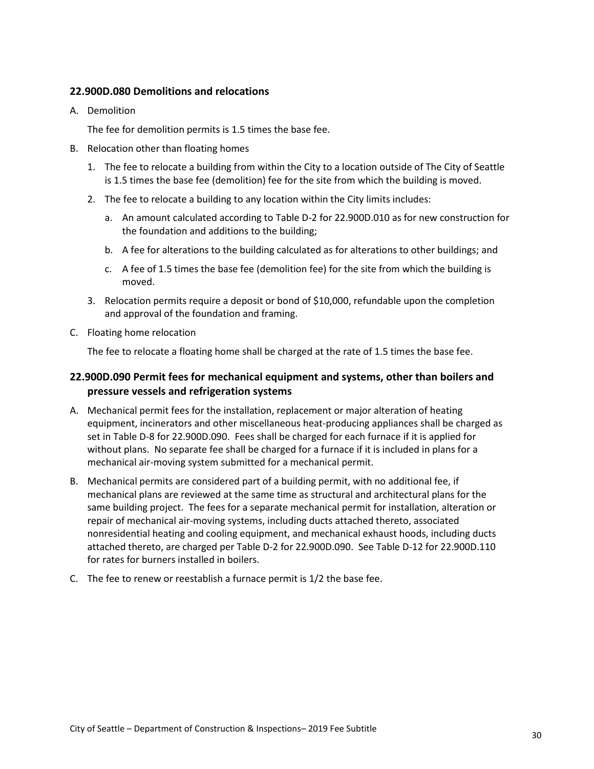### 22.900D.080 Demolitions and relocations

A. Demolition

   The fee for demolition permits is 1.5 times the base fee.

B. Relocation other than floating homes

   1. The fee to relocate a building from within the City to a location outside of The City of Seattle is 1.5 times the base fee (demolition) fee for the site from which the building is moved.

   2. The fee to relocate a building to any location within the City limits includes:

      a. An amount calculated according to Table D-2 for 22.900D.010 as for new construction for the foundation and additions to the building;

      b. A fee for alterations to the building calculated as for alterations to other buildings; and

      c. A fee of 1.5 times the base fee (demolition fee) for the site from which the building is moved.

   3. Relocation permits require a deposit or bond of $10,000, refundable upon the completion and approval of the foundation and framing.

C. Floating home relocation

   The fee to relocate a floating home shall be charged at the rate of 1.5 times the base fee.

### 22.900D.090 Permit fees for mechanical equipment and systems, other than boilers and pressure vessels and refrigeration systems

A. Mechanical permit fees for the installation, replacement or major alteration of heating equipment, incinerators and other miscellaneous heat-producing appliances shall be charged as set in Table D-8 for 22.900D.090. Fees shall be charged for each furnace if it is applied for without plans. No separate fee shall be charged for a furnace if it is included in plans for a mechanical air-moving system submitted for a mechanical permit.

B. Mechanical permits are considered part of a building permit, with no additional fee, if mechanical plans are reviewed at the same time as structural and architectural plans for the same building project. The fees for a separate mechanical permit for installation, alteration or repair of mechanical air-moving systems, including ducts attached thereto, associated nonresidential heating and cooling equipment, and mechanical exhaust hoods, including ducts attached thereto, are charged per Table D-2 for 22.900D.090. See Table D-12 for 22.900D.110 for rates for burners installed in boilers.

C. The fee to renew or reestablish a furnace permit is 1/2 the base fee.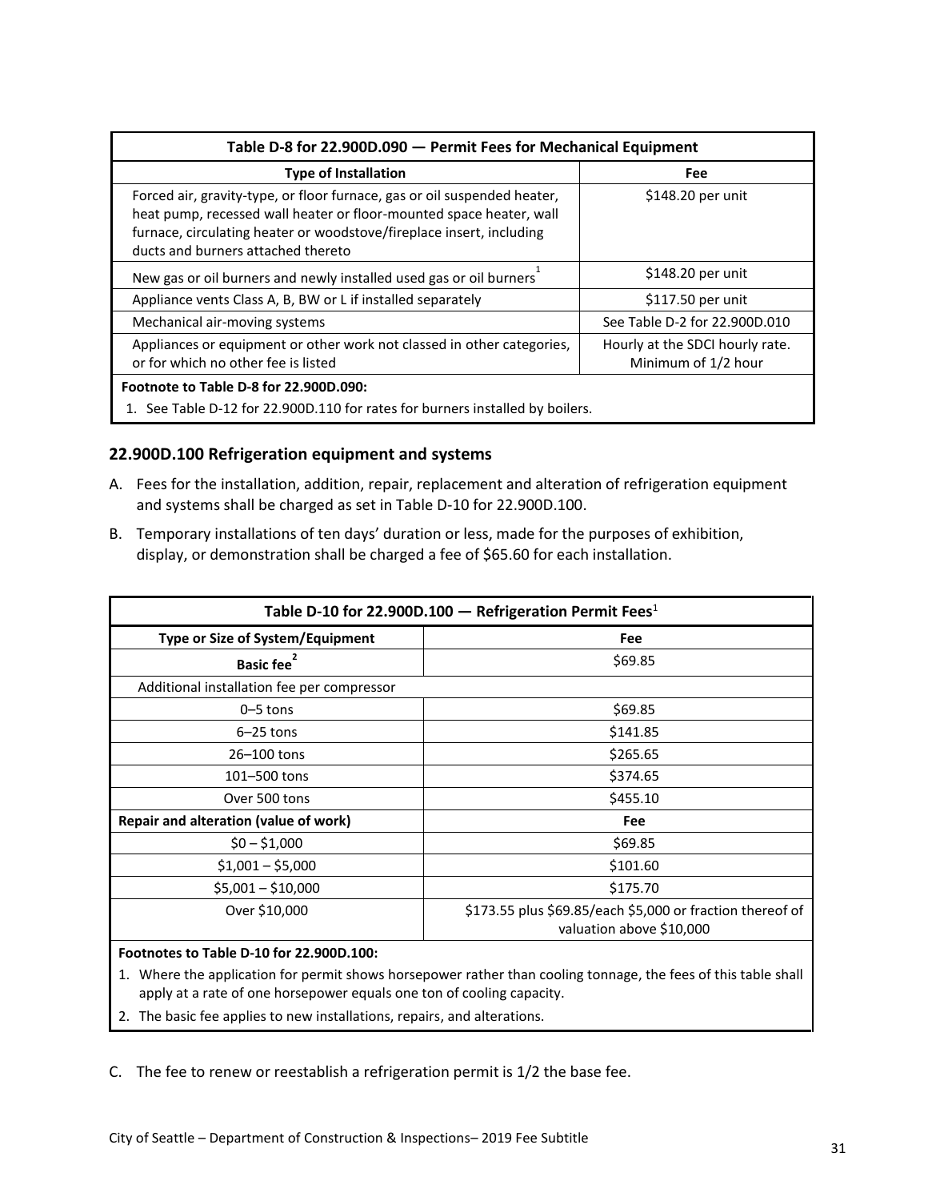| Table D-8 for 22.900D.090 — Permit Fees for Mechanical Equipment | |
|---|---|
| **Type of Installation** | **Fee** |
| Forced air, gravity-type, or floor furnace, gas or oil suspended heater, heat pump, recessed wall heater or floor-mounted space heater, wall furnace, circulating heater or woodstove/fireplace insert, including ducts and burners attached thereto | $148.20 per unit |
| New gas or oil burners and newly installed used gas or oil burners[1] | $148.20 per unit |
| Appliance vents Class A, B, BW or L if installed separately | $117.50 per unit |
| Mechanical air-moving systems | See Table D-2 for 22.900D.010 |
| Appliances or equipment or other work not classed in other categories, or for which no other fee is listed | Hourly at the SDCI hourly rate. Minimum of 1/2 hour |

**Footnote to Table D-8 for 22.900D.090:**

1. See Table D-12 for 22.900D.110 for rates for burners installed by boilers.

### 22.900D.100 Refrigeration equipment and systems

A. Fees for the installation, addition, repair, replacement and alteration of refrigeration equipment and systems shall be charged as set in Table D-10 for 22.900D.100.

B. Temporary installations of ten days' duration or less, made for the purposes of exhibition, display, or demonstration shall be charged a fee of $65.60 for each installation.

| Table D-10 for 22.900D.100 — Refrigeration Permit Fees[1] | |
|---|---|
| **Type or Size of System/Equipment** | **Fee** |
| **Basic fee[2]** | $69.85 |
| Additional installation fee per compressor | |
| 0–5 tons | $69.85 |
| 6–25 tons | $141.85 |
| 26–100 tons | $265.65 |
| 101–500 tons | $374.65 |
| Over 500 tons | $455.10 |
| **Repair and alteration (value of work)** | **Fee** |
| $0 – $1,000 | $69.85 |
| $1,001 – $5,000 | $101.60 |
| $5,001 – $10,000 | $175.70 |
| Over $10,000 | $173.55 plus $69.85/each $5,000 or fraction thereof of valuation above $10,000 |

**Footnotes to Table D-10 for 22.900D.100:**

1. Where the application for permit shows horsepower rather than cooling tonnage, the fees of this table shall apply at a rate of one horsepower equals one ton of cooling capacity.
2. The basic fee applies to new installations, repairs, and alterations.

C. The fee to renew or reestablish a refrigeration permit is 1/2 the base fee.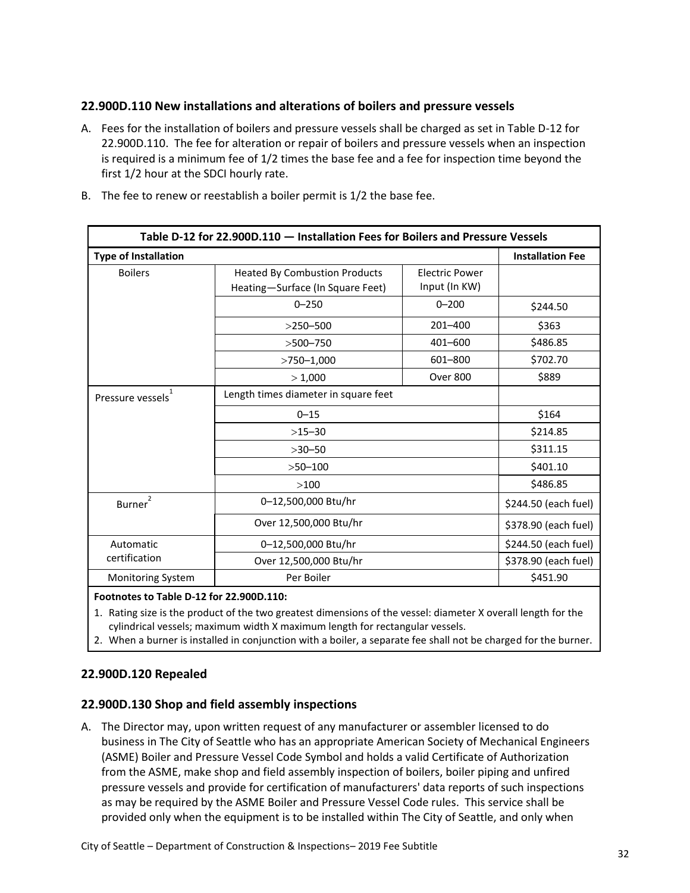### 22.900D.110 New installations and alterations of boilers and pressure vessels

A. Fees for the installation of boilers and pressure vessels shall be charged as set in Table D-12 for 22.900D.110. The fee for alteration or repair of boilers and pressure vessels when an inspection is required is a minimum fee of 1/2 times the base fee and a fee for inspection time beyond the first 1/2 hour at the SDCI hourly rate.

B. The fee to renew or reestablish a boiler permit is 1/2 the base fee.

| Table D-12 for 22.900D.110 — Installation Fees for Boilers and Pressure Vessels | | | |
|---|---|---|---|
| **Type of Installation** | | | **Installation Fee** |
| Boilers | Heated By Combustion Products Heating—Surface (In Square Feet) | Electric Power Input (In KW) | |
| | 0–250 | 0–200 | $244.50 |
| | >250–500 | 201–400 | $363 |
| | >500–750 | 401–600 | $486.85 |
| | >750–1,000 | 601–800 | $702.70 |
| | > 1,000 | Over 800 | $889 |
| Pressure vessels[1] | Length times diameter in square feet | | |
| | 0–15 | | $164 |
| | >15–30 | | $214.85 |
| | >30–50 | | $311.15 |
| | >50–100 | | $401.10 |
| | >100 | | $486.85 |
| Burner[2] | 0–12,500,000 Btu/hr | | $244.50 (each fuel) |
| | Over 12,500,000 Btu/hr | | $378.90 (each fuel) |
| Automatic certification | 0–12,500,000 Btu/hr | | $244.50 (each fuel) |
| | Over 12,500,000 Btu/hr | | $378.90 (each fuel) |
| Monitoring System | Per Boiler | | $451.90 |

**Footnotes to Table D-12 for 22.900D.110:**

1. Rating size is the product of the two greatest dimensions of the vessel: diameter X overall length for the cylindrical vessels; maximum width X maximum length for rectangular vessels.
2. When a burner is installed in conjunction with a boiler, a separate fee shall not be charged for the burner.

### 22.900D.120 Repealed

### 22.900D.130 Shop and field assembly inspections

A. The Director may, upon written request of any manufacturer or assembler licensed to do business in The City of Seattle who has an appropriate American Society of Mechanical Engineers (ASME) Boiler and Pressure Vessel Code Symbol and holds a valid Certificate of Authorization from the ASME, make shop and field assembly inspection of boilers, boiler piping and unfired pressure vessels and provide for certification of manufacturers' data reports of such inspections as may be required by the ASME Boiler and Pressure Vessel Code rules. This service shall be provided only when the equipment is to be installed within The City of Seattle, and only when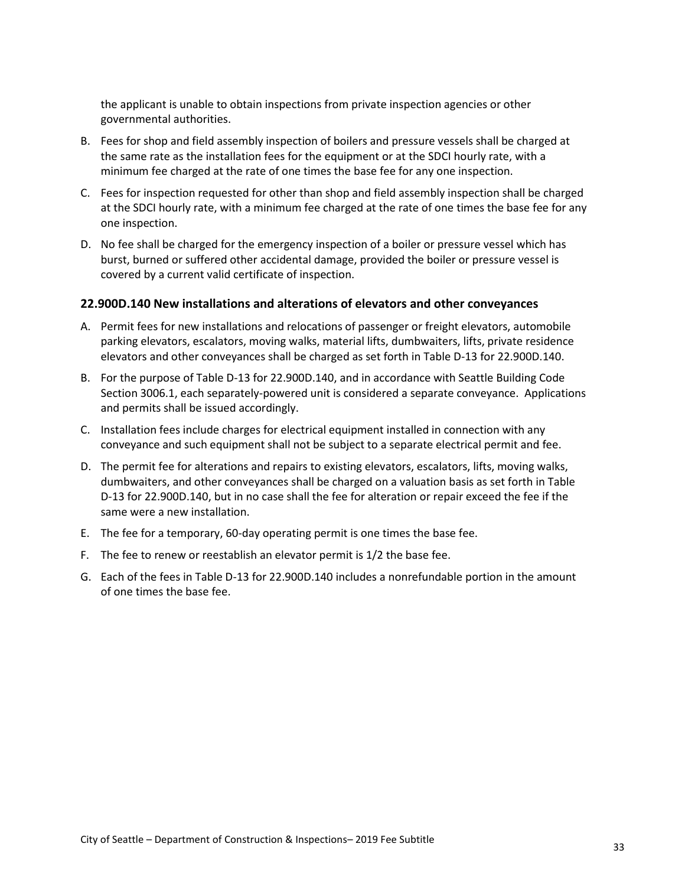the applicant is unable to obtain inspections from private inspection agencies or other governmental authorities.

B. Fees for shop and field assembly inspection of boilers and pressure vessels shall be charged at the same rate as the installation fees for the equipment or at the SDCI hourly rate, with a minimum fee charged at the rate of one times the base fee for any one inspection.

C. Fees for inspection requested for other than shop and field assembly inspection shall be charged at the SDCI hourly rate, with a minimum fee charged at the rate of one times the base fee for any one inspection.

D. No fee shall be charged for the emergency inspection of a boiler or pressure vessel which has burst, burned or suffered other accidental damage, provided the boiler or pressure vessel is covered by a current valid certificate of inspection.

### 22.900D.140 New installations and alterations of elevators and other conveyances

A. Permit fees for new installations and relocations of passenger or freight elevators, automobile parking elevators, escalators, moving walks, material lifts, dumbwaiters, lifts, private residence elevators and other conveyances shall be charged as set forth in Table D-13 for 22.900D.140.

B. For the purpose of Table D-13 for 22.900D.140, and in accordance with Seattle Building Code Section 3006.1, each separately-powered unit is considered a separate conveyance. Applications and permits shall be issued accordingly.

C. Installation fees include charges for electrical equipment installed in connection with any conveyance and such equipment shall not be subject to a separate electrical permit and fee.

D. The permit fee for alterations and repairs to existing elevators, escalators, lifts, moving walks, dumbwaiters, and other conveyances shall be charged on a valuation basis as set forth in Table D-13 for 22.900D.140, but in no case shall the fee for alteration or repair exceed the fee if the same were a new installation.

E. The fee for a temporary, 60-day operating permit is one times the base fee.

F. The fee to renew or reestablish an elevator permit is 1/2 the base fee.

G. Each of the fees in Table D-13 for 22.900D.140 includes a nonrefundable portion in the amount of one times the base fee.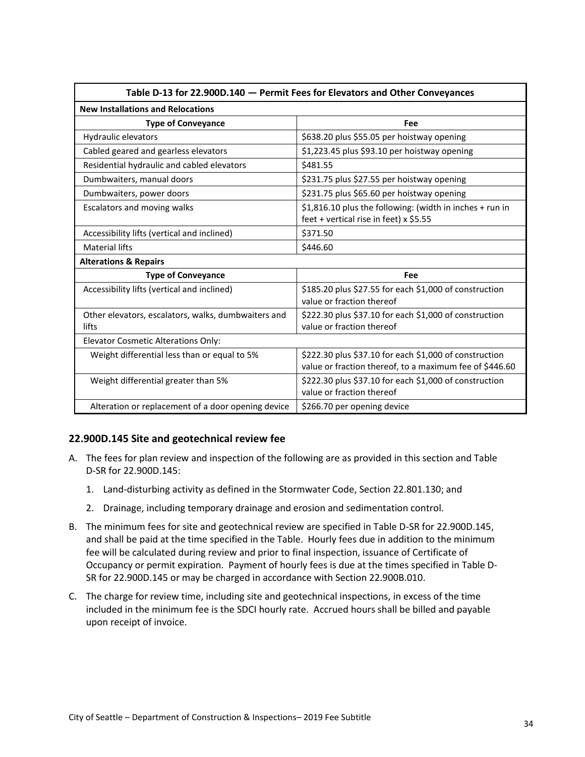| Table D-13 for 22.900D.140 — Permit Fees for Elevators and Other Conveyances | |
|---|---|
| **New Installations and Relocations** | |
| **Type of Conveyance** | **Fee** |
| Hydraulic elevators | $638.20 plus $55.05 per hoistway opening |
| Cabled geared and gearless elevators | $1,223.45 plus $93.10 per hoistway opening |
| Residential hydraulic and cabled elevators | $481.55 |
| Dumbwaiters, manual doors | $231.75 plus $27.55 per hoistway opening |
| Dumbwaiters, power doors | $231.75 plus $65.60 per hoistway opening |
| Escalators and moving walks | $1,816.10 plus the following: (width in inches + run in feet + vertical rise in feet) x $5.55 |
| Accessibility lifts (vertical and inclined) | $371.50 |
| Material lifts | $446.60 |
| **Alterations & Repairs** | |
| **Type of Conveyance** | **Fee** |
| Accessibility lifts (vertical and inclined) | $185.20 plus $27.55 for each $1,000 of construction value or fraction thereof |
| Other elevators, escalators, walks, dumbwaiters and lifts | $222.30 plus $37.10 for each $1,000 of construction value or fraction thereof |
| Elevator Cosmetic Alterations Only: | |
| Weight differential less than or equal to 5% | $222.30 plus $37.10 for each $1,000 of construction value or fraction thereof, to a maximum fee of $446.60 |
| Weight differential greater than 5% | $222.30 plus $37.10 for each $1,000 of construction value or fraction thereof |
| Alteration or replacement of a door opening device | $266.70 per opening device |

## 22.900D.145 Site and geotechnical review fee

A. The fees for plan review and inspection of the following are as provided in this section and Table D-SR for 22.900D.145:

   1. Land-disturbing activity as defined in the Stormwater Code, Section 22.801.130; and

   2. Drainage, including temporary drainage and erosion and sedimentation control.

B. The minimum fees for site and geotechnical review are specified in Table D-SR for 22.900D.145, and shall be paid at the time specified in the Table. Hourly fees due in addition to the minimum fee will be calculated during review and prior to final inspection, issuance of Certificate of Occupancy or permit expiration. Payment of hourly fees is due at the times specified in Table D-SR for 22.900D.145 or may be charged in accordance with Section 22.900B.010.

C. The charge for review time, including site and geotechnical inspections, in excess of the time included in the minimum fee is the SDCI hourly rate. Accrued hours shall be billed and payable upon receipt of invoice.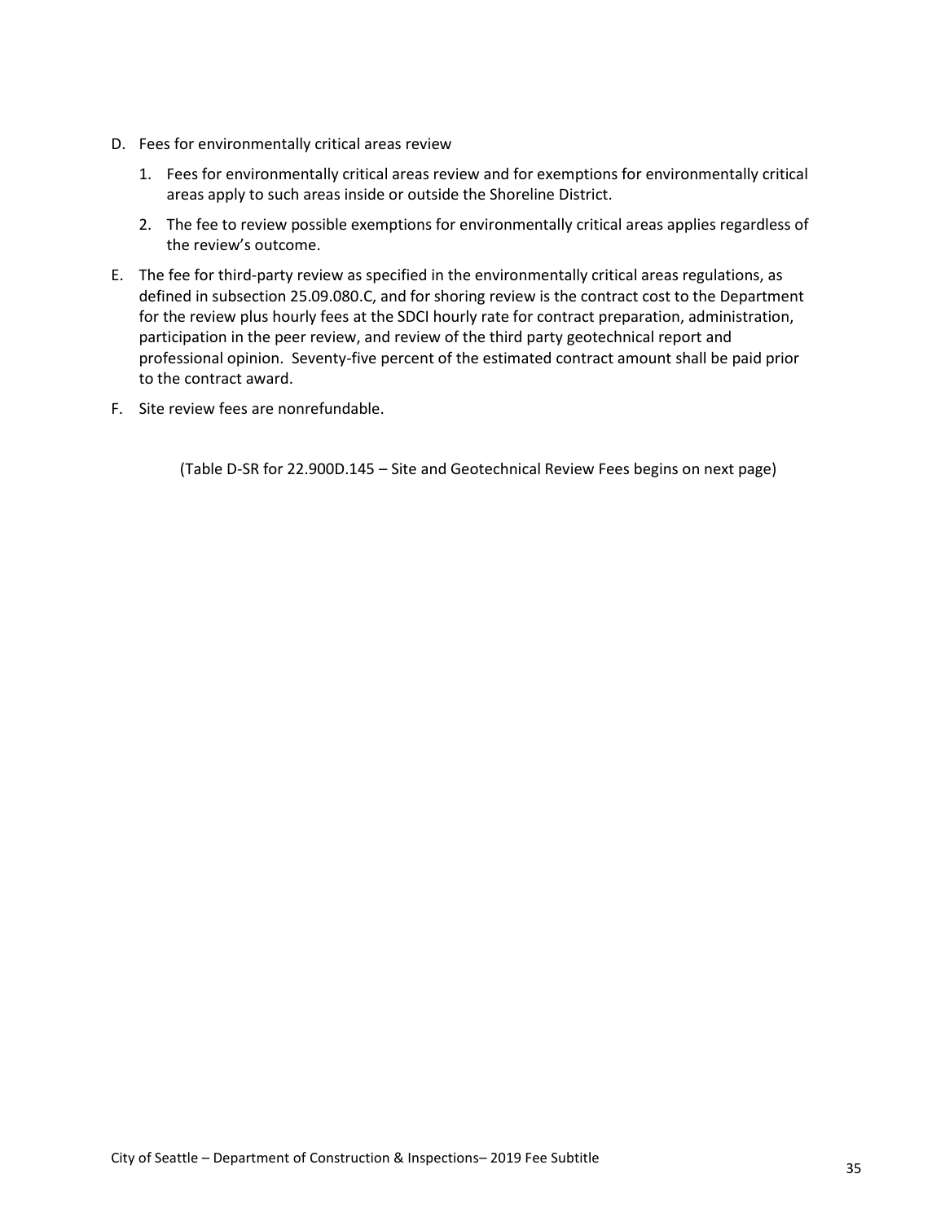D. Fees for environmentally critical areas review

   1. Fees for environmentally critical areas review and for exemptions for environmentally critical areas apply to such areas inside or outside the Shoreline District.

   2. The fee to review possible exemptions for environmentally critical areas applies regardless of the review's outcome.

E. The fee for third-party review as specified in the environmentally critical areas regulations, as defined in subsection 25.09.080.C, and for shoring review is the contract cost to the Department for the review plus hourly fees at the SDCI hourly rate for contract preparation, administration, participation in the peer review, and review of the third party geotechnical report and professional opinion. Seventy-five percent of the estimated contract amount shall be paid prior to the contract award.

F. Site review fees are nonrefundable.

(Table D-SR for 22.900D.145 – Site and Geotechnical Review Fees begins on next page)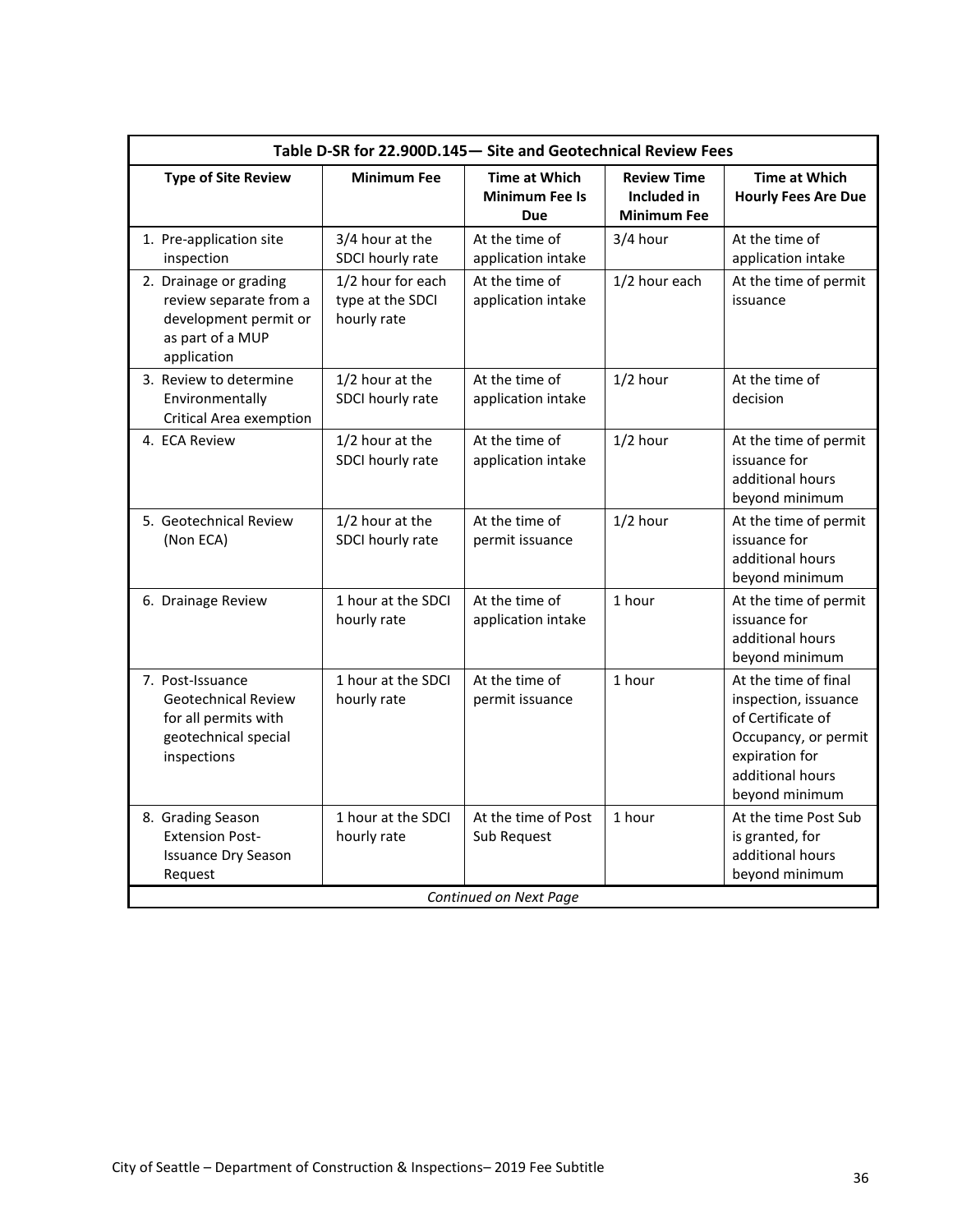**Table D-SR for 22.900D.145— Site and Geotechnical Review Fees**

| Type of Site Review | Minimum Fee | Time at Which Minimum Fee Is Due | Review Time Included in Minimum Fee | Time at Which Hourly Fees Are Due |
|---|---|---|---|---|
| 1. Pre-application site inspection | 3/4 hour at the SDCI hourly rate | At the time of application intake | 3/4 hour | At the time of application intake |
| 2. Drainage or grading review separate from a development permit or as part of a MUP application | 1/2 hour for each type at the SDCI hourly rate | At the time of application intake | 1/2 hour each | At the time of permit issuance |
| 3. Review to determine Environmentally Critical Area exemption | 1/2 hour at the SDCI hourly rate | At the time of application intake | 1/2 hour | At the time of decision |
| 4. ECA Review | 1/2 hour at the SDCI hourly rate | At the time of application intake | 1/2 hour | At the time of permit issuance for additional hours beyond minimum |
| 5. Geotechnical Review (Non ECA) | 1/2 hour at the SDCI hourly rate | At the time of permit issuance | 1/2 hour | At the time of permit issuance for additional hours beyond minimum |
| 6. Drainage Review | 1 hour at the SDCI hourly rate | At the time of application intake | 1 hour | At the time of permit issuance for additional hours beyond minimum |
| 7. Post-Issuance Geotechnical Review for all permits with geotechnical special inspections | 1 hour at the SDCI hourly rate | At the time of permit issuance | 1 hour | At the time of final inspection, issuance of Certificate of Occupancy, or permit expiration for additional hours beyond minimum |
| 8. Grading Season Extension Post-Issuance Dry Season Request | 1 hour at the SDCI hourly rate | At the time of Post Sub Request | 1 hour | At the time Post Sub is granted, for additional hours beyond minimum |

*Continued on Next Page*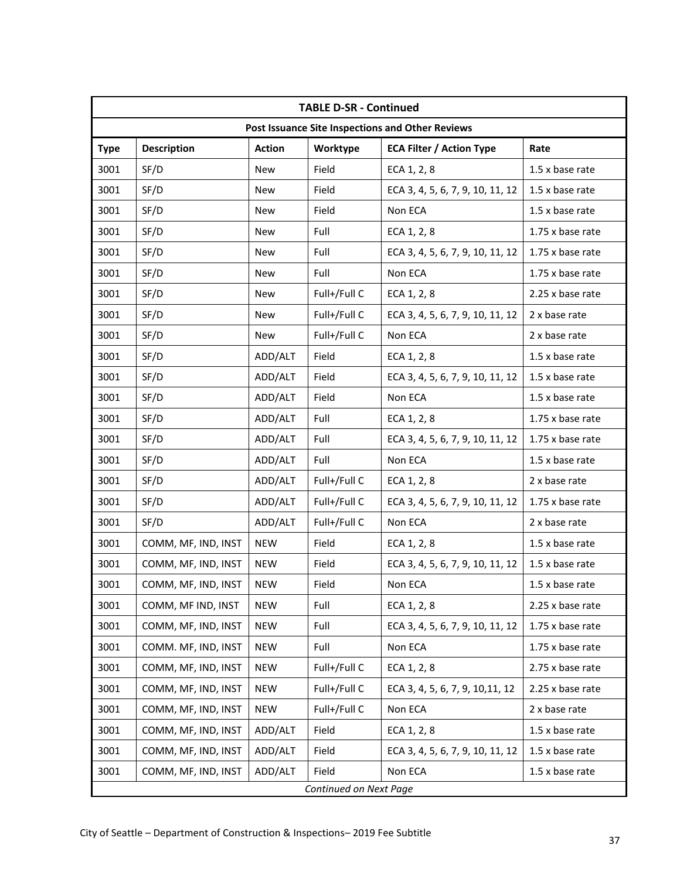| TABLE D-SR - Continued | | | | | |
|---|---|---|---|---|---|
| **Post Issuance Site Inspections and Other Reviews** | | | | | |
| **Type** | **Description** | **Action** | **Worktype** | **ECA Filter / Action Type** | **Rate** |
| 3001 | SF/D | New | Field | ECA 1, 2, 8 | 1.5 x base rate |
| 3001 | SF/D | New | Field | ECA 3, 4, 5, 6, 7, 9, 10, 11, 12 | 1.5 x base rate |
| 3001 | SF/D | New | Field | Non ECA | 1.5 x base rate |
| 3001 | SF/D | New | Full | ECA 1, 2, 8 | 1.75 x base rate |
| 3001 | SF/D | New | Full | ECA 3, 4, 5, 6, 7, 9, 10, 11, 12 | 1.75 x base rate |
| 3001 | SF/D | New | Full | Non ECA | 1.75 x base rate |
| 3001 | SF/D | New | Full+/Full C | ECA 1, 2, 8 | 2.25 x base rate |
| 3001 | SF/D | New | Full+/Full C | ECA 3, 4, 5, 6, 7, 9, 10, 11, 12 | 2 x base rate |
| 3001 | SF/D | New | Full+/Full C | Non ECA | 2 x base rate |
| 3001 | SF/D | ADD/ALT | Field | ECA 1, 2, 8 | 1.5 x base rate |
| 3001 | SF/D | ADD/ALT | Field | ECA 3, 4, 5, 6, 7, 9, 10, 11, 12 | 1.5 x base rate |
| 3001 | SF/D | ADD/ALT | Field | Non ECA | 1.5 x base rate |
| 3001 | SF/D | ADD/ALT | Full | ECA 1, 2, 8 | 1.75 x base rate |
| 3001 | SF/D | ADD/ALT | Full | ECA 3, 4, 5, 6, 7, 9, 10, 11, 12 | 1.75 x base rate |
| 3001 | SF/D | ADD/ALT | Full | Non ECA | 1.5 x base rate |
| 3001 | SF/D | ADD/ALT | Full+/Full C | ECA 1, 2, 8 | 2 x base rate |
| 3001 | SF/D | ADD/ALT | Full+/Full C | ECA 3, 4, 5, 6, 7, 9, 10, 11, 12 | 1.75 x base rate |
| 3001 | SF/D | ADD/ALT | Full+/Full C | Non ECA | 2 x base rate |
| 3001 | COMM, MF, IND, INST | NEW | Field | ECA 1, 2, 8 | 1.5 x base rate |
| 3001 | COMM, MF, IND, INST | NEW | Field | ECA 3, 4, 5, 6, 7, 9, 10, 11, 12 | 1.5 x base rate |
| 3001 | COMM, MF, IND, INST | NEW | Field | Non ECA | 1.5 x base rate |
| 3001 | COMM, MF IND, INST | NEW | Full | ECA 1, 2, 8 | 2.25 x base rate |
| 3001 | COMM, MF, IND, INST | NEW | Full | ECA 3, 4, 5, 6, 7, 9, 10, 11, 12 | 1.75 x base rate |
| 3001 | COMM. MF, IND, INST | NEW | Full | Non ECA | 1.75 x base rate |
| 3001 | COMM, MF, IND, INST | NEW | Full+/Full C | ECA 1, 2, 8 | 2.75 x base rate |
| 3001 | COMM, MF, IND, INST | NEW | Full+/Full C | ECA 3, 4, 5, 6, 7, 9, 10,11, 12 | 2.25 x base rate |
| 3001 | COMM, MF, IND, INST | NEW | Full+/Full C | Non ECA | 2 x base rate |
| 3001 | COMM, MF, IND, INST | ADD/ALT | Field | ECA 1, 2, 8 | 1.5 x base rate |
| 3001 | COMM, MF, IND, INST | ADD/ALT | Field | ECA 3, 4, 5, 6, 7, 9, 10, 11, 12 | 1.5 x base rate |
| 3001 | COMM, MF, IND, INST | ADD/ALT | Field | Non ECA | 1.5 x base rate |
| *Continued on Next Page* | | | | | |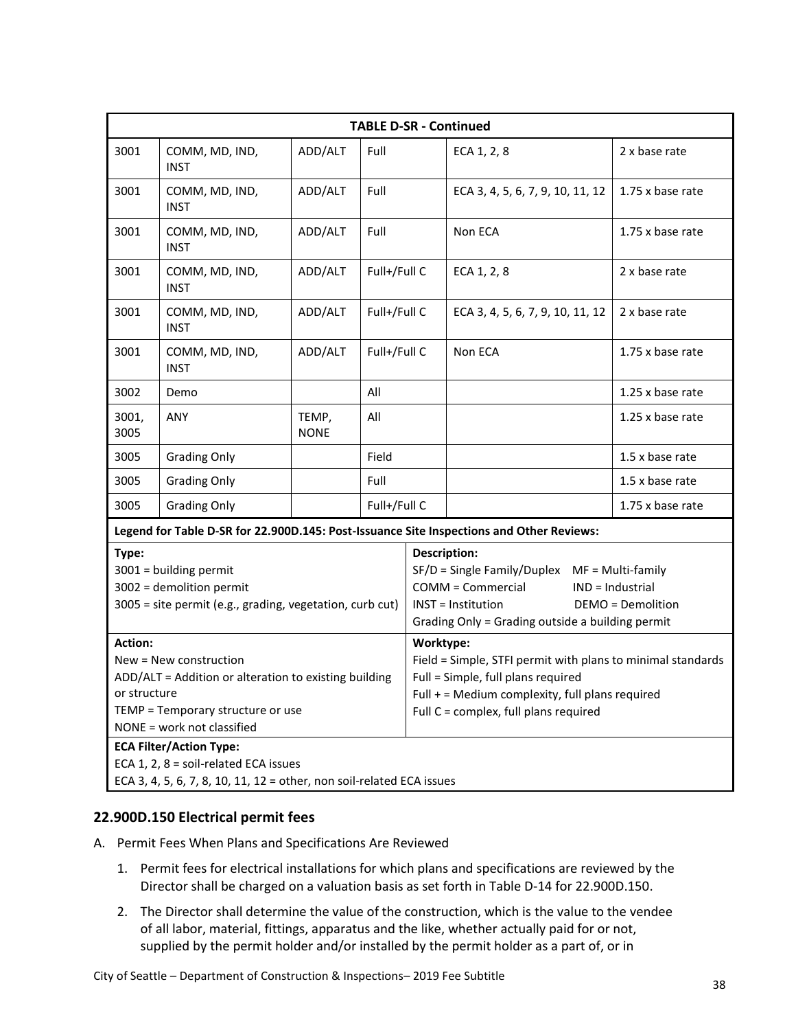| TABLE D-SR - Continued | | | | | |
|---|---|---|---|---|---|
| 3001 | COMM, MD, IND, INST | ADD/ALT | Full | ECA 1, 2, 8 | 2 x base rate |
| 3001 | COMM, MD, IND, INST | ADD/ALT | Full | ECA 3, 4, 5, 6, 7, 9, 10, 11, 12 | 1.75 x base rate |
| 3001 | COMM, MD, IND, INST | ADD/ALT | Full | Non ECA | 1.75 x base rate |
| 3001 | COMM, MD, IND, INST | ADD/ALT | Full+/Full C | ECA 1, 2, 8 | 2 x base rate |
| 3001 | COMM, MD, IND, INST | ADD/ALT | Full+/Full C | ECA 3, 4, 5, 6, 7, 9, 10, 11, 12 | 2 x base rate |
| 3001 | COMM, MD, IND, INST | ADD/ALT | Full+/Full C | Non ECA | 1.75 x base rate |
| 3002 | Demo | | All | | 1.25 x base rate |
| 3001, 3005 | ANY | TEMP, NONE | All | | 1.25 x base rate |
| 3005 | Grading Only | | Field | | 1.5 x base rate |
| 3005 | Grading Only | | Full | | 1.5 x base rate |
| 3005 | Grading Only | | Full+/Full C | | 1.75 x base rate |

**Legend for Table D-SR for 22.900D.145: Post-Issuance Site Inspections and Other Reviews:**

**Type:**
3001 = building permit
3002 = demolition permit
3005 = site permit (e.g., grading, vegetation, curb cut)

**Description:**
SF/D = Single Family/Duplex MF = Multi-family
COMM = Commercial IND = Industrial
INST = Institution DEMO = Demolition
Grading Only = Grading outside a building permit

**Action:**
New = New construction
ADD/ALT = Addition or alteration to existing building or structure
TEMP = Temporary structure or use
NONE = work not classified

**Worktype:**
Field = Simple, STFI permit with plans to minimal standards
Full = Simple, full plans required
Full + = Medium complexity, full plans required
Full C = complex, full plans required

**ECA Filter/Action Type:**
ECA 1, 2, 8 = soil-related ECA issues
ECA 3, 4, 5, 6, 7, 8, 10, 11, 12 = other, non soil-related ECA issues

## 22.900D.150 Electrical permit fees

A. Permit Fees When Plans and Specifications Are Reviewed

1. Permit fees for electrical installations for which plans and specifications are reviewed by the Director shall be charged on a valuation basis as set forth in Table D-14 for 22.900D.150.

2. The Director shall determine the value of the construction, which is the value to the vendee of all labor, material, fittings, apparatus and the like, whether actually paid for or not, supplied by the permit holder and/or installed by the permit holder as a part of, or in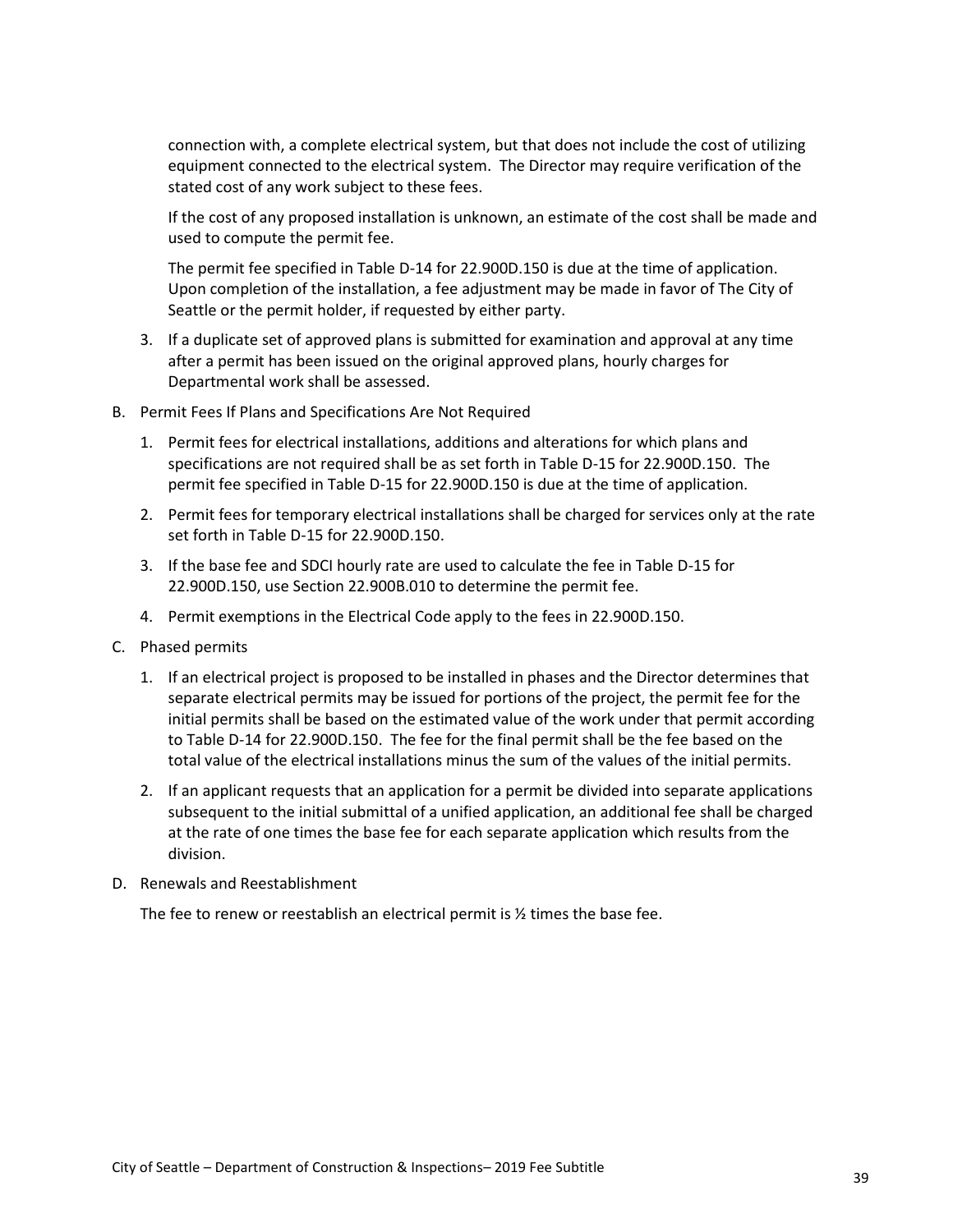connection with, a complete electrical system, but that does not include the cost of utilizing equipment connected to the electrical system. The Director may require verification of the stated cost of any work subject to these fees.

If the cost of any proposed installation is unknown, an estimate of the cost shall be made and used to compute the permit fee.

The permit fee specified in Table D-14 for 22.900D.150 is due at the time of application. Upon completion of the installation, a fee adjustment may be made in favor of The City of Seattle or the permit holder, if requested by either party.

3. If a duplicate set of approved plans is submitted for examination and approval at any time after a permit has been issued on the original approved plans, hourly charges for Departmental work shall be assessed.

B. Permit Fees If Plans and Specifications Are Not Required

   1. Permit fees for electrical installations, additions and alterations for which plans and specifications are not required shall be as set forth in Table D-15 for 22.900D.150. The permit fee specified in Table D-15 for 22.900D.150 is due at the time of application.

   2. Permit fees for temporary electrical installations shall be charged for services only at the rate set forth in Table D-15 for 22.900D.150.

   3. If the base fee and SDCI hourly rate are used to calculate the fee in Table D-15 for 22.900D.150, use Section 22.900B.010 to determine the permit fee.

   4. Permit exemptions in the Electrical Code apply to the fees in 22.900D.150.

C. Phased permits

   1. If an electrical project is proposed to be installed in phases and the Director determines that separate electrical permits may be issued for portions of the project, the permit fee for the initial permits shall be based on the estimated value of the work under that permit according to Table D-14 for 22.900D.150. The fee for the final permit shall be the fee based on the total value of the electrical installations minus the sum of the values of the initial permits.

   2. If an applicant requests that an application for a permit be divided into separate applications subsequent to the initial submittal of a unified application, an additional fee shall be charged at the rate of one times the base fee for each separate application which results from the division.

D. Renewals and Reestablishment

   The fee to renew or reestablish an electrical permit is ½ times the base fee.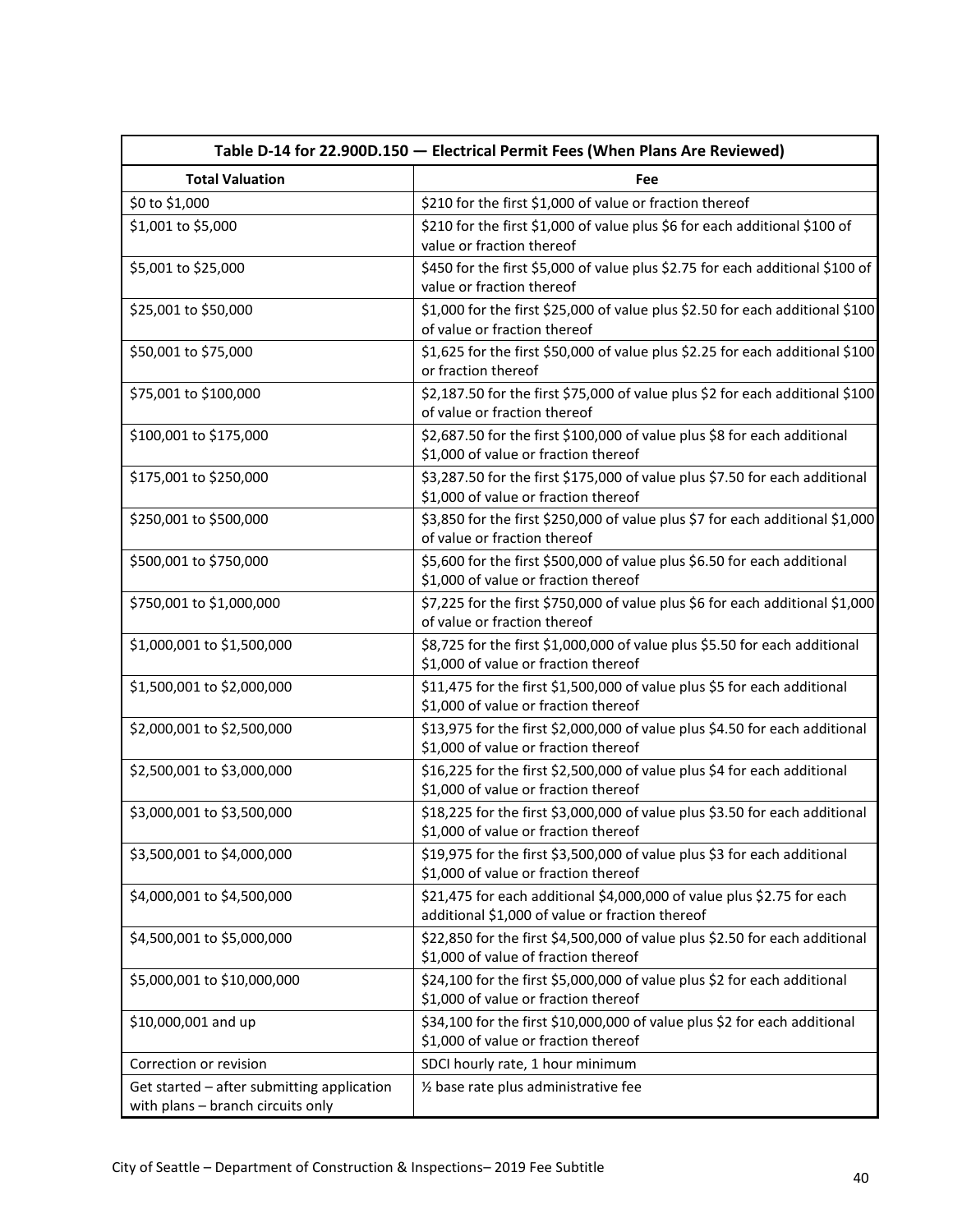| Table D-14 for 22.900D.150 — Electrical Permit Fees (When Plans Are Reviewed) | |
|---|---|
| **Total Valuation** | **Fee** |
| $0 to $1,000 | $210 for the first $1,000 of value or fraction thereof |
| $1,001 to $5,000 | $210 for the first $1,000 of value plus $6 for each additional $100 of value or fraction thereof |
| $5,001 to $25,000 | $450 for the first $5,000 of value plus $2.75 for each additional $100 of value or fraction thereof |
| $25,001 to $50,000 | $1,000 for the first $25,000 of value plus $2.50 for each additional $100 of value or fraction thereof |
| $50,001 to $75,000 | $1,625 for the first $50,000 of value plus $2.25 for each additional $100 or fraction thereof |
| $75,001 to $100,000 | $2,187.50 for the first $75,000 of value plus $2 for each additional $100 of value or fraction thereof |
| $100,001 to $175,000 | $2,687.50 for the first $100,000 of value plus $8 for each additional $1,000 of value or fraction thereof |
| $175,001 to $250,000 | $3,287.50 for the first $175,000 of value plus $7.50 for each additional $1,000 of value or fraction thereof |
| $250,001 to $500,000 | $3,850 for the first $250,000 of value plus $7 for each additional $1,000 of value or fraction thereof |
| $500,001 to $750,000 | $5,600 for the first $500,000 of value plus $6.50 for each additional $1,000 of value or fraction thereof |
| $750,001 to $1,000,000 | $7,225 for the first $750,000 of value plus $6 for each additional $1,000 of value or fraction thereof |
| $1,000,001 to $1,500,000 | $8,725 for the first $1,000,000 of value plus $5.50 for each additional $1,000 of value or fraction thereof |
| $1,500,001 to $2,000,000 | $11,475 for the first $1,500,000 of value plus $5 for each additional $1,000 of value or fraction thereof |
| $2,000,001 to $2,500,000 | $13,975 for the first $2,000,000 of value plus $4.50 for each additional $1,000 of value or fraction thereof |
| $2,500,001 to $3,000,000 | $16,225 for the first $2,500,000 of value plus $4 for each additional $1,000 of value or fraction thereof |
| $3,000,001 to $3,500,000 | $18,225 for the first $3,000,000 of value plus $3.50 for each additional $1,000 of value or fraction thereof |
| $3,500,001 to $4,000,000 | $19,975 for the first $3,500,000 of value plus $3 for each additional $1,000 of value or fraction thereof |
| $4,000,001 to $4,500,000 | $21,475 for each additional $4,000,000 of value plus $2.75 for each additional $1,000 of value or fraction thereof |
| $4,500,001 to $5,000,000 | $22,850 for the first $4,500,000 of value plus $2.50 for each additional $1,000 of value of fraction thereof |
| $5,000,001 to $10,000,000 | $24,100 for the first $5,000,000 of value plus $2 for each additional $1,000 of value or fraction thereof |
| $10,000,001 and up | $34,100 for the first $10,000,000 of value plus $2 for each additional $1,000 of value or fraction thereof |
| Correction or revision | SDCI hourly rate, 1 hour minimum |
| Get started – after submitting application with plans – branch circuits only | ½ base rate plus administrative fee |

City of Seattle – Department of Construction & Inspections– 2019 Fee Subtitle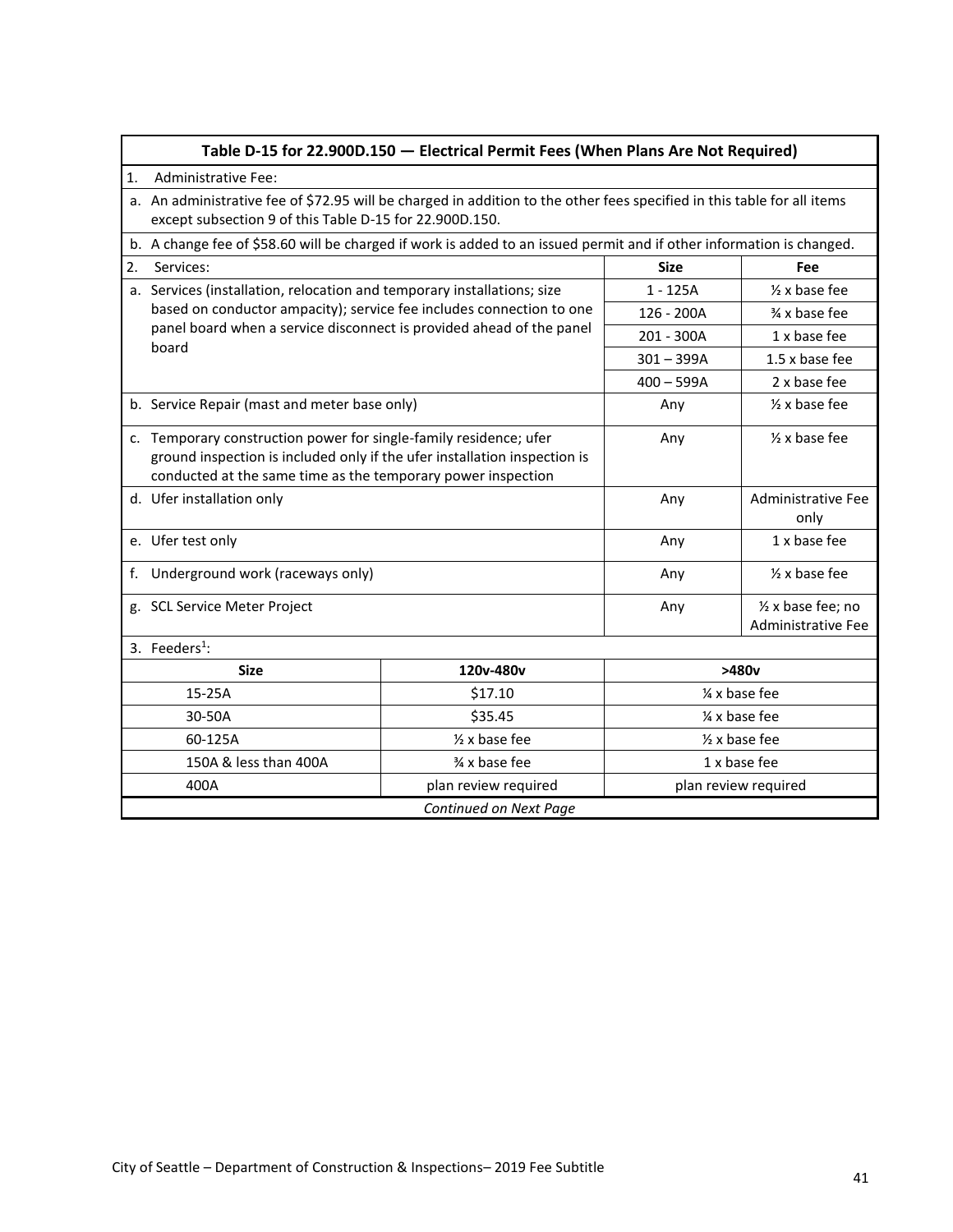**Table D-15 for 22.900D.150 — Electrical Permit Fees (When Plans Are Not Required)**

1. Administrative Fee:

a. An administrative fee of $72.95 will be charged in addition to the other fees specified in this table for all items except subsection 9 of this Table D-15 for 22.900D.150.

b. A change fee of $58.60 will be charged if work is added to an issued permit and if other information is changed.

| 2. Services: | Size | Fee |
|---|---|---|
| a. Services (installation, relocation and temporary installations; size based on conductor ampacity); service fee includes connection to one panel board when a service disconnect is provided ahead of the panel board | 1 - 125A | ½ x base fee |
| | 126 - 200A | ¾ x base fee |
| | 201 - 300A | 1 x base fee |
| | 301 – 399A | 1.5 x base fee |
| | 400 – 599A | 2 x base fee |
| b. Service Repair (mast and meter base only) | Any | ½ x base fee |
| c. Temporary construction power for single-family residence; ufer ground inspection is included only if the ufer installation inspection is conducted at the same time as the temporary power inspection | Any | ½ x base fee |
| d. Ufer installation only | Any | Administrative Fee only |
| e. Ufer test only | Any | 1 x base fee |
| f. Underground work (raceways only) | Any | ½ x base fee |
| g. SCL Service Meter Project | Any | ½ x base fee; no Administrative Fee |

3. Feeders[1]:

| Size | 120v-480v | >480v |
|---|---|---|
| 15-25A | $17.10 | ¼ x base fee |
| 30-50A | $35.45 | ¼ x base fee |
| 60-125A | ½ x base fee | ½ x base fee |
| 150A & less than 400A | ¾ x base fee | 1 x base fee |
| 400A | plan review required | plan review required |

*Continued on Next Page*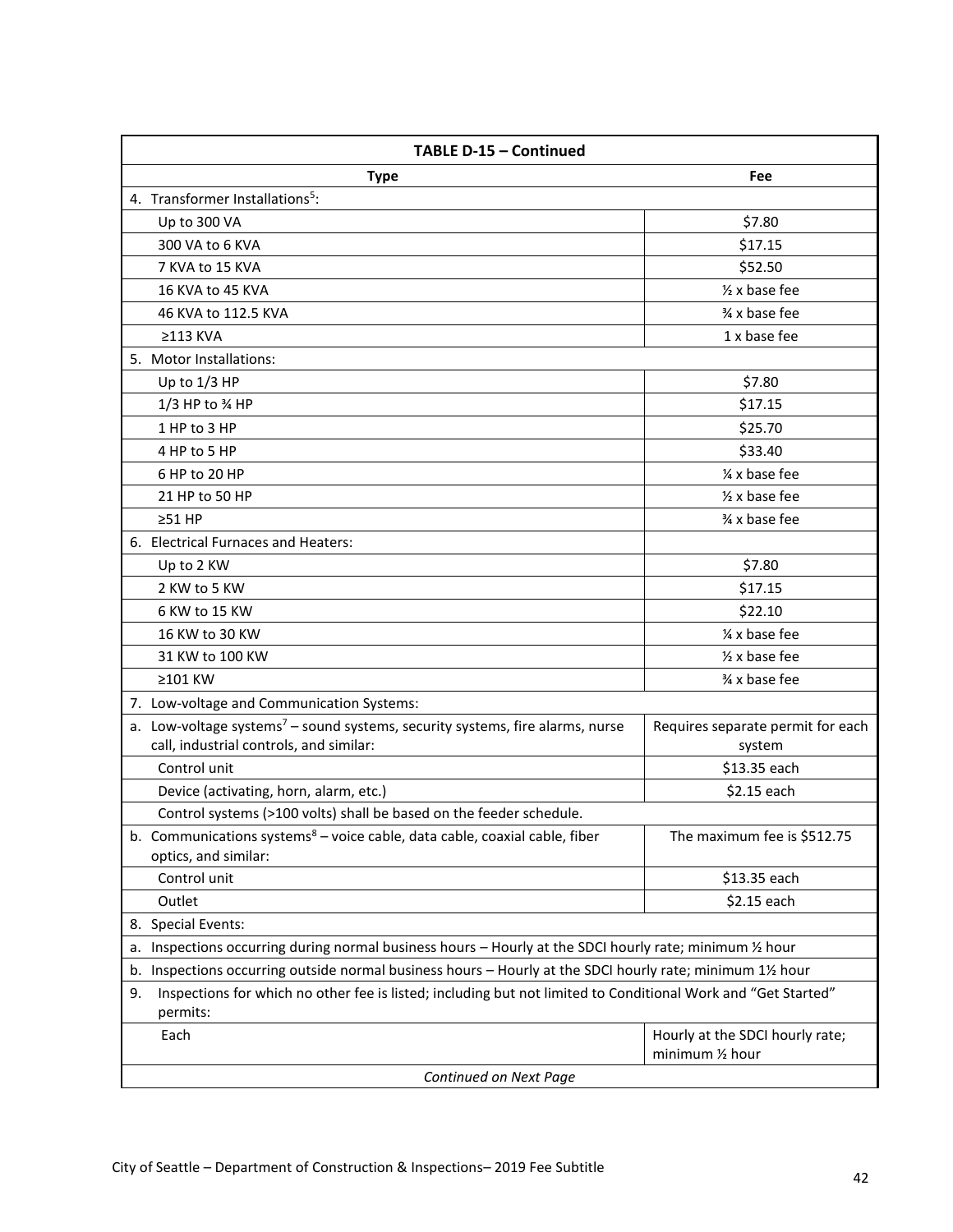| TABLE D-15 – Continued | |
| --- | --- |
| **Type** | **Fee** |
| 4. Transformer Installations[5]: | |
| Up to 300 VA | $7.80 |
| 300 VA to 6 KVA | $17.15 |
| 7 KVA to 15 KVA | $52.50 |
| 16 KVA to 45 KVA | ½ x base fee |
| 46 KVA to 112.5 KVA | ¾ x base fee |
| ≥113 KVA | 1 x base fee |
| 5. Motor Installations: | |
| Up to 1/3 HP | $7.80 |
| 1/3 HP to ¾ HP | $17.15 |
| 1 HP to 3 HP | $25.70 |
| 4 HP to 5 HP | $33.40 |
| 6 HP to 20 HP | ¼ x base fee |
| 21 HP to 50 HP | ½ x base fee |
| ≥51 HP | ¾ x base fee |
| 6. Electrical Furnaces and Heaters: | |
| Up to 2 KW | $7.80 |
| 2 KW to 5 KW | $17.15 |
| 6 KW to 15 KW | $22.10 |
| 16 KW to 30 KW | ¼ x base fee |
| 31 KW to 100 KW | ½ x base fee |
| ≥101 KW | ¾ x base fee |
| 7. Low-voltage and Communication Systems: | |
| a. Low-voltage systems[7] – sound systems, security systems, fire alarms, nurse call, industrial controls, and similar: | Requires separate permit for each system |
| Control unit | $13.35 each |
| Device (activating, horn, alarm, etc.) | $2.15 each |
| Control systems (>100 volts) shall be based on the feeder schedule. | |
| b. Communications systems[8] – voice cable, data cable, coaxial cable, fiber optics, and similar: | The maximum fee is $512.75 |
| Control unit | $13.35 each |
| Outlet | $2.15 each |
| 8. Special Events: | |
| a. Inspections occurring during normal business hours – Hourly at the SDCI hourly rate; minimum ½ hour | |
| b. Inspections occurring outside normal business hours – Hourly at the SDCI hourly rate; minimum 1½ hour | |
| 9. Inspections for which no other fee is listed; including but not limited to Conditional Work and "Get Started" permits: | |
| Each | Hourly at the SDCI hourly rate; minimum ½ hour |
| *Continued on Next Page* | |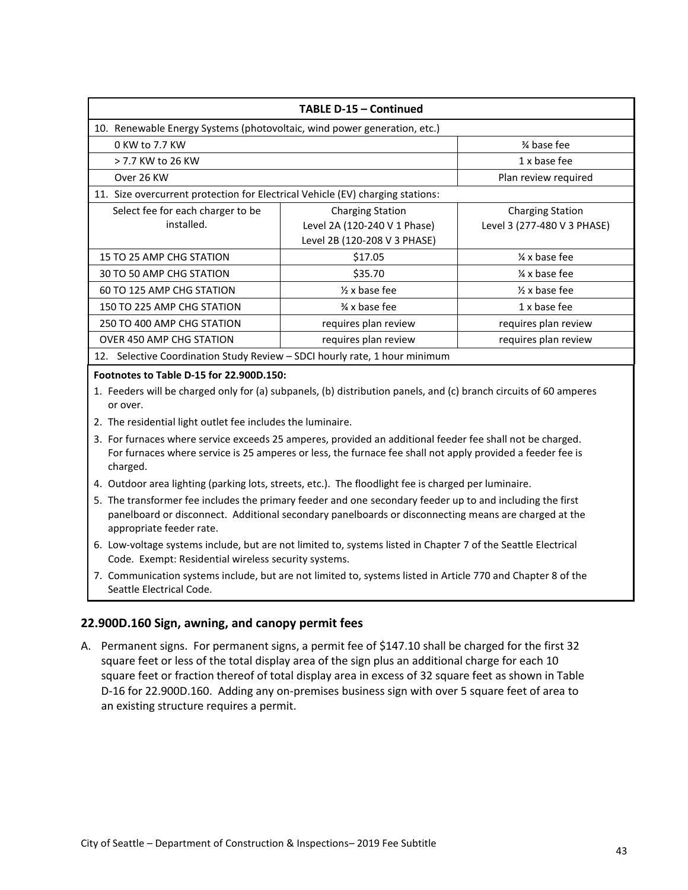| TABLE D-15 – Continued | | |
|---|---|---|
| 10. Renewable Energy Systems (photovoltaic, wind power generation, etc.) | | |
| 0 KW to 7.7 KW | | ¾ base fee |
| > 7.7 KW to 26 KW | | 1 x base fee |
| Over 26 KW | | Plan review required |
| 11. Size overcurrent protection for Electrical Vehicle (EV) charging stations: | | |
| Select fee for each charger to be installed. | Charging Station Level 2A (120-240 V 1 Phase) Level 2B (120-208 V 3 PHASE) | Charging Station Level 3 (277-480 V 3 PHASE) |
| 15 TO 25 AMP CHG STATION | $17.05 | ¼ x base fee |
| 30 TO 50 AMP CHG STATION | $35.70 | ¼ x base fee |
| 60 TO 125 AMP CHG STATION | ½ x base fee | ½ x base fee |
| 150 TO 225 AMP CHG STATION | ¾ x base fee | 1 x base fee |
| 250 TO 400 AMP CHG STATION | requires plan review | requires plan review |
| OVER 450 AMP CHG STATION | requires plan review | requires plan review |
| 12. Selective Coordination Study Review – SDCI hourly rate, 1 hour minimum | | |

**Footnotes to Table D-15 for 22.900D.150:**

1. Feeders will be charged only for (a) subpanels, (b) distribution panels, and (c) branch circuits of 60 amperes or over.
2. The residential light outlet fee includes the luminaire.
3. For furnaces where service exceeds 25 amperes, provided an additional feeder fee shall not be charged. For furnaces where service is 25 amperes or less, the furnace fee shall not apply provided a feeder fee is charged.
4. Outdoor area lighting (parking lots, streets, etc.). The floodlight fee is charged per luminaire.
5. The transformer fee includes the primary feeder and one secondary feeder up to and including the first panelboard or disconnect. Additional secondary panelboards or disconnecting means are charged at the appropriate feeder rate.
6. Low-voltage systems include, but are not limited to, systems listed in Chapter 7 of the Seattle Electrical Code. Exempt: Residential wireless security systems.
7. Communication systems include, but are not limited to, systems listed in Article 770 and Chapter 8 of the Seattle Electrical Code.

## 22.900D.160 Sign, awning, and canopy permit fees

A. Permanent signs. For permanent signs, a permit fee of $147.10 shall be charged for the first 32 square feet or less of the total display area of the sign plus an additional charge for each 10 square feet or fraction thereof of total display area in excess of 32 square feet as shown in Table D-16 for 22.900D.160. Adding any on-premises business sign with over 5 square feet of area to an existing structure requires a permit.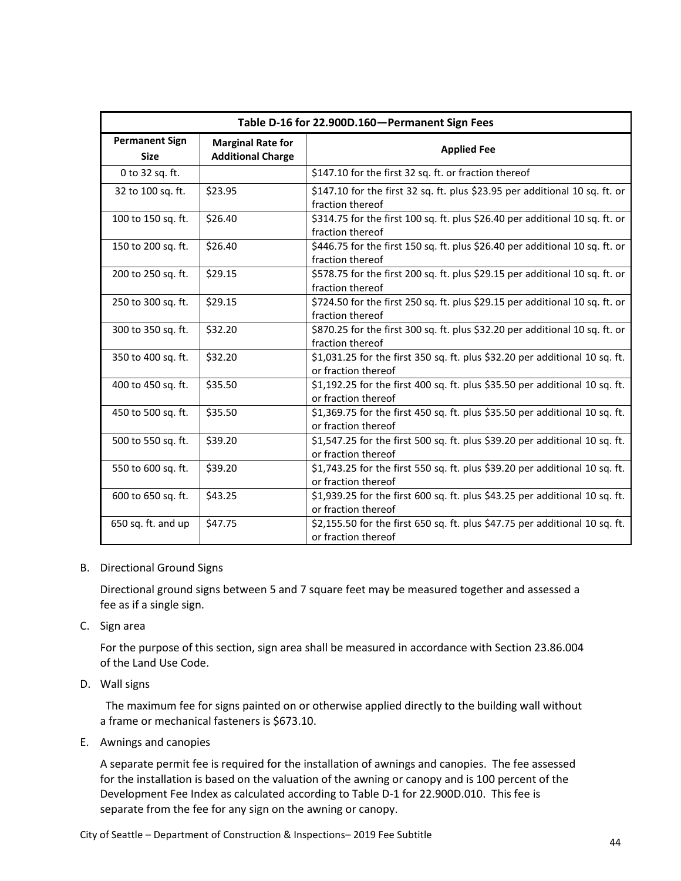| Table D-16 for 22.900D.160—Permanent Sign Fees | | |
|---|---|---|
| **Permanent Sign Size** | **Marginal Rate for Additional Charge** | **Applied Fee** |
| 0 to 32 sq. ft. | | $147.10 for the first 32 sq. ft. or fraction thereof |
| 32 to 100 sq. ft. | $23.95 | $147.10 for the first 32 sq. ft. plus $23.95 per additional 10 sq. ft. or fraction thereof |
| 100 to 150 sq. ft. | $26.40 | $314.75 for the first 100 sq. ft. plus $26.40 per additional 10 sq. ft. or fraction thereof |
| 150 to 200 sq. ft. | $26.40 | $446.75 for the first 150 sq. ft. plus $26.40 per additional 10 sq. ft. or fraction thereof |
| 200 to 250 sq. ft. | $29.15 | $578.75 for the first 200 sq. ft. plus $29.15 per additional 10 sq. ft. or fraction thereof |
| 250 to 300 sq. ft. | $29.15 | $724.50 for the first 250 sq. ft. plus $29.15 per additional 10 sq. ft. or fraction thereof |
| 300 to 350 sq. ft. | $32.20 | $870.25 for the first 300 sq. ft. plus $32.20 per additional 10 sq. ft. or fraction thereof |
| 350 to 400 sq. ft. | $32.20 | $1,031.25 for the first 350 sq. ft. plus $32.20 per additional 10 sq. ft. or fraction thereof |
| 400 to 450 sq. ft. | $35.50 | $1,192.25 for the first 400 sq. ft. plus $35.50 per additional 10 sq. ft. or fraction thereof |
| 450 to 500 sq. ft. | $35.50 | $1,369.75 for the first 450 sq. ft. plus $35.50 per additional 10 sq. ft. or fraction thereof |
| 500 to 550 sq. ft. | $39.20 | $1,547.25 for the first 500 sq. ft. plus $39.20 per additional 10 sq. ft. or fraction thereof |
| 550 to 600 sq. ft. | $39.20 | $1,743.25 for the first 550 sq. ft. plus $39.20 per additional 10 sq. ft. or fraction thereof |
| 600 to 650 sq. ft. | $43.25 | $1,939.25 for the first 600 sq. ft. plus $43.25 per additional 10 sq. ft. or fraction thereof |
| 650 sq. ft. and up | $47.75 | $2,155.50 for the first 650 sq. ft. plus $47.75 per additional 10 sq. ft. or fraction thereof |

B. Directional Ground Signs

Directional ground signs between 5 and 7 square feet may be measured together and assessed a fee as if a single sign.

C. Sign area

For the purpose of this section, sign area shall be measured in accordance with Section 23.86.004 of the Land Use Code.

D. Wall signs

The maximum fee for signs painted on or otherwise applied directly to the building wall without a frame or mechanical fasteners is $673.10.

E. Awnings and canopies

A separate permit fee is required for the installation of awnings and canopies. The fee assessed for the installation is based on the valuation of the awning or canopy and is 100 percent of the Development Fee Index as calculated according to Table D-1 for 22.900D.010. This fee is separate from the fee for any sign on the awning or canopy.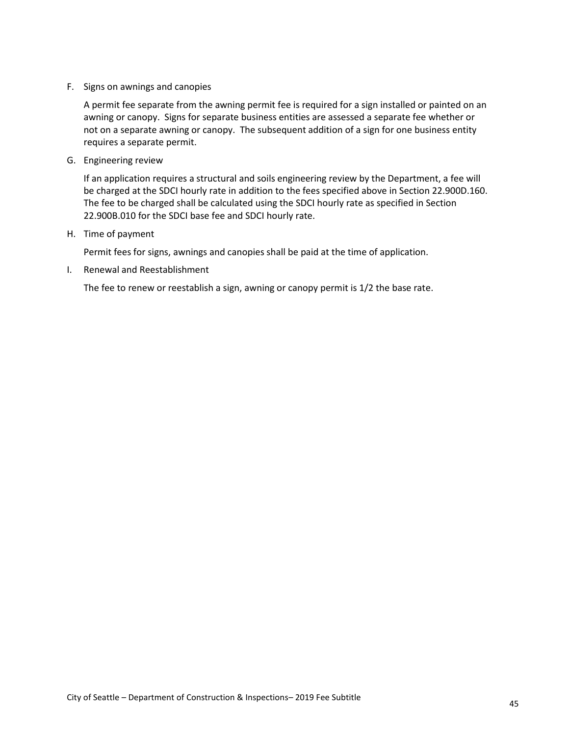F. Signs on awnings and canopies

   A permit fee separate from the awning permit fee is required for a sign installed or painted on an awning or canopy. Signs for separate business entities are assessed a separate fee whether or not on a separate awning or canopy. The subsequent addition of a sign for one business entity requires a separate permit.

G. Engineering review

   If an application requires a structural and soils engineering review by the Department, a fee will be charged at the SDCI hourly rate in addition to the fees specified above in Section 22.900D.160. The fee to be charged shall be calculated using the SDCI hourly rate as specified in Section 22.900B.010 for the SDCI base fee and SDCI hourly rate.

H. Time of payment

   Permit fees for signs, awnings and canopies shall be paid at the time of application.

I. Renewal and Reestablishment

   The fee to renew or reestablish a sign, awning or canopy permit is 1/2 the base rate.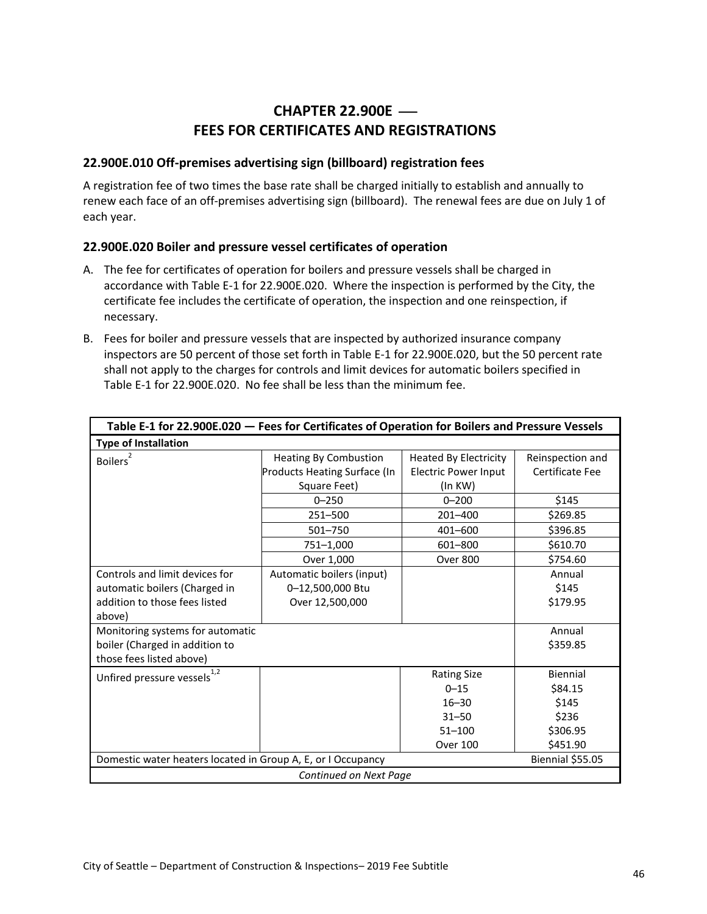# CHAPTER 22.900E — FEES FOR CERTIFICATES AND REGISTRATIONS

## 22.900E.010 Off-premises advertising sign (billboard) registration fees

A registration fee of two times the base rate shall be charged initially to establish and annually to renew each face of an off-premises advertising sign (billboard). The renewal fees are due on July 1 of each year.

## 22.900E.020 Boiler and pressure vessel certificates of operation

A. The fee for certificates of operation for boilers and pressure vessels shall be charged in accordance with Table E-1 for 22.900E.020. Where the inspection is performed by the City, the certificate fee includes the certificate of operation, the inspection and one reinspection, if necessary.

B. Fees for boiler and pressure vessels that are inspected by authorized insurance company inspectors are 50 percent of those set forth in Table E-1 for 22.900E.020, but the 50 percent rate shall not apply to the charges for controls and limit devices for automatic boilers specified in Table E-1 for 22.900E.020. No fee shall be less than the minimum fee.

| Table E-1 for 22.900E.020 — Fees for Certificates of Operation for Boilers and Pressure Vessels | | | |
|---|---|---|---|
| **Type of Installation** | | | |
| Boilers[2] | Heating By Combustion Products Heating Surface (In Square Feet) | Heated By Electricity Electric Power Input (In KW) | Reinspection and Certificate Fee |
| | 0–250 | 0–200 | $145 |
| | 251–500 | 201–400 | $269.85 |
| | 501–750 | 401–600 | $396.85 |
| | 751–1,000 | 601–800 | $610.70 |
| | Over 1,000 | Over 800 | $754.60 |
| Controls and limit devices for automatic boilers (Charged in addition to those fees listed above) | Automatic boilers (input)<br>0–12,500,000 Btu<br>Over 12,500,000 | | Annual<br>$145<br>$179.95 |
| Monitoring systems for automatic boiler (Charged in addition to those fees listed above) | | | Annual<br>$359.85 |
| Unfired pressure vessels[1,2] | | Rating Size<br>0–15<br>16–30<br>31–50<br>51–100<br>Over 100 | Biennial<br>$84.15<br>$145<br>$236<br>$306.95<br>$451.90 |
| Domestic water heaters located in Group A, E, or I Occupancy | | | Biennial $55.05 |
| *Continued on Next Page* | | | |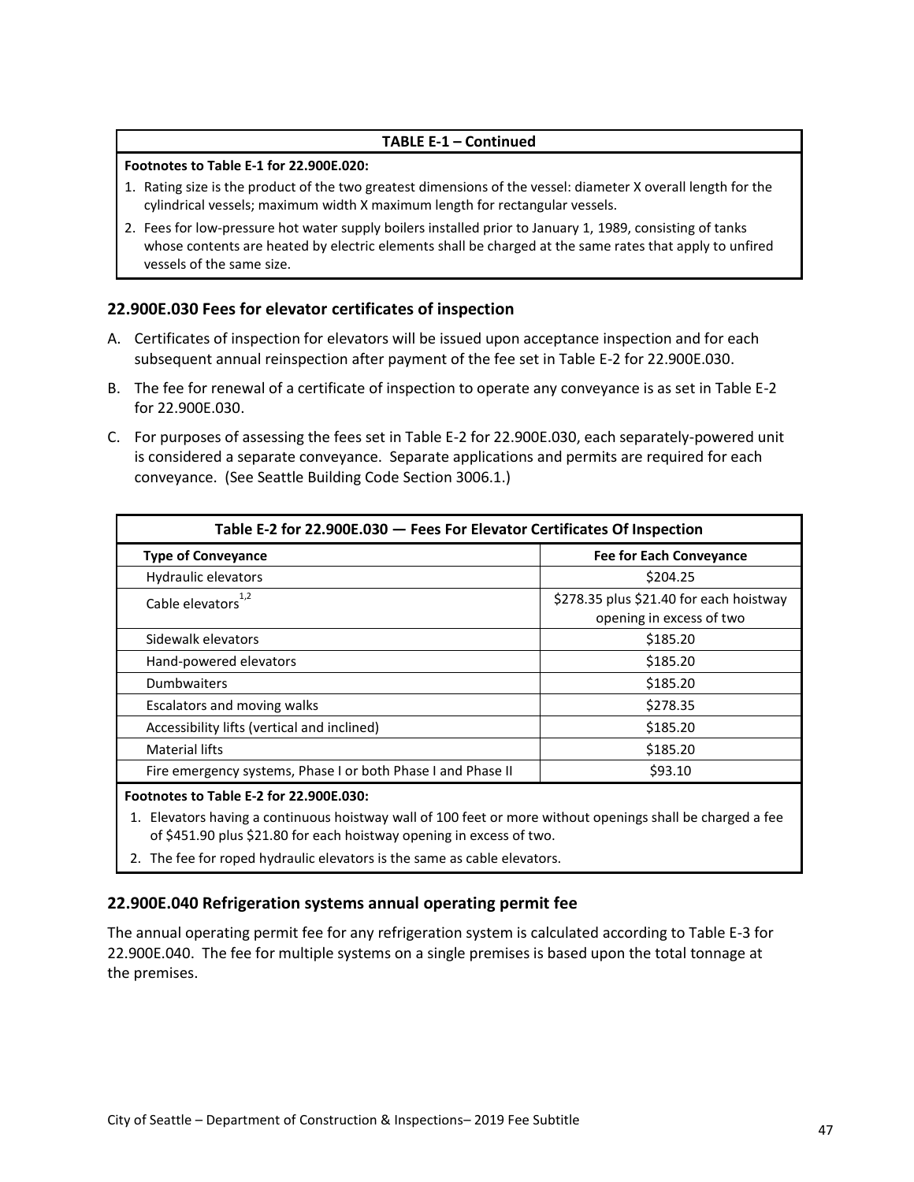| TABLE E-1 – Continued |
| --- |
| **Footnotes to Table E-1 for 22.900E.020:** |
| 1. Rating size is the product of the two greatest dimensions of the vessel: diameter X overall length for the cylindrical vessels; maximum width X maximum length for rectangular vessels. |
| 2. Fees for low-pressure hot water supply boilers installed prior to January 1, 1989, consisting of tanks whose contents are heated by electric elements shall be charged at the same rates that apply to unfired vessels of the same size. |

### 22.900E.030 Fees for elevator certificates of inspection

A. Certificates of inspection for elevators will be issued upon acceptance inspection and for each subsequent annual reinspection after payment of the fee set in Table E-2 for 22.900E.030.

B. The fee for renewal of a certificate of inspection to operate any conveyance is as set in Table E-2 for 22.900E.030.

C. For purposes of assessing the fees set in Table E-2 for 22.900E.030, each separately-powered unit is considered a separate conveyance. Separate applications and permits are required for each conveyance. (See Seattle Building Code Section 3006.1.)

**Table E-2 for 22.900E.030 — Fees For Elevator Certificates Of Inspection**

| Type of Conveyance | Fee for Each Conveyance |
| --- | --- |
| Hydraulic elevators | $204.25 |
| Cable elevators[1,2] | $278.35 plus $21.40 for each hoistway opening in excess of two |
| Sidewalk elevators | $185.20 |
| Hand-powered elevators | $185.20 |
| Dumbwaiters | $185.20 |
| Escalators and moving walks | $278.35 |
| Accessibility lifts (vertical and inclined) | $185.20 |
| Material lifts | $185.20 |
| Fire emergency systems, Phase I or both Phase I and Phase II | $93.10 |

**Footnotes to Table E-2 for 22.900E.030:**

1. Elevators having a continuous hoistway wall of 100 feet or more without openings shall be charged a fee of $451.90 plus $21.80 for each hoistway opening in excess of two.
2. The fee for roped hydraulic elevators is the same as cable elevators.

### 22.900E.040 Refrigeration systems annual operating permit fee

The annual operating permit fee for any refrigeration system is calculated according to Table E-3 for 22.900E.040. The fee for multiple systems on a single premises is based upon the total tonnage at the premises.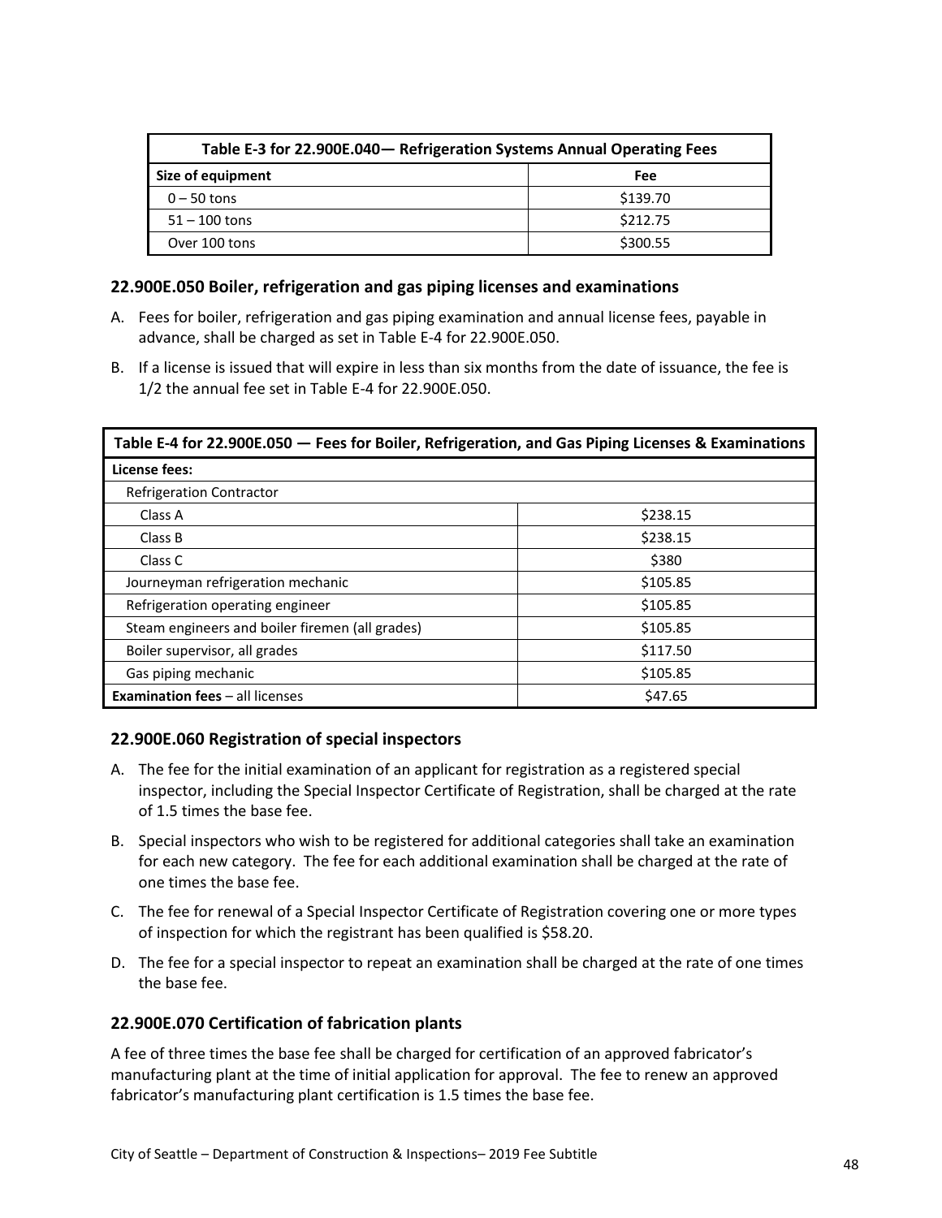| Table E-3 for 22.900E.040— Refrigeration Systems Annual Operating Fees | |
|---|---|
| **Size of equipment** | **Fee** |
| 0 – 50 tons | $139.70 |
| 51 – 100 tons | $212.75 |
| Over 100 tons | $300.55 |

### 22.900E.050 Boiler, refrigeration and gas piping licenses and examinations

A. Fees for boiler, refrigeration and gas piping examination and annual license fees, payable in advance, shall be charged as set in Table E-4 for 22.900E.050.

B. If a license is issued that will expire in less than six months from the date of issuance, the fee is 1/2 the annual fee set in Table E-4 for 22.900E.050.

| Table E-4 for 22.900E.050 — Fees for Boiler, Refrigeration, and Gas Piping Licenses & Examinations | |
|---|---|
| **License fees:** | |
| Refrigeration Contractor | |
| Class A | $238.15 |
| Class B | $238.15 |
| Class C | $380 |
| Journeyman refrigeration mechanic | $105.85 |
| Refrigeration operating engineer | $105.85 |
| Steam engineers and boiler firemen (all grades) | $105.85 |
| Boiler supervisor, all grades | $117.50 |
| Gas piping mechanic | $105.85 |
| **Examination fees** – all licenses | $47.65 |

### 22.900E.060 Registration of special inspectors

A. The fee for the initial examination of an applicant for registration as a registered special inspector, including the Special Inspector Certificate of Registration, shall be charged at the rate of 1.5 times the base fee.

B. Special inspectors who wish to be registered for additional categories shall take an examination for each new category. The fee for each additional examination shall be charged at the rate of one times the base fee.

C. The fee for renewal of a Special Inspector Certificate of Registration covering one or more types of inspection for which the registrant has been qualified is $58.20.

D. The fee for a special inspector to repeat an examination shall be charged at the rate of one times the base fee.

### 22.900E.070 Certification of fabrication plants

A fee of three times the base fee shall be charged for certification of an approved fabricator's manufacturing plant at the time of initial application for approval. The fee to renew an approved fabricator's manufacturing plant certification is 1.5 times the base fee.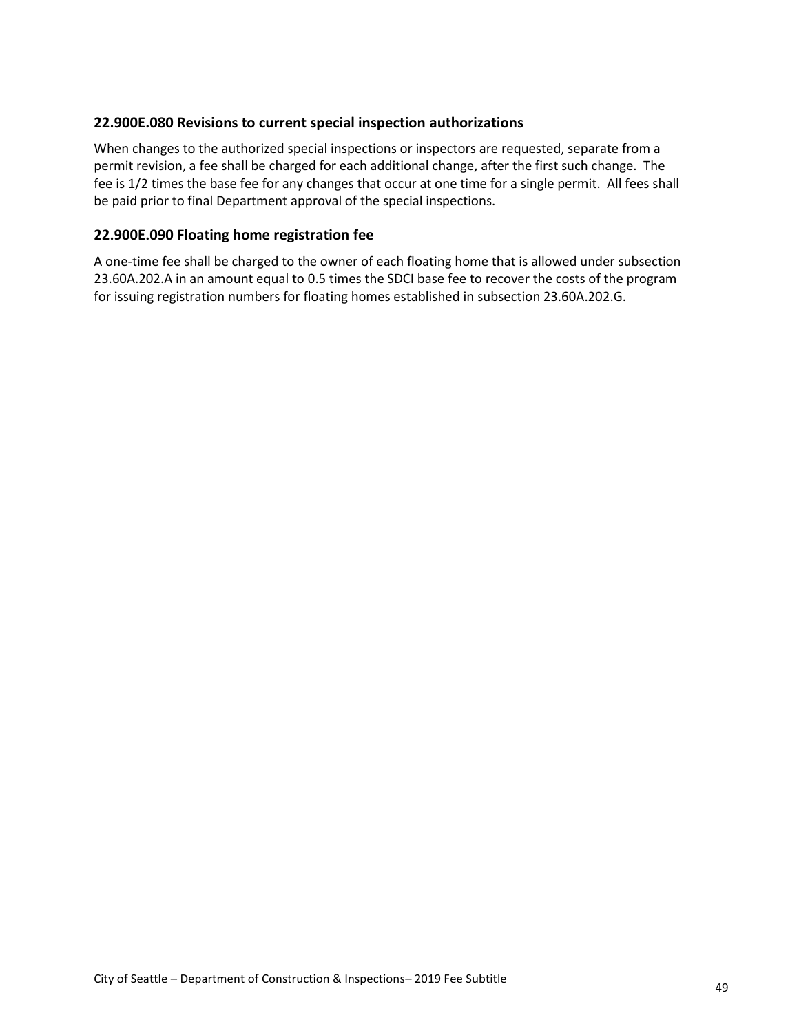### 22.900E.080 Revisions to current special inspection authorizations

When changes to the authorized special inspections or inspectors are requested, separate from a permit revision, a fee shall be charged for each additional change, after the first such change. The fee is 1/2 times the base fee for any changes that occur at one time for a single permit. All fees shall be paid prior to final Department approval of the special inspections.

### 22.900E.090 Floating home registration fee

A one-time fee shall be charged to the owner of each floating home that is allowed under subsection 23.60A.202.A in an amount equal to 0.5 times the SDCI base fee to recover the costs of the program for issuing registration numbers for floating homes established in subsection 23.60A.202.G.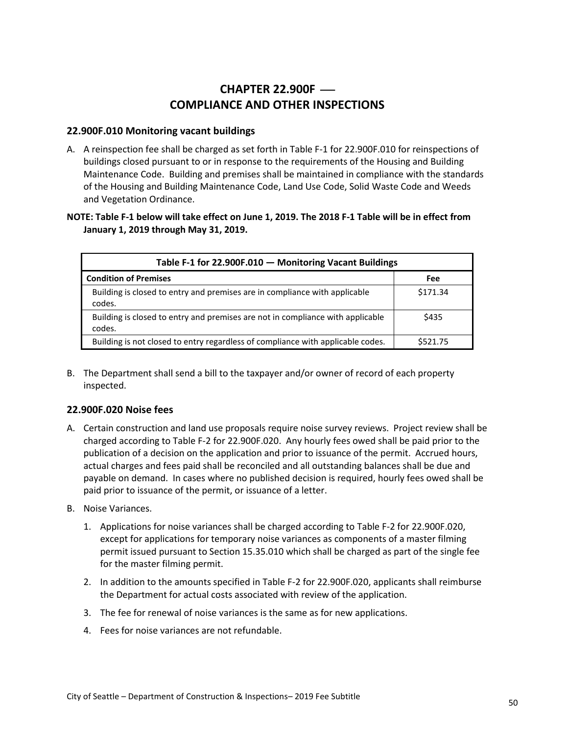# CHAPTER 22.900F — COMPLIANCE AND OTHER INSPECTIONS

## 22.900F.010 Monitoring vacant buildings

A. A reinspection fee shall be charged as set forth in Table F-1 for 22.900F.010 for reinspections of buildings closed pursuant to or in response to the requirements of the Housing and Building Maintenance Code. Building and premises shall be maintained in compliance with the standards of the Housing and Building Maintenance Code, Land Use Code, Solid Waste Code and Weeds and Vegetation Ordinance.

**NOTE: Table F-1 below will take effect on June 1, 2019. The 2018 F-1 Table will be in effect from January 1, 2019 through May 31, 2019.**

| Table F-1 for 22.900F.010 — Monitoring Vacant Buildings | |
|---|---|
| **Condition of Premises** | **Fee** |
| Building is closed to entry and premises are in compliance with applicable codes. | $171.34 |
| Building is closed to entry and premises are not in compliance with applicable codes. | $435 |
| Building is not closed to entry regardless of compliance with applicable codes. | $521.75 |

B. The Department shall send a bill to the taxpayer and/or owner of record of each property inspected.

## 22.900F.020 Noise fees

A. Certain construction and land use proposals require noise survey reviews. Project review shall be charged according to Table F-2 for 22.900F.020. Any hourly fees owed shall be paid prior to the publication of a decision on the application and prior to issuance of the permit. Accrued hours, actual charges and fees paid shall be reconciled and all outstanding balances shall be due and payable on demand. In cases where no published decision is required, hourly fees owed shall be paid prior to issuance of the permit, or issuance of a letter.

B. Noise Variances.

1. Applications for noise variances shall be charged according to Table F-2 for 22.900F.020, except for applications for temporary noise variances as components of a master filming permit issued pursuant to Section 15.35.010 which shall be charged as part of the single fee for the master filming permit.
2. In addition to the amounts specified in Table F-2 for 22.900F.020, applicants shall reimburse the Department for actual costs associated with review of the application.
3. The fee for renewal of noise variances is the same as for new applications.
4. Fees for noise variances are not refundable.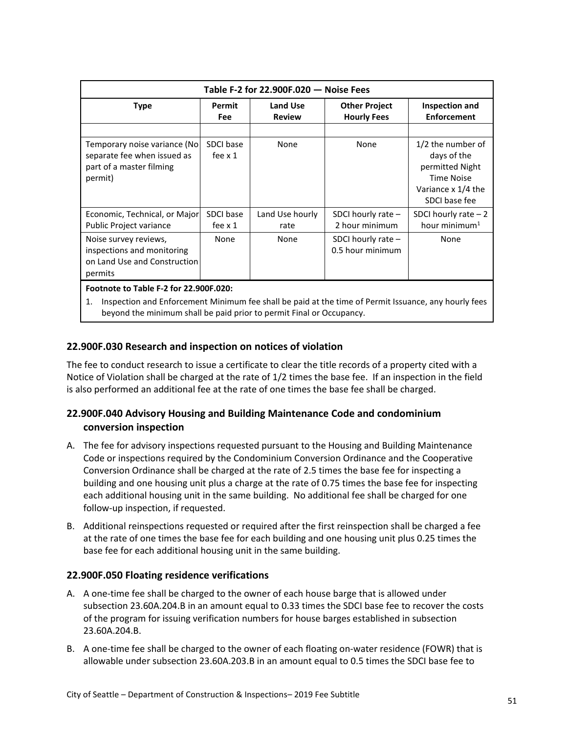| Table F-2 for 22.900F.020 — Noise Fees | | | | |
|---|---|---|---|---|
| **Type** | **Permit Fee** | **Land Use Review** | **Other Project Hourly Fees** | **Inspection and Enforcement** |
| | | | | |
| Temporary noise variance (No separate fee when issued as part of a master filming permit) | SDCI base fee x 1 | None | None | 1/2 the number of days of the permitted Night Time Noise Variance x 1/4 the SDCI base fee |
| Economic, Technical, or Major Public Project variance | SDCI base fee x 1 | Land Use hourly rate | SDCI hourly rate – 2 hour minimum | SDCI hourly rate – 2 hour minimum[1] |
| Noise survey reviews, inspections and monitoring on Land Use and Construction permits | None | None | SDCI hourly rate – 0.5 hour minimum | None |

**Footnote to Table F-2 for 22.900F.020:**

1. Inspection and Enforcement Minimum fee shall be paid at the time of Permit Issuance, any hourly fees beyond the minimum shall be paid prior to permit Final or Occupancy.

### 22.900F.030 Research and inspection on notices of violation

The fee to conduct research to issue a certificate to clear the title records of a property cited with a Notice of Violation shall be charged at the rate of 1/2 times the base fee. If an inspection in the field is also performed an additional fee at the rate of one times the base fee shall be charged.

### 22.900F.040 Advisory Housing and Building Maintenance Code and condominium conversion inspection

A. The fee for advisory inspections requested pursuant to the Housing and Building Maintenance Code or inspections required by the Condominium Conversion Ordinance and the Cooperative Conversion Ordinance shall be charged at the rate of 2.5 times the base fee for inspecting a building and one housing unit plus a charge at the rate of 0.75 times the base fee for inspecting each additional housing unit in the same building. No additional fee shall be charged for one follow-up inspection, if requested.

B. Additional reinspections requested or required after the first reinspection shall be charged a fee at the rate of one times the base fee for each building and one housing unit plus 0.25 times the base fee for each additional housing unit in the same building.

### 22.900F.050 Floating residence verifications

A. A one-time fee shall be charged to the owner of each house barge that is allowed under subsection 23.60A.204.B in an amount equal to 0.33 times the SDCI base fee to recover the costs of the program for issuing verification numbers for house barges established in subsection 23.60A.204.B.

B. A one-time fee shall be charged to the owner of each floating on-water residence (FOWR) that is allowable under subsection 23.60A.203.B in an amount equal to 0.5 times the SDCI base fee to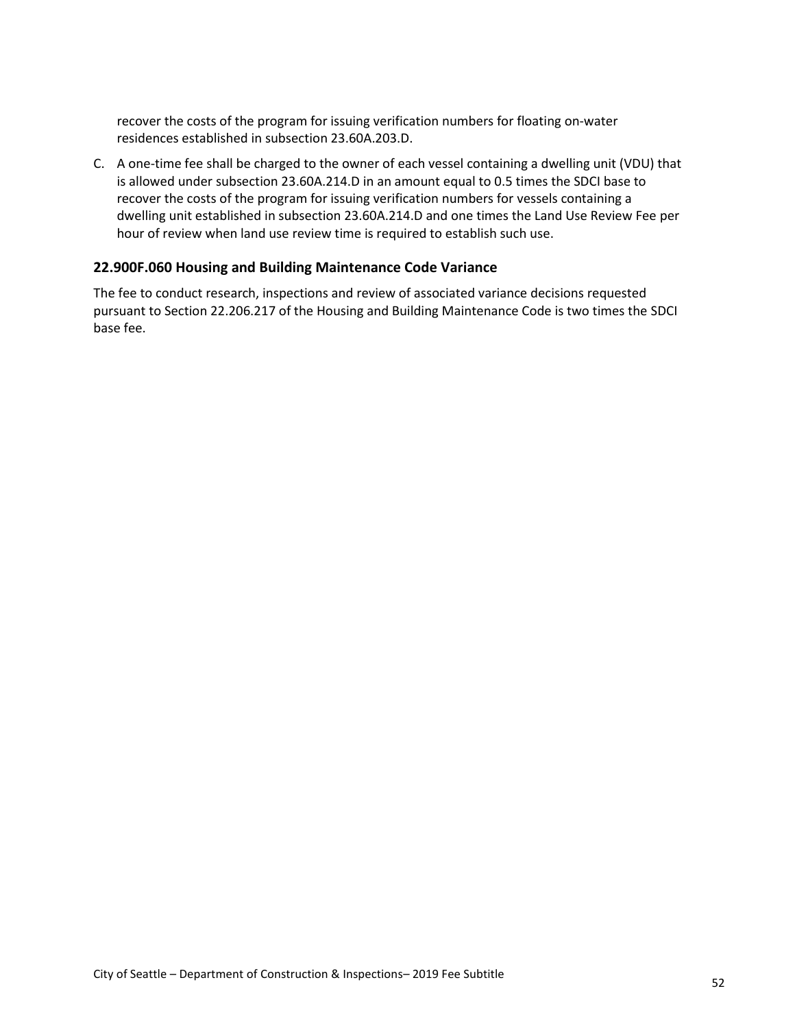recover the costs of the program for issuing verification numbers for floating on-water residences established in subsection 23.60A.203.D.

C. A one-time fee shall be charged to the owner of each vessel containing a dwelling unit (VDU) that is allowed under subsection 23.60A.214.D in an amount equal to 0.5 times the SDCI base to recover the costs of the program for issuing verification numbers for vessels containing a dwelling unit established in subsection 23.60A.214.D and one times the Land Use Review Fee per hour of review when land use review time is required to establish such use.

### 22.900F.060 Housing and Building Maintenance Code Variance

The fee to conduct research, inspections and review of associated variance decisions requested pursuant to Section 22.206.217 of the Housing and Building Maintenance Code is two times the SDCI base fee.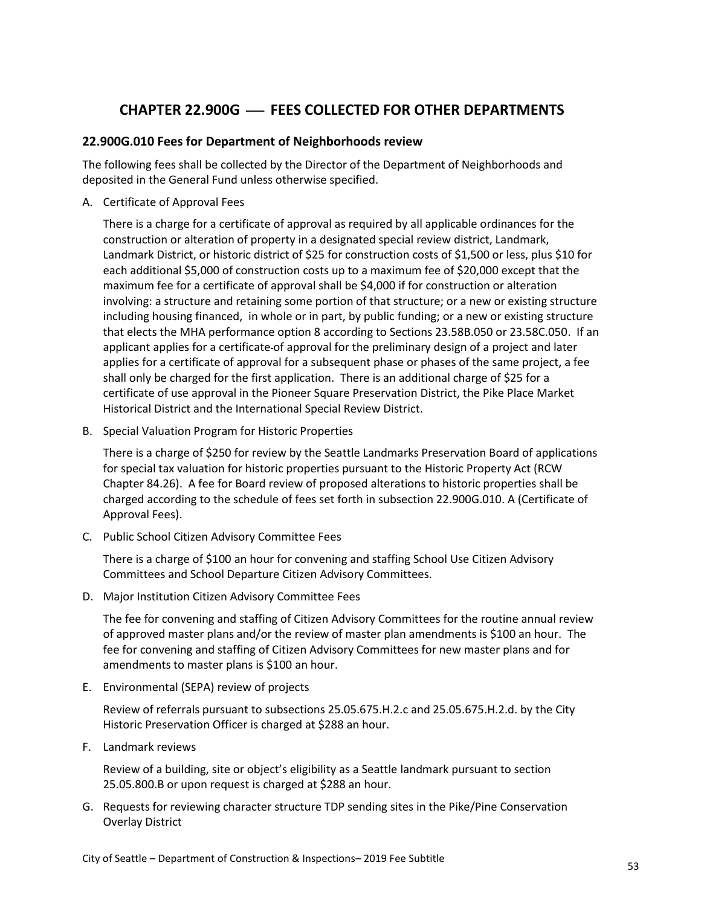# CHAPTER 22.900G — FEES COLLECTED FOR OTHER DEPARTMENTS

## 22.900G.010 Fees for Department of Neighborhoods review

The following fees shall be collected by the Director of the Department of Neighborhoods and deposited in the General Fund unless otherwise specified.

A. Certificate of Approval Fees

There is a charge for a certificate of approval as required by all applicable ordinances for the construction or alteration of property in a designated special review district, Landmark, Landmark District, or historic district of $25 for construction costs of $1,500 or less, plus $10 for each additional $5,000 of construction costs up to a maximum fee of $20,000 except that the maximum fee for a certificate of approval shall be $4,000 if for construction or alteration involving: a structure and retaining some portion of that structure; or a new or existing structure including housing financed, in whole or in part, by public funding; or a new or existing structure that elects the MHA performance option 8 according to Sections 23.58B.050 or 23.58C.050. If an applicant applies for a certificate of approval for the preliminary design of a project and later applies for a certificate of approval for a subsequent phase or phases of the same project, a fee shall only be charged for the first application. There is an additional charge of $25 for a certificate of use approval in the Pioneer Square Preservation District, the Pike Place Market Historical District and the International Special Review District.

B. Special Valuation Program for Historic Properties

There is a charge of $250 for review by the Seattle Landmarks Preservation Board of applications for special tax valuation for historic properties pursuant to the Historic Property Act (RCW Chapter 84.26). A fee for Board review of proposed alterations to historic properties shall be charged according to the schedule of fees set forth in subsection 22.900G.010. A (Certificate of Approval Fees).

C. Public School Citizen Advisory Committee Fees

There is a charge of $100 an hour for convening and staffing School Use Citizen Advisory Committees and School Departure Citizen Advisory Committees.

D. Major Institution Citizen Advisory Committee Fees

The fee for convening and staffing of Citizen Advisory Committees for the routine annual review of approved master plans and/or the review of master plan amendments is $100 an hour. The fee for convening and staffing of Citizen Advisory Committees for new master plans and for amendments to master plans is $100 an hour.

E. Environmental (SEPA) review of projects

Review of referrals pursuant to subsections 25.05.675.H.2.c and 25.05.675.H.2.d. by the City Historic Preservation Officer is charged at $288 an hour.

F. Landmark reviews

Review of a building, site or object's eligibility as a Seattle landmark pursuant to section 25.05.800.B or upon request is charged at $288 an hour.

G. Requests for reviewing character structure TDP sending sites in the Pike/Pine Conservation Overlay District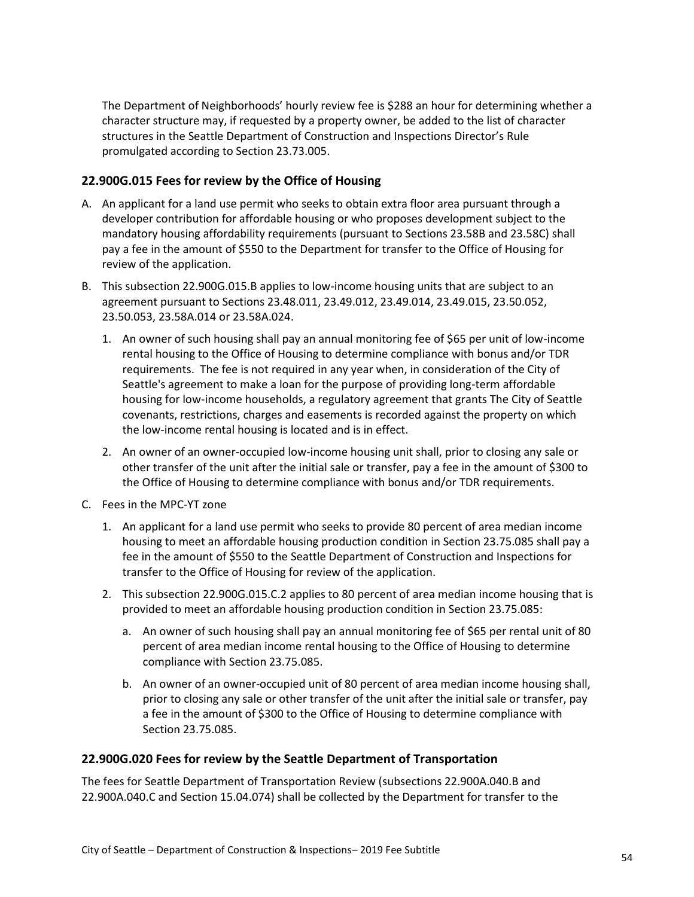The Department of Neighborhoods' hourly review fee is $288 an hour for determining whether a character structure may, if requested by a property owner, be added to the list of character structures in the Seattle Department of Construction and Inspections Director's Rule promulgated according to Section 23.73.005.

### 22.900G.015 Fees for review by the Office of Housing

A. An applicant for a land use permit who seeks to obtain extra floor area pursuant through a developer contribution for affordable housing or who proposes development subject to the mandatory housing affordability requirements (pursuant to Sections 23.58B and 23.58C) shall pay a fee in the amount of $550 to the Department for transfer to the Office of Housing for review of the application.

B. This subsection 22.900G.015.B applies to low-income housing units that are subject to an agreement pursuant to Sections 23.48.011, 23.49.012, 23.49.014, 23.49.015, 23.50.052, 23.50.053, 23.58A.014 or 23.58A.024.

   1. An owner of such housing shall pay an annual monitoring fee of $65 per unit of low-income rental housing to the Office of Housing to determine compliance with bonus and/or TDR requirements. The fee is not required in any year when, in consideration of the City of Seattle's agreement to make a loan for the purpose of providing long-term affordable housing for low-income households, a regulatory agreement that grants The City of Seattle covenants, restrictions, charges and easements is recorded against the property on which the low-income rental housing is located and is in effect.

   2. An owner of an owner-occupied low-income housing unit shall, prior to closing any sale or other transfer of the unit after the initial sale or transfer, pay a fee in the amount of $300 to the Office of Housing to determine compliance with bonus and/or TDR requirements.

C. Fees in the MPC-YT zone

   1. An applicant for a land use permit who seeks to provide 80 percent of area median income housing to meet an affordable housing production condition in Section 23.75.085 shall pay a fee in the amount of $550 to the Seattle Department of Construction and Inspections for transfer to the Office of Housing for review of the application.

   2. This subsection 22.900G.015.C.2 applies to 80 percent of area median income housing that is provided to meet an affordable housing production condition in Section 23.75.085:

      a. An owner of such housing shall pay an annual monitoring fee of $65 per rental unit of 80 percent of area median income rental housing to the Office of Housing to determine compliance with Section 23.75.085.

      b. An owner of an owner-occupied unit of 80 percent of area median income housing shall, prior to closing any sale or other transfer of the unit after the initial sale or transfer, pay a fee in the amount of $300 to the Office of Housing to determine compliance with Section 23.75.085.

### 22.900G.020 Fees for review by the Seattle Department of Transportation

The fees for Seattle Department of Transportation Review (subsections 22.900A.040.B and 22.900A.040.C and Section 15.04.074) shall be collected by the Department for transfer to the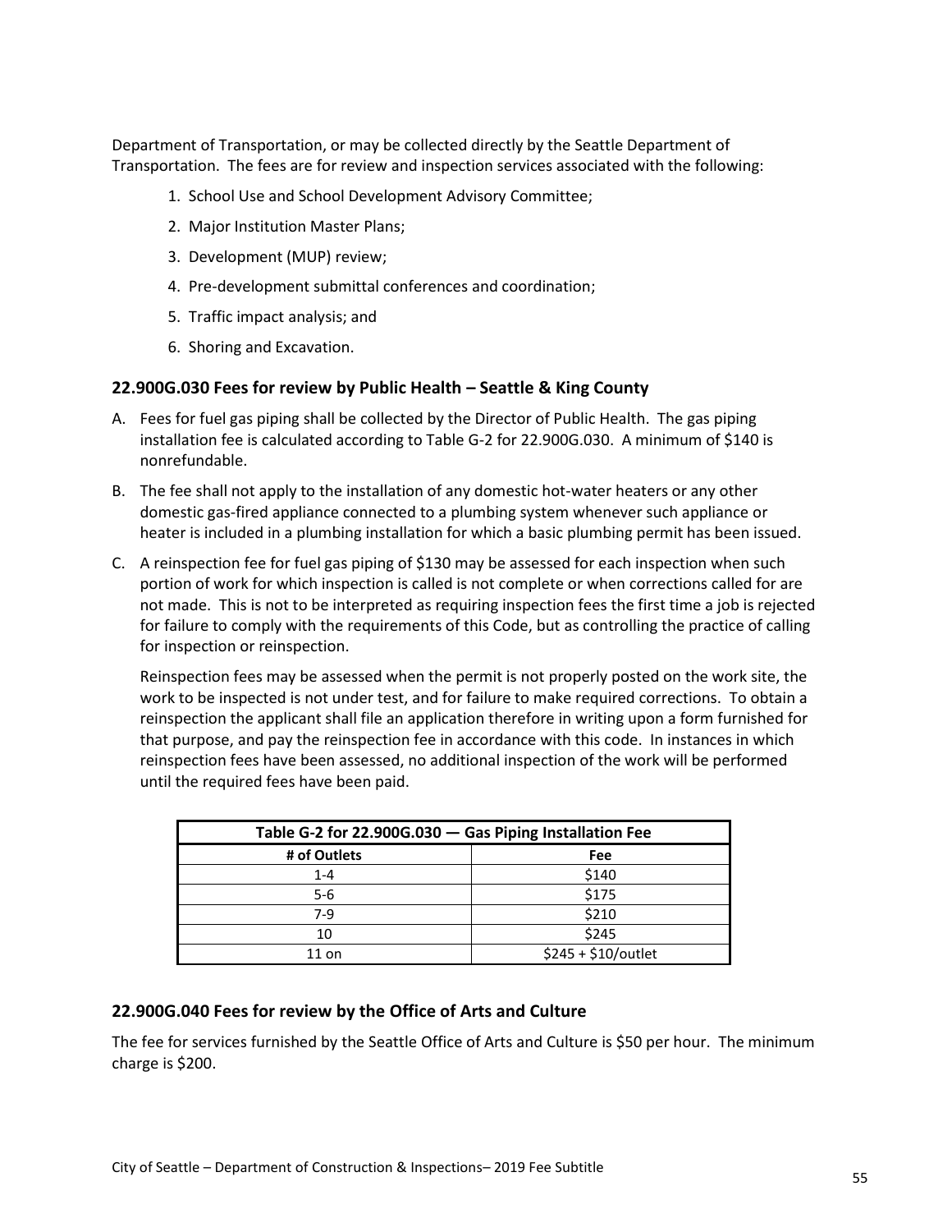Department of Transportation, or may be collected directly by the Seattle Department of Transportation. The fees are for review and inspection services associated with the following:

1. School Use and School Development Advisory Committee;
2. Major Institution Master Plans;
3. Development (MUP) review;
4. Pre-development submittal conferences and coordination;
5. Traffic impact analysis; and
6. Shoring and Excavation.

### 22.900G.030 Fees for review by Public Health – Seattle & King County

A. Fees for fuel gas piping shall be collected by the Director of Public Health. The gas piping installation fee is calculated according to Table G-2 for 22.900G.030. A minimum of $140 is nonrefundable.

B. The fee shall not apply to the installation of any domestic hot-water heaters or any other domestic gas-fired appliance connected to a plumbing system whenever such appliance or heater is included in a plumbing installation for which a basic plumbing permit has been issued.

C. A reinspection fee for fuel gas piping of $130 may be assessed for each inspection when such portion of work for which inspection is called is not complete or when corrections called for are not made. This is not to be interpreted as requiring inspection fees the first time a job is rejected for failure to comply with the requirements of this Code, but as controlling the practice of calling for inspection or reinspection.

   Reinspection fees may be assessed when the permit is not properly posted on the work site, the work to be inspected is not under test, and for failure to make required corrections. To obtain a reinspection the applicant shall file an application therefore in writing upon a form furnished for that purpose, and pay the reinspection fee in accordance with this code. In instances in which reinspection fees have been assessed, no additional inspection of the work will be performed until the required fees have been paid.

| Table G-2 for 22.900G.030 — Gas Piping Installation Fee | |
|---|---|
| **# of Outlets** | **Fee** |
| 1-4 | $140 |
| 5-6 | $175 |
| 7-9 | $210 |
| 10 | $245 |
| 11 on | $245 + $10/outlet |

### 22.900G.040 Fees for review by the Office of Arts and Culture

The fee for services furnished by the Seattle Office of Arts and Culture is $50 per hour. The minimum charge is $200.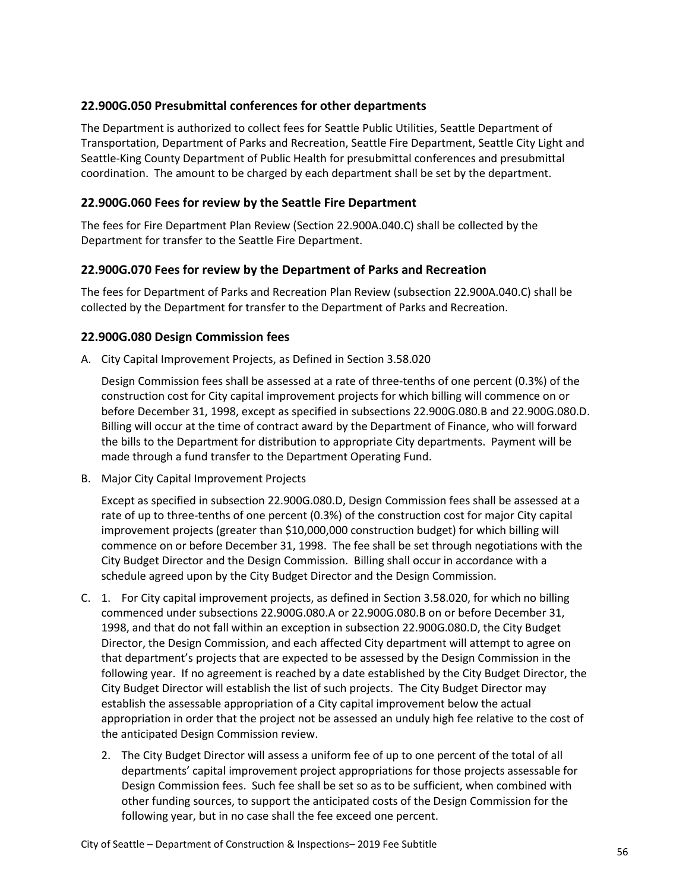### 22.900G.050 Presubmittal conferences for other departments

The Department is authorized to collect fees for Seattle Public Utilities, Seattle Department of Transportation, Department of Parks and Recreation, Seattle Fire Department, Seattle City Light and Seattle-King County Department of Public Health for presubmittal conferences and presubmittal coordination. The amount to be charged by each department shall be set by the department.

### 22.900G.060 Fees for review by the Seattle Fire Department

The fees for Fire Department Plan Review (Section 22.900A.040.C) shall be collected by the Department for transfer to the Seattle Fire Department.

### 22.900G.070 Fees for review by the Department of Parks and Recreation

The fees for Department of Parks and Recreation Plan Review (subsection 22.900A.040.C) shall be collected by the Department for transfer to the Department of Parks and Recreation.

### 22.900G.080 Design Commission fees

A. City Capital Improvement Projects, as Defined in Section 3.58.020

   Design Commission fees shall be assessed at a rate of three-tenths of one percent (0.3%) of the construction cost for City capital improvement projects for which billing will commence on or before December 31, 1998, except as specified in subsections 22.900G.080.B and 22.900G.080.D. Billing will occur at the time of contract award by the Department of Finance, who will forward the bills to the Department for distribution to appropriate City departments. Payment will be made through a fund transfer to the Department Operating Fund.

B. Major City Capital Improvement Projects

   Except as specified in subsection 22.900G.080.D, Design Commission fees shall be assessed at a rate of up to three-tenths of one percent (0.3%) of the construction cost for major City capital improvement projects (greater than $10,000,000 construction budget) for which billing will commence on or before December 31, 1998. The fee shall be set through negotiations with the City Budget Director and the Design Commission. Billing shall occur in accordance with a schedule agreed upon by the City Budget Director and the Design Commission.

C. 1. For City capital improvement projects, as defined in Section 3.58.020, for which no billing commenced under subsections 22.900G.080.A or 22.900G.080.B on or before December 31, 1998, and that do not fall within an exception in subsection 22.900G.080.D, the City Budget Director, the Design Commission, and each affected City department will attempt to agree on that department's projects that are expected to be assessed by the Design Commission in the following year. If no agreement is reached by a date established by the City Budget Director, the City Budget Director will establish the list of such projects. The City Budget Director may establish the assessable appropriation of a City capital improvement below the actual appropriation in order that the project not be assessed an unduly high fee relative to the cost of the anticipated Design Commission review.

   2. The City Budget Director will assess a uniform fee of up to one percent of the total of all departments' capital improvement project appropriations for those projects assessable for Design Commission fees. Such fee shall be set so as to be sufficient, when combined with other funding sources, to support the anticipated costs of the Design Commission for the following year, but in no case shall the fee exceed one percent.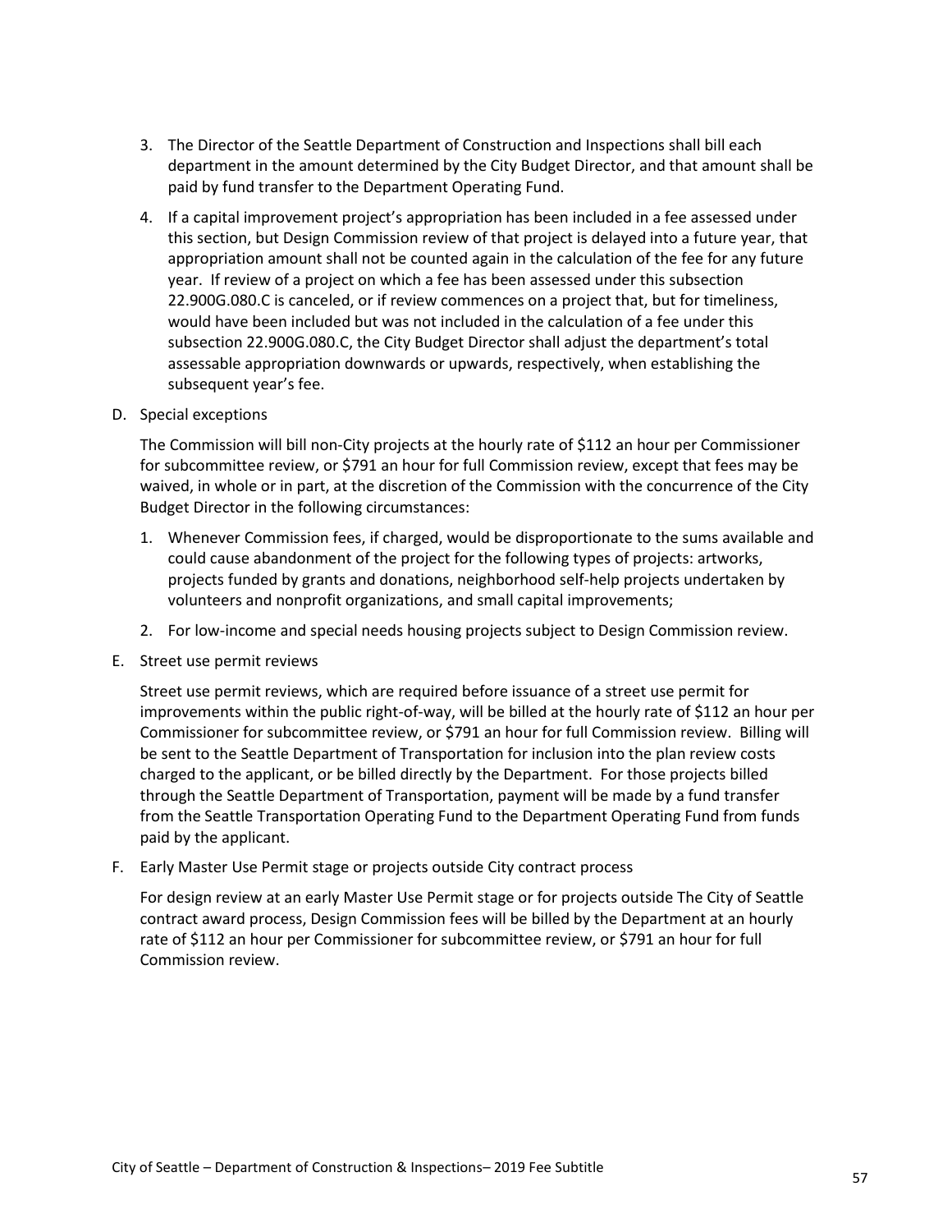3. The Director of the Seattle Department of Construction and Inspections shall bill each department in the amount determined by the City Budget Director, and that amount shall be paid by fund transfer to the Department Operating Fund.

4. If a capital improvement project's appropriation has been included in a fee assessed under this section, but Design Commission review of that project is delayed into a future year, that appropriation amount shall not be counted again in the calculation of the fee for any future year. If review of a project on which a fee has been assessed under this subsection 22.900G.080.C is canceled, or if review commences on a project that, but for timeliness, would have been included but was not included in the calculation of a fee under this subsection 22.900G.080.C, the City Budget Director shall adjust the department's total assessable appropriation downwards or upwards, respectively, when establishing the subsequent year's fee.

D. Special exceptions

   The Commission will bill non-City projects at the hourly rate of $112 an hour per Commissioner for subcommittee review, or $791 an hour for full Commission review, except that fees may be waived, in whole or in part, at the discretion of the Commission with the concurrence of the City Budget Director in the following circumstances:

   1. Whenever Commission fees, if charged, would be disproportionate to the sums available and could cause abandonment of the project for the following types of projects: artworks, projects funded by grants and donations, neighborhood self-help projects undertaken by volunteers and nonprofit organizations, and small capital improvements;

   2. For low-income and special needs housing projects subject to Design Commission review.

E. Street use permit reviews

   Street use permit reviews, which are required before issuance of a street use permit for improvements within the public right-of-way, will be billed at the hourly rate of $112 an hour per Commissioner for subcommittee review, or $791 an hour for full Commission review. Billing will be sent to the Seattle Department of Transportation for inclusion into the plan review costs charged to the applicant, or be billed directly by the Department. For those projects billed through the Seattle Department of Transportation, payment will be made by a fund transfer from the Seattle Transportation Operating Fund to the Department Operating Fund from funds paid by the applicant.

F. Early Master Use Permit stage or projects outside City contract process

   For design review at an early Master Use Permit stage or for projects outside The City of Seattle contract award process, Design Commission fees will be billed by the Department at an hourly rate of $112 an hour per Commissioner for subcommittee review, or $791 an hour for full Commission review.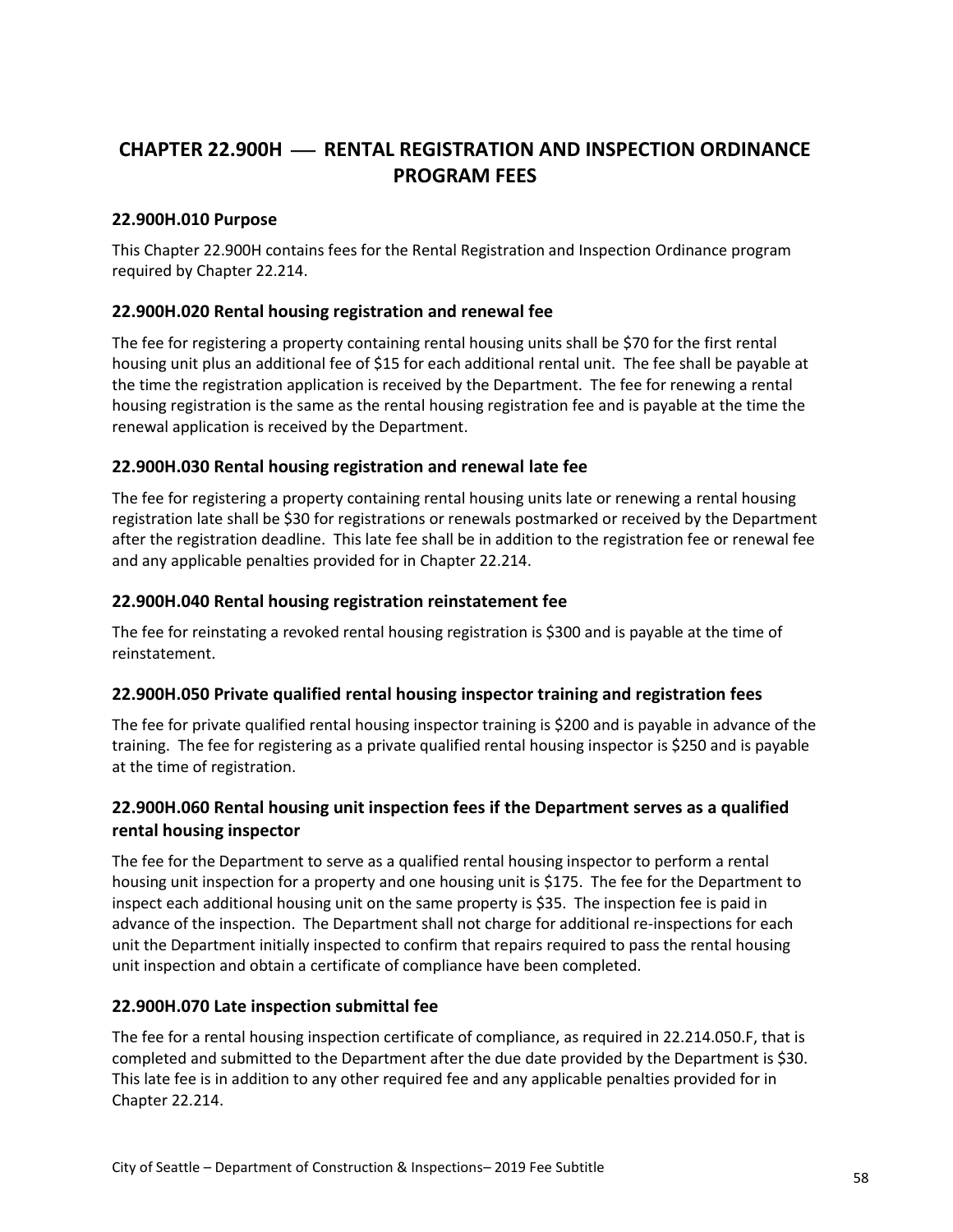# CHAPTER 22.900H — RENTAL REGISTRATION AND INSPECTION ORDINANCE PROGRAM FEES

## 22.900H.010 Purpose

This Chapter 22.900H contains fees for the Rental Registration and Inspection Ordinance program required by Chapter 22.214.

## 22.900H.020 Rental housing registration and renewal fee

The fee for registering a property containing rental housing units shall be $70 for the first rental housing unit plus an additional fee of $15 for each additional rental unit. The fee shall be payable at the time the registration application is received by the Department. The fee for renewing a rental housing registration is the same as the rental housing registration fee and is payable at the time the renewal application is received by the Department.

## 22.900H.030 Rental housing registration and renewal late fee

The fee for registering a property containing rental housing units late or renewing a rental housing registration late shall be $30 for registrations or renewals postmarked or received by the Department after the registration deadline. This late fee shall be in addition to the registration fee or renewal fee and any applicable penalties provided for in Chapter 22.214.

## 22.900H.040 Rental housing registration reinstatement fee

The fee for reinstating a revoked rental housing registration is $300 and is payable at the time of reinstatement.

## 22.900H.050 Private qualified rental housing inspector training and registration fees

The fee for private qualified rental housing inspector training is $200 and is payable in advance of the training. The fee for registering as a private qualified rental housing inspector is $250 and is payable at the time of registration.

## 22.900H.060 Rental housing unit inspection fees if the Department serves as a qualified rental housing inspector

The fee for the Department to serve as a qualified rental housing inspector to perform a rental housing unit inspection for a property and one housing unit is $175. The fee for the Department to inspect each additional housing unit on the same property is $35. The inspection fee is paid in advance of the inspection. The Department shall not charge for additional re-inspections for each unit the Department initially inspected to confirm that repairs required to pass the rental housing unit inspection and obtain a certificate of compliance have been completed.

## 22.900H.070 Late inspection submittal fee

The fee for a rental housing inspection certificate of compliance, as required in 22.214.050.F, that is completed and submitted to the Department after the due date provided by the Department is $30. This late fee is in addition to any other required fee and any applicable penalties provided for in Chapter 22.214.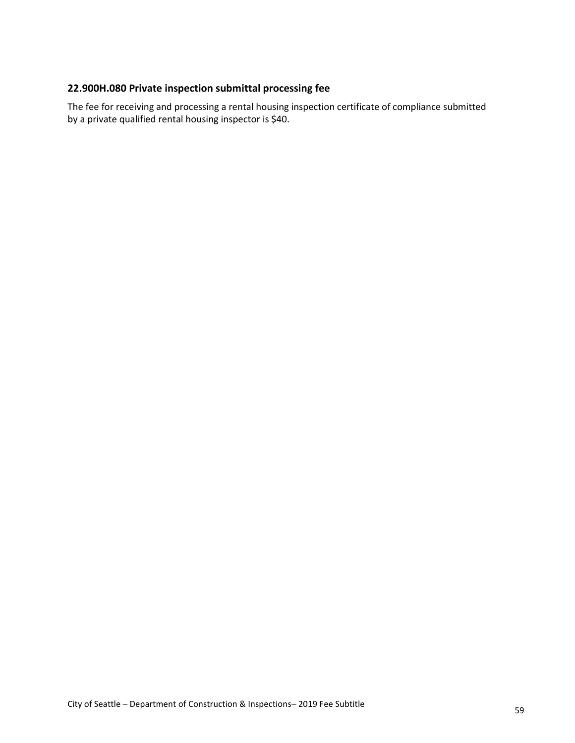### 22.900H.080 Private inspection submittal processing fee

The fee for receiving and processing a rental housing inspection certificate of compliance submitted by a private qualified rental housing inspector is $40.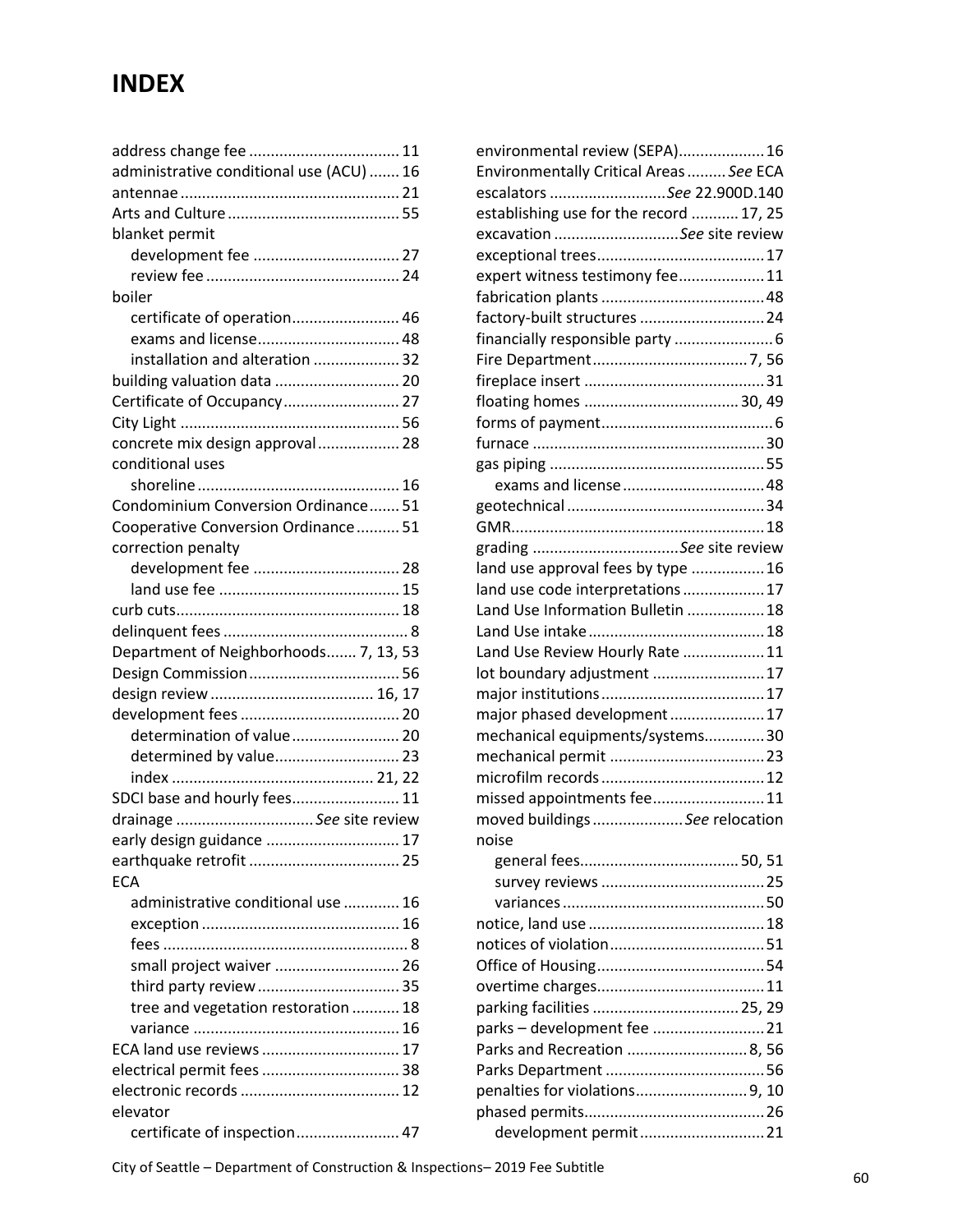# INDEX

address change fee ................................... 11
administrative conditional use (ACU) ....... 16
antennae ................................................... 21
Arts and Culture ........................................ 55
blanket permit
- development fee .................................. 27
- review fee ............................................. 24

boiler
- certificate of operation......................... 46
- exams and license................................. 48
- installation and alteration .................... 32

building valuation data ............................. 20
Certificate of Occupancy........................... 27
City Light ................................................... 56
concrete mix design approval................... 28
conditional uses
- shoreline ............................................... 16

Condominium Conversion Ordinance....... 51
Cooperative Conversion Ordinance.......... 51
correction penalty
- development fee .................................. 28
- land use fee .......................................... 15

curb cuts.................................................... 18
delinquent fees ........................................... 8
Department of Neighborhoods....... 7, 13, 53
Design Commission................................... 56
design review ...................................... 16, 17
development fees ..................................... 20
- determination of value......................... 20
- determined by value............................. 23
- index ............................................... 21, 22

SDCI base and hourly fees......................... 11
drainage ................................ *See* site review
early design guidance ............................... 17
earthquake retrofit ................................... 25
ECA
- administrative conditional use ............. 16
- exception .............................................. 16
- fees ......................................................... 8
- small project waiver ............................. 26
- third party review ................................. 35
- tree and vegetation restoration ........... 18
- variance ................................................ 16

ECA land use reviews ................................ 17
electrical permit fees ................................ 38
electronic records ..................................... 12
elevator
- certificate of inspection........................ 47

environmental review (SEPA).................... 16
Environmentally Critical Areas ......... *See* ECA
escalators ........................... *See* 22.900D.140
establishing use for the record ........... 17, 25
excavation ............................. *See* site review
exceptional trees....................................... 17
expert witness testimony fee.................... 11
fabrication plants ...................................... 48
factory-built structures ............................. 24
financially responsible party ....................... 6
Fire Department.................................... 7, 56
fireplace insert .......................................... 31
floating homes .................................... 30, 49
forms of payment........................................ 6
furnace ...................................................... 30
gas piping .................................................. 55
- exams and license ................................. 48

geotechnical .............................................. 34
GMR........................................................... 18
grading .................................. *See* site review
land use approval fees by type ................. 16
land use code interpretations ................... 17
Land Use Information Bulletin .................. 18
Land Use intake ......................................... 18
Land Use Review Hourly Rate ................... 11
lot boundary adjustment .......................... 17
major institutions...................................... 17
major phased development ...................... 17
mechanical equipments/systems............. 30
mechanical permit .................................... 23
microfilm records ...................................... 12
missed appointments fee.......................... 11
moved buildings ..................... *See* relocation
noise
- general fees..................................... 50, 51
- survey reviews ...................................... 25
- variances ............................................... 50

notice, land use ......................................... 18
notices of violation.................................... 51
Office of Housing....................................... 54
overtime charges....................................... 11
parking facilities .................................. 25, 29
parks – development fee .......................... 21
Parks and Recreation ............................ 8, 56
Parks Department ..................................... 56
penalties for violations.......................... 9, 10
phased permits.......................................... 26
- development permit ............................. 21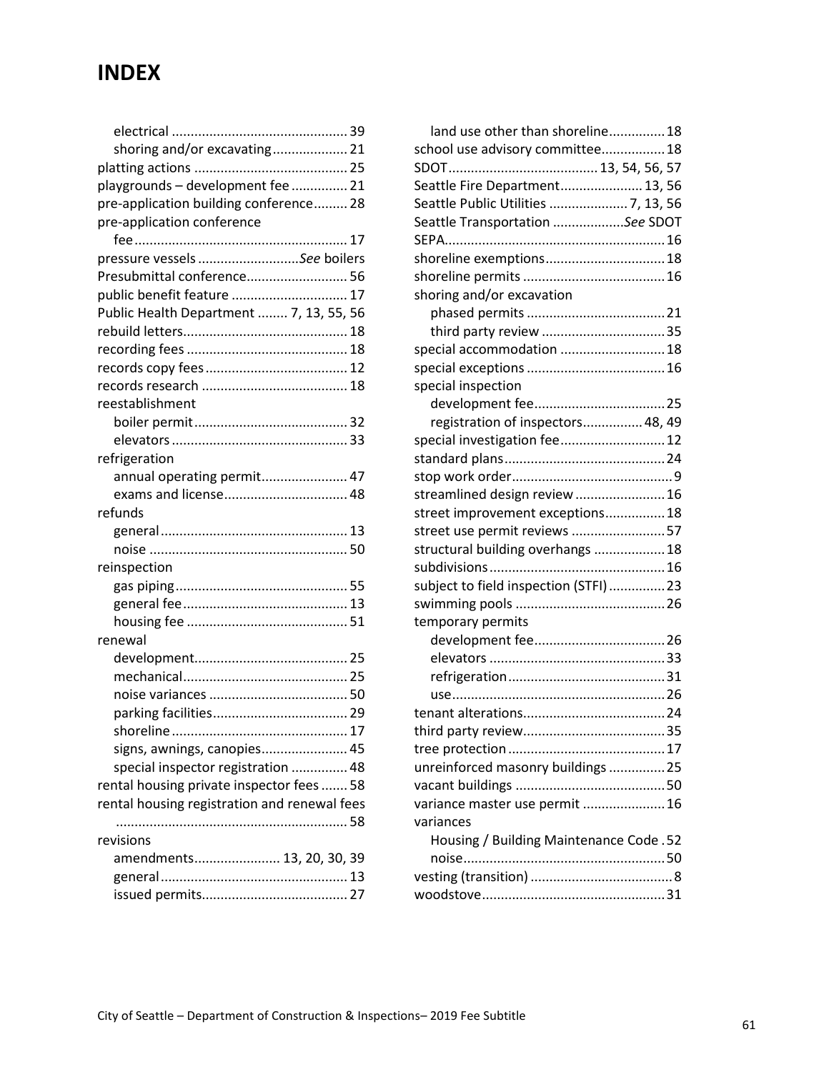# INDEX

- electrical ............................................... 39
- shoring and/or excavating.................... 21

platting actions ......................................... 25
playgrounds – development fee ............... 21
pre-application building conference......... 28
pre-application conference
- fee......................................................... 17

pressure vessels ...........................*See* boilers
Presubmittal conference........................... 56
public benefit feature ............................... 17
Public Health Department ........ 7, 13, 55, 56
rebuild letters............................................ 18
recording fees ........................................... 18
records copy fees ...................................... 12
records research ....................................... 18
reestablishment
- boiler permit......................................... 32
- elevators ............................................... 33

refrigeration
- annual operating permit....................... 47
- exams and license................................. 48

refunds
- general.................................................. 13
- noise ..................................................... 50

reinspection
- gas piping.............................................. 55
- general fee............................................ 13
- housing fee ........................................... 51

renewal
- development......................................... 25
- mechanical............................................ 25
- noise variances ..................................... 50
- parking facilities.................................... 29
- shoreline ............................................... 17
- signs, awnings, canopies....................... 45
- special inspector registration ............... 48

rental housing private inspector fees ....... 58
rental housing registration and renewal fees ............................................................. 58
revisions
- amendments....................... 13, 20, 30, 39
- general.................................................. 13
- issued permits....................................... 27
- land use other than shoreline............... 18

school use advisory committee................. 18
SDOT........................................ 13, 54, 56, 57
Seattle Fire Department...................... 13, 56
Seattle Public Utilities ..................... 7, 13, 56
Seattle Transportation ...................*See* SDOT
SEPA........................................................... 16
shoreline exemptions................................ 18
shoreline permits ...................................... 16
shoring and/or excavation
- phased permits ..................................... 21
- third party review ................................. 35

special accommodation ............................ 18
special exceptions ..................................... 16
special inspection
- development fee................................... 25
- registration of inspectors................ 48, 49

special investigation fee............................ 12
standard plans........................................... 24
stop work order........................................... 9
streamlined design review ........................ 16
street improvement exceptions................ 18
street use permit reviews ......................... 57
structural building overhangs ................... 18
subdivisions............................................... 16
subject to field inspection (STFI) ............... 23
swimming pools ........................................ 26
temporary permits
- development fee................................... 26
- elevators ............................................... 33
- refrigeration.......................................... 31
- use......................................................... 26

tenant alterations...................................... 24
third party review...................................... 35
tree protection .......................................... 17
unreinforced masonry buildings ............... 25
vacant buildings ........................................ 50
variance master use permit ...................... 16
variances
- Housing / Building Maintenance Code . 52
- noise...................................................... 50

vesting (transition) ...................................... 8
woodstove................................................. 31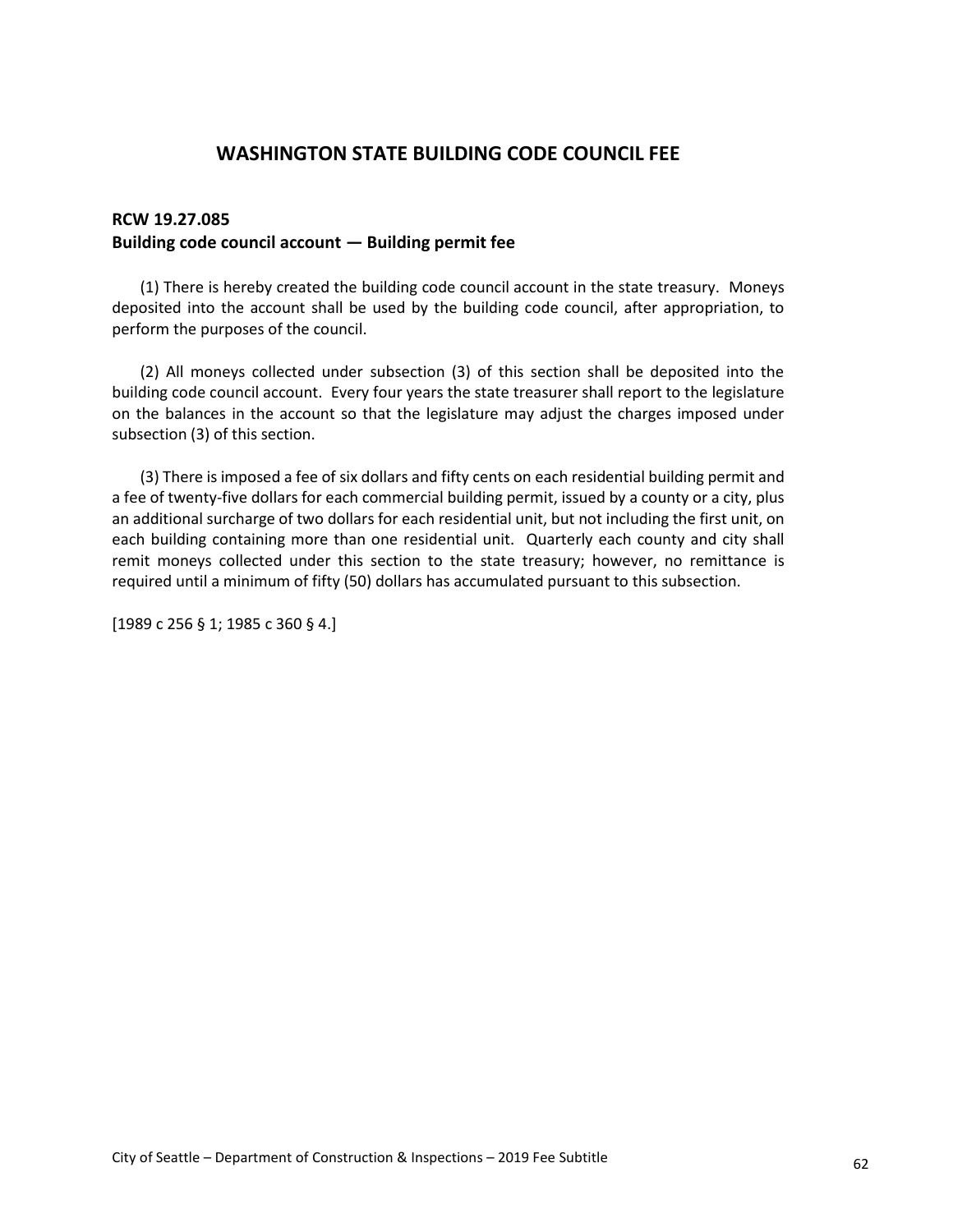## WASHINGTON STATE BUILDING CODE COUNCIL FEE

**RCW 19.27.085**
**Building code council account — Building permit fee**

(1) There is hereby created the building code council account in the state treasury. Moneys deposited into the account shall be used by the building code council, after appropriation, to perform the purposes of the council.

(2) All moneys collected under subsection (3) of this section shall be deposited into the building code council account. Every four years the state treasurer shall report to the legislature on the balances in the account so that the legislature may adjust the charges imposed under subsection (3) of this section.

(3) There is imposed a fee of six dollars and fifty cents on each residential building permit and a fee of twenty-five dollars for each commercial building permit, issued by a county or a city, plus an additional surcharge of two dollars for each residential unit, but not including the first unit, on each building containing more than one residential unit. Quarterly each county and city shall remit moneys collected under this section to the state treasury; however, no remittance is required until a minimum of fifty (50) dollars has accumulated pursuant to this subsection.

[1989 c 256 § 1; 1985 c 360 § 4.]